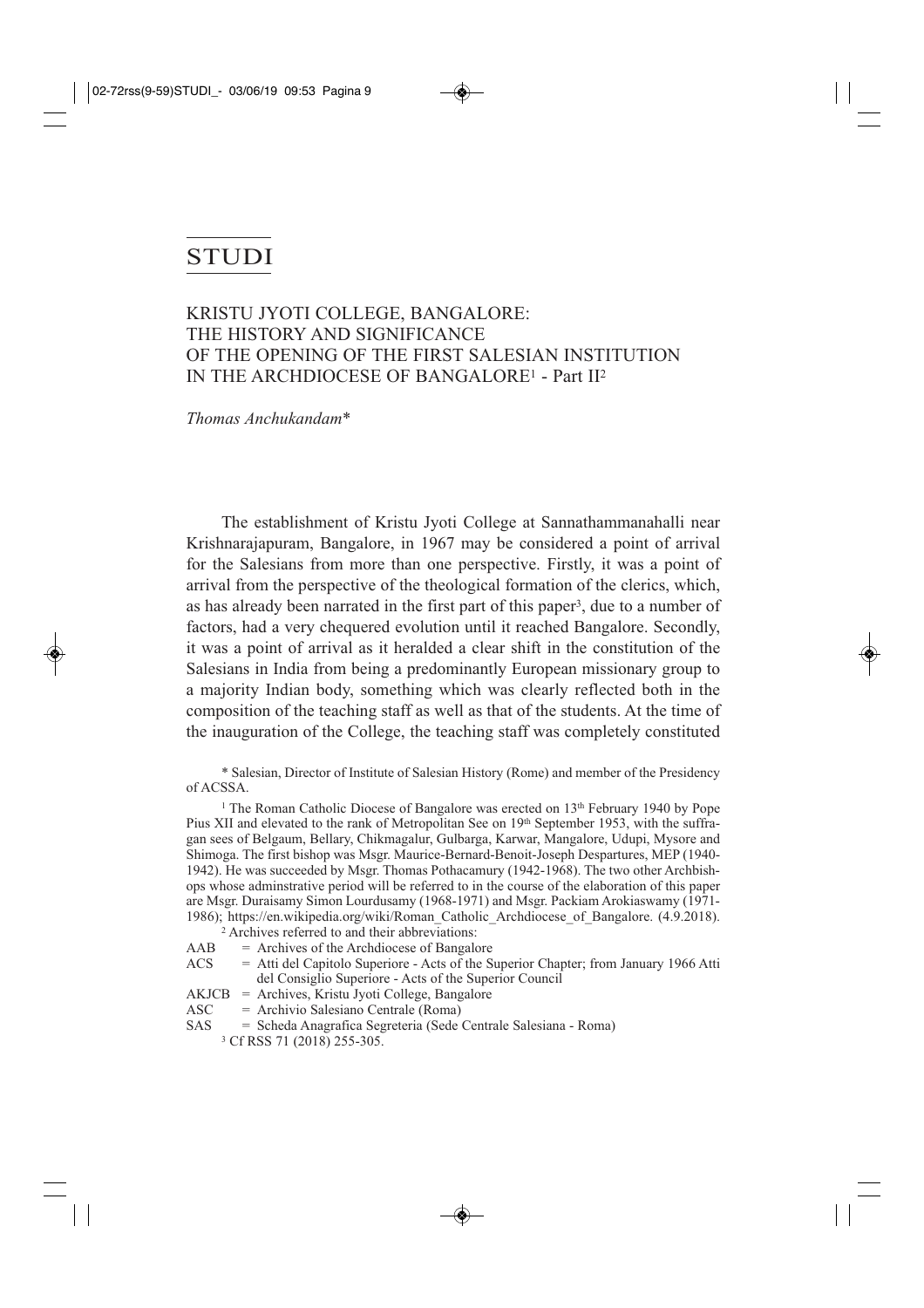# STUDI

## KRISTU JYOTI COLLEGE, BANGALORE: THE HISTORY AND SIGNIFICANCE OF THE OPENING OF THE FIRST SALESIAN INSTITUTION IN THE ARCHDIOCESE OF BANGALORE[1] - Part II[2]

*Thomas Anchukandam**

The establishment of Kristu Jyoti College at Sannathammanahalli near Krishnarajapuram, Bangalore, in 1967 may be considered a point of arrival for the Salesians from more than one perspective. Firstly, it was a point of arrival from the perspective of the theological formation of the clerics, which, as has already been narrated in the first part of this paper[3], due to a number of factors, had a very chequered evolution until it reached Bangalore. Secondly, it was a point of arrival as it heralded a clear shift in the constitution of the Salesians in India from being a predominantly European missionary group to a majority Indian body, something which was clearly reflected both in the composition of the teaching staff as well as that of the students. At the time of the inauguration of the College, the teaching staff was completely constituted

\* Salesian, Director of Institute of Salesian History (Rome) and member of the Presidency of ACSSA.

[1] The Roman Catholic Diocese of Bangalore was erected on 13th February 1940 by Pope Pius XII and elevated to the rank of Metropolitan See on 19th September 1953, with the suffragan sees of Belgaum, Bellary, Chikmagalur, Gulbarga, Karwar, Mangalore, Udupi, Mysore and Shimoga. The first bishop was Msgr. Maurice-Bernard-Benoit-Joseph Despartures, MEP (1940-1942). He was succeeded by Msgr. Thomas Pothacamury (1942-1968). The two other Archbishops whose adminstrative period will be referred to in the course of the elaboration of this paper are Msgr. Duraisamy Simon Lourdusamy (1968-1971) and Msgr. Packiam Arokiaswamy (1971-1986); https://en.wikipedia.org/wiki/Roman_Catholic_Archdiocese_of_Bangalore. (4.9.2018).

[2] Archives referred to and their abbreviations:

AAB = Archives of the Archdiocese of Bangalore
ACS = Atti del Capitolo Superiore - Acts of the Superior Chapter; from January 1966 Atti del Consiglio Superiore - Acts of the Superior Council
AKJCB = Archives, Kristu Jyoti College, Bangalore
ASC = Archivio Salesiano Centrale (Roma)
SAS = Scheda Anagrafica Segreteria (Sede Centrale Salesiana - Roma)

[3] Cf RSS 71 (2018) 255-305.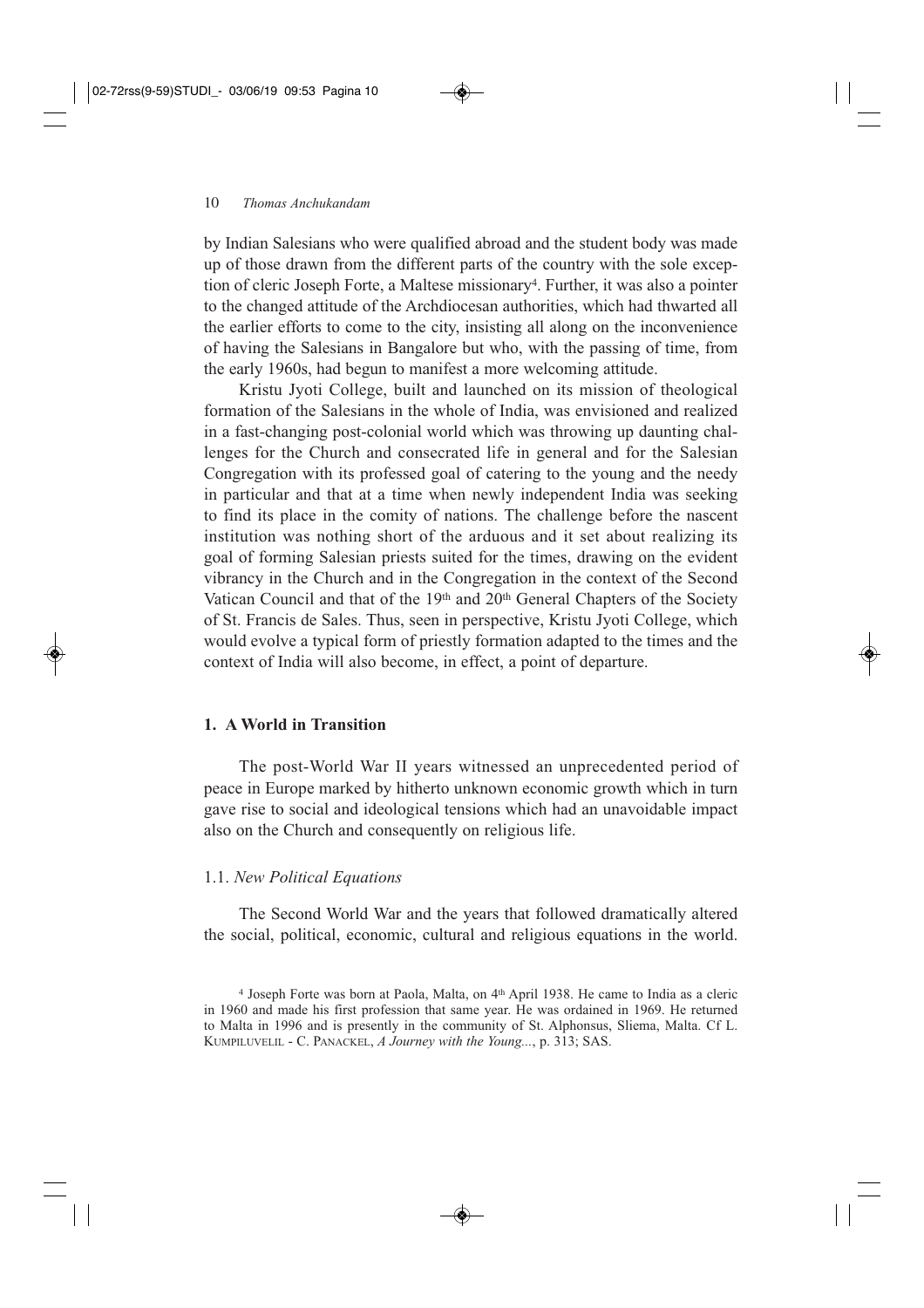by Indian Salesians who were qualified abroad and the student body was made up of those drawn from the different parts of the country with the sole exception of cleric Joseph Forte, a Maltese missionary[4]. Further, it was also a pointer to the changed attitude of the Archdiocesan authorities, which had thwarted all the earlier efforts to come to the city, insisting all along on the inconvenience of having the Salesians in Bangalore but who, with the passing of time, from the early 1960s, had begun to manifest a more welcoming attitude.

Kristu Jyoti College, built and launched on its mission of theological formation of the Salesians in the whole of India, was envisioned and realized in a fast-changing post-colonial world which was throwing up daunting challenges for the Church and consecrated life in general and for the Salesian Congregation with its professed goal of catering to the young and the needy in particular and that at a time when newly independent India was seeking to find its place in the comity of nations. The challenge before the nascent institution was nothing short of the arduous and it set about realizing its goal of forming Salesian priests suited for the times, drawing on the evident vibrancy in the Church and in the Congregation in the context of the Second Vatican Council and that of the 19th and 20th General Chapters of the Society of St. Francis de Sales. Thus, seen in perspective, Kristu Jyoti College, which would evolve a typical form of priestly formation adapted to the times and the context of India will also become, in effect, a point of departure.

## 1. A World in Transition

The post-World War II years witnessed an unprecedented period of peace in Europe marked by hitherto unknown economic growth which in turn gave rise to social and ideological tensions which had an unavoidable impact also on the Church and consequently on religious life.

### 1.1. *New Political Equations*

The Second World War and the years that followed dramatically altered the social, political, economic, cultural and religious equations in the world.

[4] Joseph Forte was born at Paola, Malta, on 4th April 1938. He came to India as a cleric in 1960 and made his first profession that same year. He was ordained in 1969. He returned to Malta in 1996 and is presently in the community of St. Alphonsus, Sliema, Malta. Cf L. KUMPILUVELIL - C. PANACKEL, *A Journey with the Young...*, p. 313; SAS.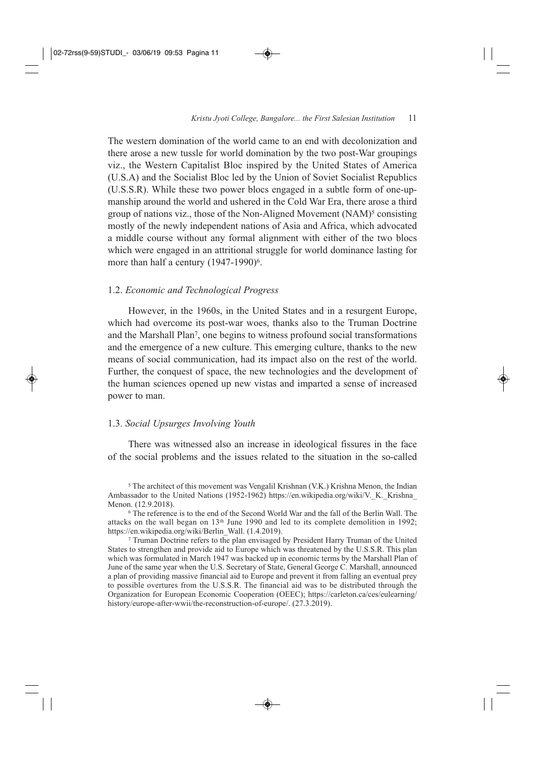The western domination of the world came to an end with decolonization and there arose a new tussle for world domination by the two post-War groupings viz., the Western Capitalist Bloc inspired by the United States of America (U.S.A) and the Socialist Bloc led by the Union of Soviet Socialist Republics (U.S.S.R). While these two power blocs engaged in a subtle form of one-upmanship around the world and ushered in the Cold War Era, there arose a third group of nations viz., those of the Non-Aligned Movement (NAM)[5] consisting mostly of the newly independent nations of Asia and Africa, which advocated a middle course without any formal alignment with either of the two blocs which were engaged in an attritional struggle for world dominance lasting for more than half a century (1947-1990)[6].

### 1.2. *Economic and Technological Progress*

However, in the 1960s, in the United States and in a resurgent Europe, which had overcome its post-war woes, thanks also to the Truman Doctrine and the Marshall Plan[7], one begins to witness profound social transformations and the emergence of a new culture. This emerging culture, thanks to the new means of social communication, had its impact also on the rest of the world. Further, the conquest of space, the new technologies and the development of the human sciences opened up new vistas and imparted a sense of increased power to man.

### 1.3. *Social Upsurges Involving Youth*

There was witnessed also an increase in ideological fissures in the face of the social problems and the issues related to the situation in the so-called

---

[5] The architect of this movement was Vengalil Krishnan (V.K.) Krishna Menon, the Indian Ambassador to the United Nations (1952-1962) https://en.wikipedia.org/wiki/V._K._Krishna_Menon. (12.9.2018).

[6] The reference is to the end of the Second World War and the fall of the Berlin Wall. The attacks on the wall began on 13th June 1990 and led to its complete demolition in 1992; https://en.wikipedia.org/wiki/Berlin_Wall. (1.4.2019).

[7] Truman Doctrine refers to the plan envisaged by President Harry Truman of the United States to strengthen and provide aid to Europe which was threatened by the U.S.S.R. This plan which was formulated in March 1947 was backed up in economic terms by the Marshall Plan of June of the same year when the U.S. Secretary of State, General George C. Marshall, announced a plan of providing massive financial aid to Europe and prevent it from falling an eventual prey to possible overtures from the U.S.S.R. The financial aid was to be distributed through the Organization for European Economic Cooperation (OEEC); https://carleton.ca/ces/eulearning/history/europe-after-wwii/the-reconstruction-of-europe/. (27.3.2019).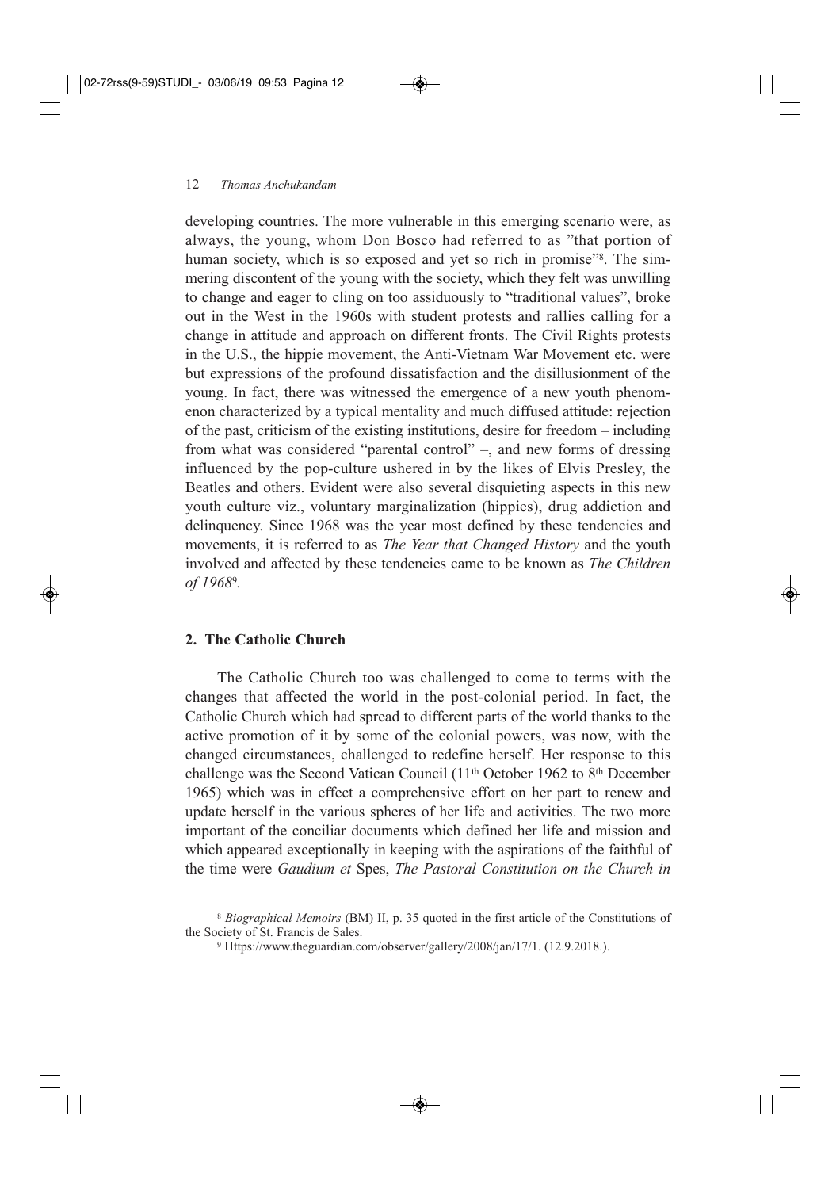developing countries. The more vulnerable in this emerging scenario were, as always, the young, whom Don Bosco had referred to as "that portion of human society, which is so exposed and yet so rich in promise"[8]. The simmering discontent of the young with the society, which they felt was unwilling to change and eager to cling on too assiduously to "traditional values", broke out in the West in the 1960s with student protests and rallies calling for a change in attitude and approach on different fronts. The Civil Rights protests in the U.S., the hippie movement, the Anti-Vietnam War Movement etc. were but expressions of the profound dissatisfaction and the disillusionment of the young. In fact, there was witnessed the emergence of a new youth phenomenon characterized by a typical mentality and much diffused attitude: rejection of the past, criticism of the existing institutions, desire for freedom – including from what was considered "parental control" –, and new forms of dressing influenced by the pop-culture ushered in by the likes of Elvis Presley, the Beatles and others. Evident were also several disquieting aspects in this new youth culture viz., voluntary marginalization (hippies), drug addiction and delinquency. Since 1968 was the year most defined by these tendencies and movements, it is referred to as *The Year that Changed History* and the youth involved and affected by these tendencies came to be known as *The Children of 1968*[9].

## 2. The Catholic Church

The Catholic Church too was challenged to come to terms with the changes that affected the world in the post-colonial period. In fact, the Catholic Church which had spread to different parts of the world thanks to the active promotion of it by some of the colonial powers, was now, with the changed circumstances, challenged to redefine herself. Her response to this challenge was the Second Vatican Council (11th October 1962 to 8th December 1965) which was in effect a comprehensive effort on her part to renew and update herself in the various spheres of her life and activities. The two more important of the conciliar documents which defined her life and mission and which appeared exceptionally in keeping with the aspirations of the faithful of the time were *Gaudium et* Spes, *The Pastoral Constitution on the Church in*

[8] *Biographical Memoirs* (BM) II, p. 35 quoted in the first article of the Constitutions of the Society of St. Francis de Sales.

[9] Https://www.theguardian.com/observer/gallery/2008/jan/17/1. (12.9.2018.).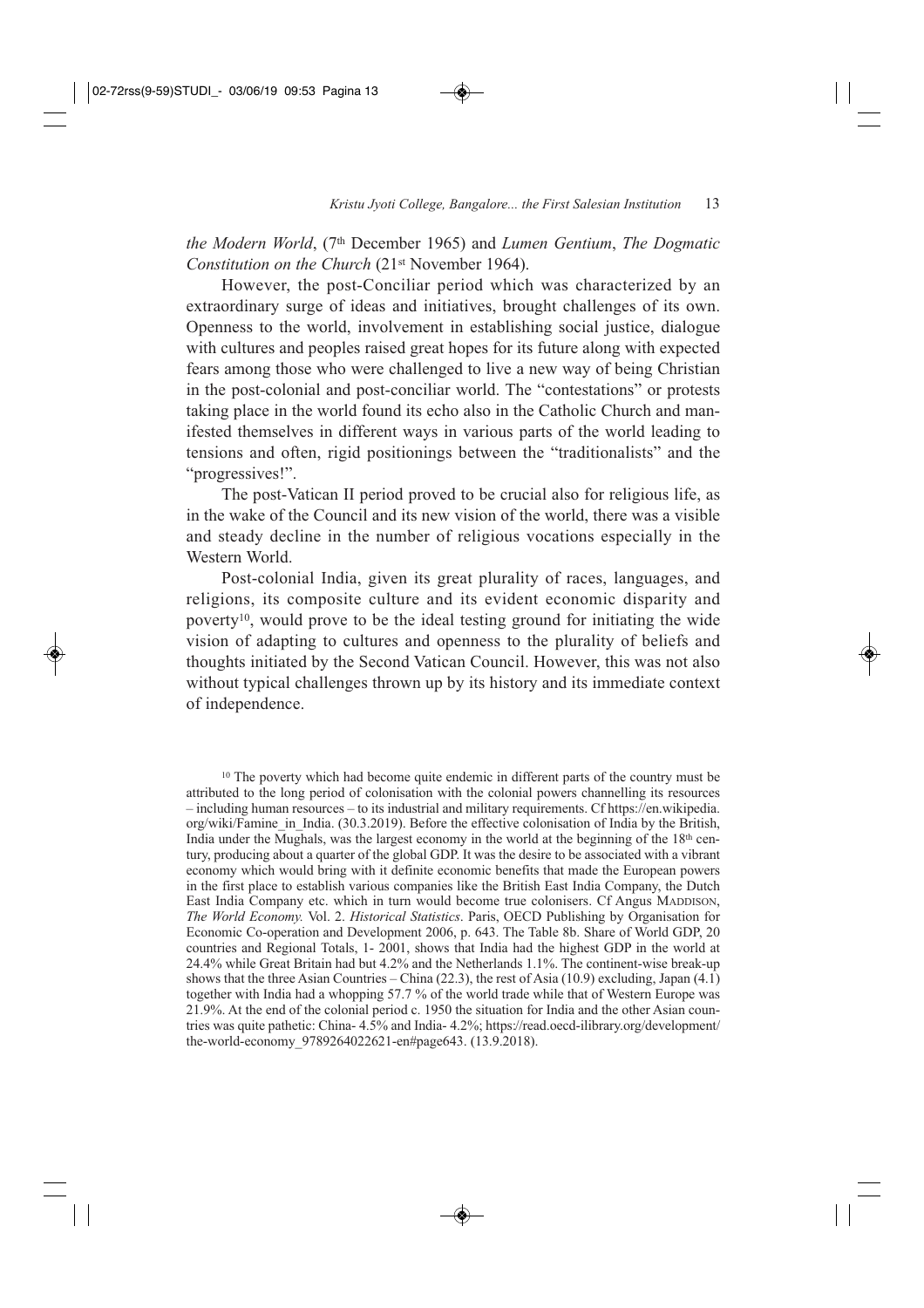*the Modern World*, (7th December 1965) and *Lumen Gentium*, *The Dogmatic Constitution on the Church* (21st November 1964).

However, the post-Conciliar period which was characterized by an extraordinary surge of ideas and initiatives, brought challenges of its own. Openness to the world, involvement in establishing social justice, dialogue with cultures and peoples raised great hopes for its future along with expected fears among those who were challenged to live a new way of being Christian in the post-colonial and post-conciliar world. The "contestations" or protests taking place in the world found its echo also in the Catholic Church and manifested themselves in different ways in various parts of the world leading to tensions and often, rigid positionings between the "traditionalists" and the "progressives!".

The post-Vatican II period proved to be crucial also for religious life, as in the wake of the Council and its new vision of the world, there was a visible and steady decline in the number of religious vocations especially in the Western World.

Post-colonial India, given its great plurality of races, languages, and religions, its composite culture and its evident economic disparity and poverty[10], would prove to be the ideal testing ground for initiating the wide vision of adapting to cultures and openness to the plurality of beliefs and thoughts initiated by the Second Vatican Council. However, this was not also without typical challenges thrown up by its history and its immediate context of independence.

[10] The poverty which had become quite endemic in different parts of the country must be attributed to the long period of colonisation with the colonial powers channelling its resources – including human resources – to its industrial and military requirements. Cf https://en.wikipedia.org/wiki/Famine_in_India. (30.3.2019). Before the effective colonisation of India by the British, India under the Mughals, was the largest economy in the world at the beginning of the 18th century, producing about a quarter of the global GDP. It was the desire to be associated with a vibrant economy which would bring with it definite economic benefits that made the European powers in the first place to establish various companies like the British East India Company, the Dutch East India Company etc. which in turn would become true colonisers. Cf Angus MADDISON, *The World Economy.* Vol. 2. *Historical Statistics*. Paris, OECD Publishing by Organisation for Economic Co-operation and Development 2006, p. 643. The Table 8b. Share of World GDP, 20 countries and Regional Totals, 1- 2001, shows that India had the highest GDP in the world at 24.4% while Great Britain had but 4.2% and the Netherlands 1.1%. The continent-wise break-up shows that the three Asian Countries – China (22.3), the rest of Asia (10.9) excluding, Japan (4.1) together with India had a whopping 57.7 % of the world trade while that of Western Europe was 21.9%. At the end of the colonial period c. 1950 the situation for India and the other Asian countries was quite pathetic: China- 4.5% and India- 4.2%; https://read.oecd-ilibrary.org/development/the-world-economy_9789264022621-en#page643. (13.9.2018).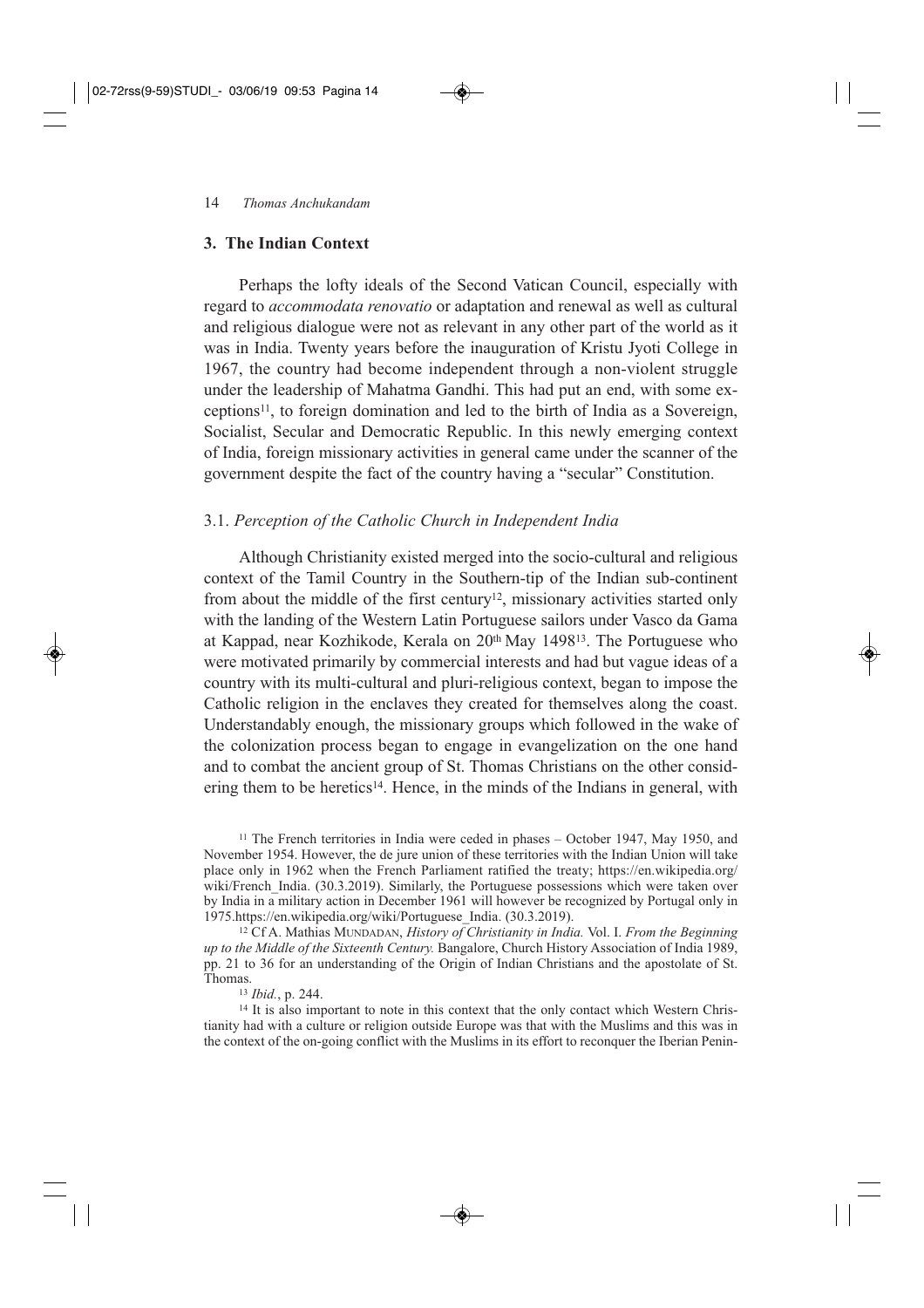## 3. The Indian Context

Perhaps the lofty ideals of the Second Vatican Council, especially with regard to *accommodata renovatio* or adaptation and renewal as well as cultural and religious dialogue were not as relevant in any other part of the world as it was in India. Twenty years before the inauguration of Kristu Jyoti College in 1967, the country had become independent through a non-violent struggle under the leadership of Mahatma Gandhi. This had put an end, with some exceptions[11], to foreign domination and led to the birth of India as a Sovereign, Socialist, Secular and Democratic Republic. In this newly emerging context of India, foreign missionary activities in general came under the scanner of the government despite the fact of the country having a "secular" Constitution.

### 3.1. *Perception of the Catholic Church in Independent India*

Although Christianity existed merged into the socio-cultural and religious context of the Tamil Country in the Southern-tip of the Indian sub-continent from about the middle of the first century[12], missionary activities started only with the landing of the Western Latin Portuguese sailors under Vasco da Gama at Kappad, near Kozhikode, Kerala on 20th May 1498[13]. The Portuguese who were motivated primarily by commercial interests and had but vague ideas of a country with its multi-cultural and pluri-religious context, began to impose the Catholic religion in the enclaves they created for themselves along the coast. Understandably enough, the missionary groups which followed in the wake of the colonization process began to engage in evangelization on the one hand and to combat the ancient group of St. Thomas Christians on the other considering them to be heretics[14]. Hence, in the minds of the Indians in general, with

[11] The French territories in India were ceded in phases – October 1947, May 1950, and November 1954. However, the de jure union of these territories with the Indian Union will take place only in 1962 when the French Parliament ratified the treaty; https://en.wikipedia.org/wiki/French_India. (30.3.2019). Similarly, the Portuguese possessions which were taken over by India in a military action in December 1961 will however be recognized by Portugal only in 1975.https://en.wikipedia.org/wiki/Portuguese_India. (30.3.2019).

[12] Cf A. Mathias MUNDADAN, *History of Christianity in India.* Vol. I. *From the Beginning up to the Middle of the Sixteenth Century.* Bangalore, Church History Association of India 1989, pp. 21 to 36 for an understanding of the Origin of Indian Christians and the apostolate of St. Thomas.

[13] *Ibid.*, p. 244.

[14] It is also important to note in this context that the only contact which Western Christianity had with a culture or religion outside Europe was that with the Muslims and this was in the context of the on-going conflict with the Muslims in its effort to reconquer the Iberian Penin-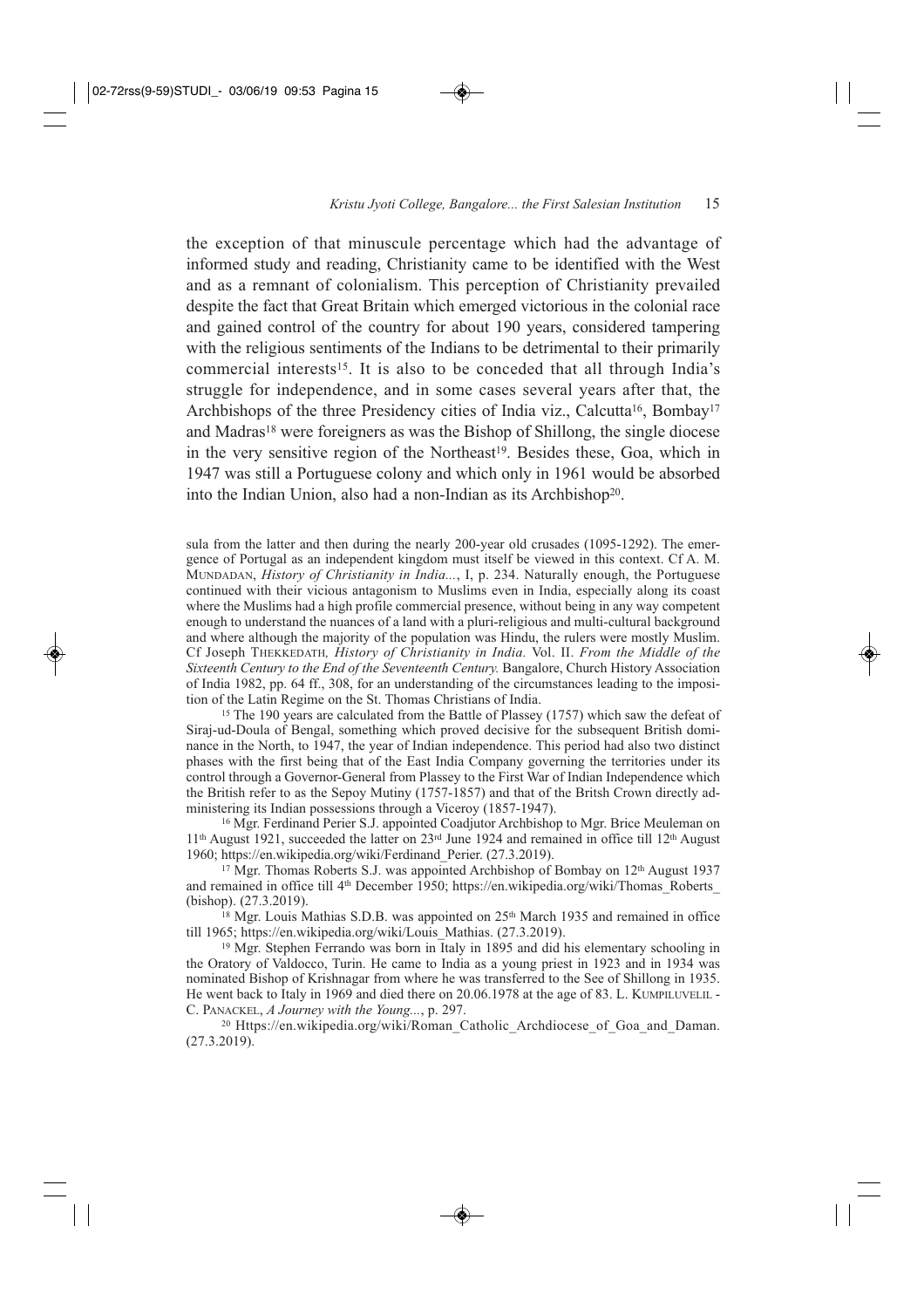the exception of that minuscule percentage which had the advantage of informed study and reading, Christianity came to be identified with the West and as a remnant of colonialism. This perception of Christianity prevailed despite the fact that Great Britain which emerged victorious in the colonial race and gained control of the country for about 190 years, considered tampering with the religious sentiments of the Indians to be detrimental to their primarily commercial interests[15]. It is also to be conceded that all through India's struggle for independence, and in some cases several years after that, the Archbishops of the three Presidency cities of India viz., Calcutta[16], Bombay[17] and Madras[18] were foreigners as was the Bishop of Shillong, the single diocese in the very sensitive region of the Northeast[19]. Besides these, Goa, which in 1947 was still a Portuguese colony and which only in 1961 would be absorbed into the Indian Union, also had a non-Indian as its Archbishop[20].

sula from the latter and then during the nearly 200-year old crusades (1095-1292). The emergence of Portugal as an independent kingdom must itself be viewed in this context. Cf A. M. Mundadan, *History of Christianity in India...*, I, p. 234. Naturally enough, the Portuguese continued with their vicious antagonism to Muslims even in India, especially along its coast where the Muslims had a high profile commercial presence, without being in any way competent enough to understand the nuances of a land with a pluri-religious and multi-cultural background and where although the majority of the population was Hindu, the rulers were mostly Muslim. Cf Joseph Thekkedath, *History of Christianity in India.* Vol. II. *From the Middle of the Sixteenth Century to the End of the Seventeenth Century.* Bangalore, Church History Association of India 1982, pp. 64 ff., 308, for an understanding of the circumstances leading to the imposition of the Latin Regime on the St. Thomas Christians of India.

[15] The 190 years are calculated from the Battle of Plassey (1757) which saw the defeat of Siraj-ud-Doula of Bengal, something which proved decisive for the subsequent British dominance in the North, to 1947, the year of Indian independence. This period had also two distinct phases with the first being that of the East India Company governing the territories under its control through a Governor-General from Plassey to the First War of Indian Independence which the British refer to as the Sepoy Mutiny (1757-1857) and that of the Britsh Crown directly administering its Indian possessions through a Viceroy (1857-1947).

[16] Mgr. Ferdinand Perier S.J. appointed Coadjutor Archbishop to Mgr. Brice Meuleman on 11th August 1921, succeeded the latter on 23rd June 1924 and remained in office till 12th August 1960; https://en.wikipedia.org/wiki/Ferdinand_Perier. (27.3.2019).

[17] Mgr. Thomas Roberts S.J. was appointed Archbishop of Bombay on 12th August 1937 and remained in office till 4th December 1950; https://en.wikipedia.org/wiki/Thomas_Roberts_(bishop). (27.3.2019).

[18] Mgr. Louis Mathias S.D.B. was appointed on 25th March 1935 and remained in office till 1965; https://en.wikipedia.org/wiki/Louis_Mathias. (27.3.2019).

[19] Mgr. Stephen Ferrando was born in Italy in 1895 and did his elementary schooling in the Oratory of Valdocco, Turin. He came to India as a young priest in 1923 and in 1934 was nominated Bishop of Krishnagar from where he was transferred to the See of Shillong in 1935. He went back to Italy in 1969 and died there on 20.06.1978 at the age of 83. L. Kumpiluvelil - C. Panackel, *A Journey with the Young...*, p. 297.

[20] Https://en.wikipedia.org/wiki/Roman_Catholic_Archdiocese_of_Goa_and_Daman. (27.3.2019).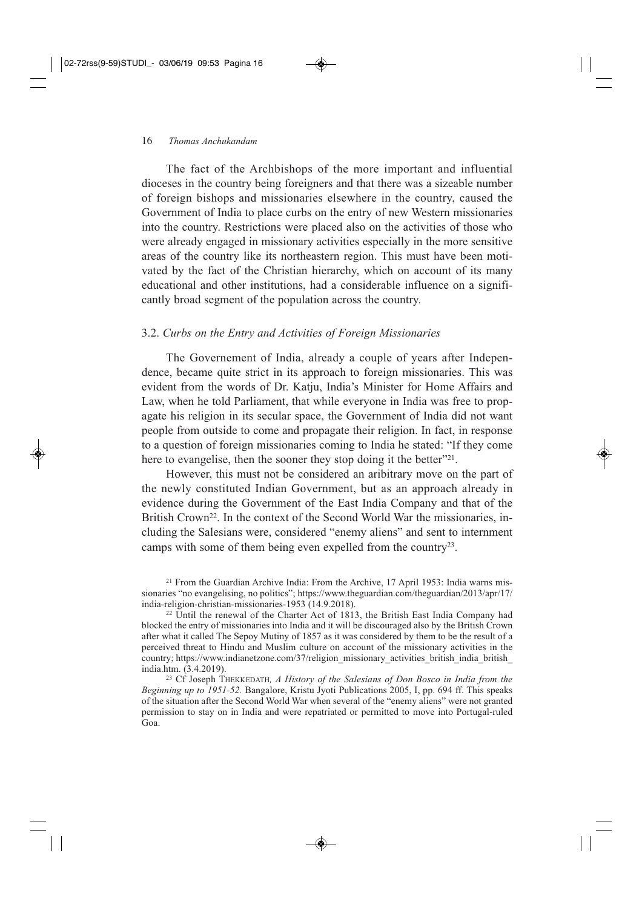The fact of the Archbishops of the more important and influential dioceses in the country being foreigners and that there was a sizeable number of foreign bishops and missionaries elsewhere in the country, caused the Government of India to place curbs on the entry of new Western missionaries into the country. Restrictions were placed also on the activities of those who were already engaged in missionary activities especially in the more sensitive areas of the country like its northeastern region. This must have been motivated by the fact of the Christian hierarchy, which on account of its many educational and other institutions, had a considerable influence on a significantly broad segment of the population across the country.

### 3.2. *Curbs on the Entry and Activities of Foreign Missionaries*

The Governement of India, already a couple of years after Independence, became quite strict in its approach to foreign missionaries. This was evident from the words of Dr. Katju, India's Minister for Home Affairs and Law, when he told Parliament, that while everyone in India was free to propagate his religion in its secular space, the Government of India did not want people from outside to come and propagate their religion. In fact, in response to a question of foreign missionaries coming to India he stated: "If they come here to evangelise, then the sooner they stop doing it the better"[21].

However, this must not be considered an aribitrary move on the part of the newly constituted Indian Government, but as an approach already in evidence during the Government of the East India Company and that of the British Crown[22]. In the context of the Second World War the missionaries, including the Salesians were, considered "enemy aliens" and sent to internment camps with some of them being even expelled from the country[23].

[21] From the Guardian Archive India: From the Archive, 17 April 1953: India warns missionaries "no evangelising, no politics"; https://www.theguardian.com/theguardian/2013/apr/17/india-religion-christian-missionaries-1953 (14.9.2018).

[22] Until the renewal of the Charter Act of 1813, the British East India Company had blocked the entry of missionaries into India and it will be discouraged also by the British Crown after what it called The Sepoy Mutiny of 1857 as it was considered by them to be the result of a perceived threat to Hindu and Muslim culture on account of the missionary activities in the country; https://www.indianetzone.com/37/religion_missionary_activities_british_india_british_india.htm. (3.4.2019).

[23] Cf Joseph THEKKEDATH, *A History of the Salesians of Don Bosco in India from the Beginning up to 1951-52.* Bangalore, Kristu Jyoti Publications 2005, I, pp. 694 ff. This speaks of the situation after the Second World War when several of the "enemy aliens" were not granted permission to stay on in India and were repatriated or permitted to move into Portugal-ruled Goa.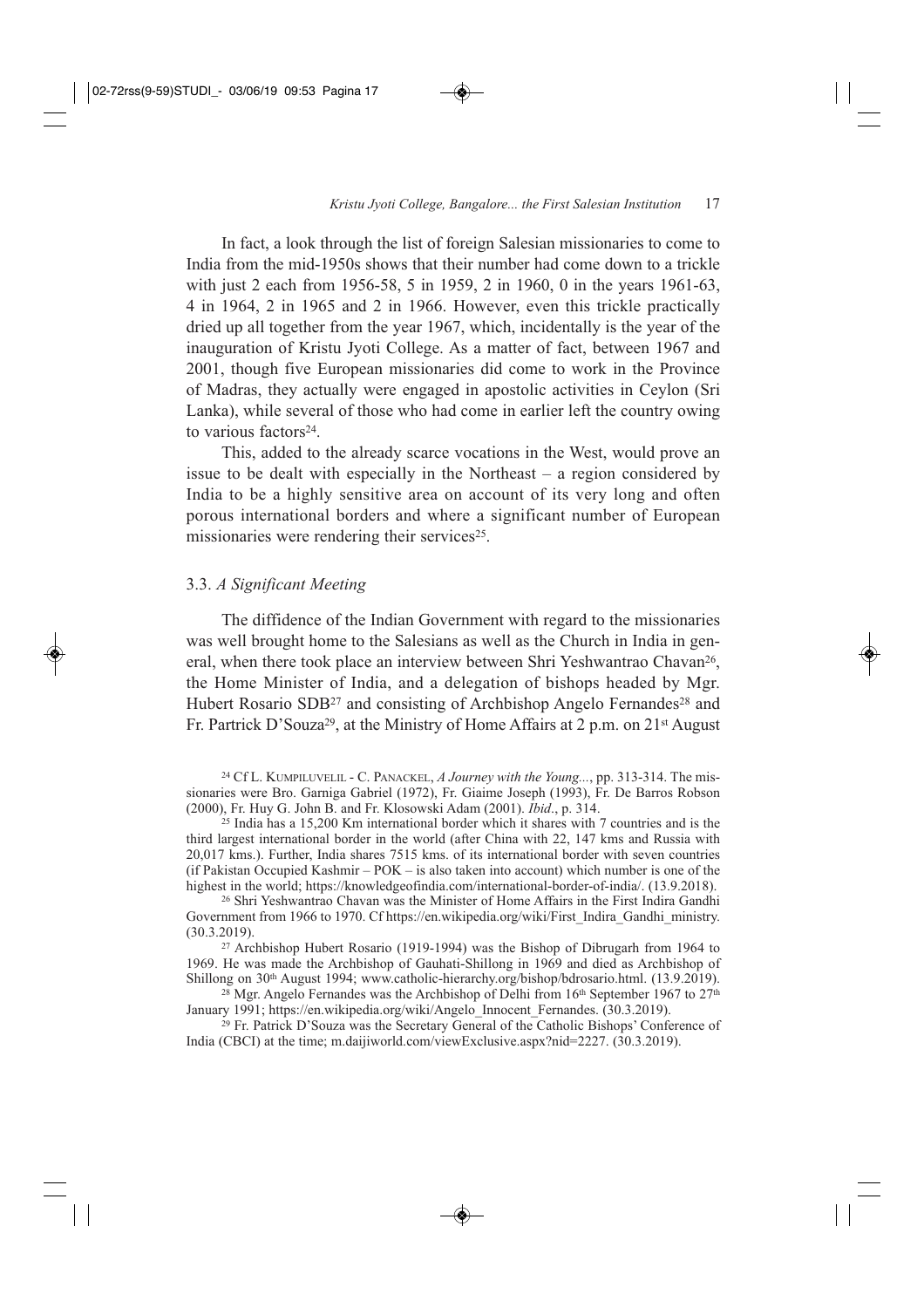In fact, a look through the list of foreign Salesian missionaries to come to India from the mid-1950s shows that their number had come down to a trickle with just 2 each from 1956-58, 5 in 1959, 2 in 1960, 0 in the years 1961-63, 4 in 1964, 2 in 1965 and 2 in 1966. However, even this trickle practically dried up all together from the year 1967, which, incidentally is the year of the inauguration of Kristu Jyoti College. As a matter of fact, between 1967 and 2001, though five European missionaries did come to work in the Province of Madras, they actually were engaged in apostolic activities in Ceylon (Sri Lanka), while several of those who had come in earlier left the country owing to various factors[24].

This, added to the already scarce vocations in the West, would prove an issue to be dealt with especially in the Northeast – a region considered by India to be a highly sensitive area on account of its very long and often porous international borders and where a significant number of European missionaries were rendering their services[25].

### 3.3. *A Significant Meeting*

The diffidence of the Indian Government with regard to the missionaries was well brought home to the Salesians as well as the Church in India in general, when there took place an interview between Shri Yeshwantrao Chavan[26], the Home Minister of India, and a delegation of bishops headed by Mgr. Hubert Rosario SDB[27] and consisting of Archbishop Angelo Fernandes[28] and Fr. Partrick D'Souza[29], at the Ministry of Home Affairs at 2 p.m. on 21st August

[24] Cf L. Kumpiluvelil - C. Panackel, *A Journey with the Young...*, pp. 313-314. The missionaries were Bro. Garniga Gabriel (1972), Fr. Giaime Joseph (1993), Fr. De Barros Robson (2000), Fr. Huy G. John B. and Fr. Klosowski Adam (2001). *Ibid*., p. 314.

[25] India has a 15,200 Km international border which it shares with 7 countries and is the third largest international border in the world (after China with 22, 147 kms and Russia with 20,017 kms.). Further, India shares 7515 kms. of its international border with seven countries (if Pakistan Occupied Kashmir – POK – is also taken into account) which number is one of the highest in the world; https://knowledgeofindia.com/international-border-of-india/. (13.9.2018).

[26] Shri Yeshwantrao Chavan was the Minister of Home Affairs in the First Indira Gandhi Government from 1966 to 1970. Cf https://en.wikipedia.org/wiki/First_Indira_Gandhi_ministry. (30.3.2019).

[27] Archbishop Hubert Rosario (1919-1994) was the Bishop of Dibrugarh from 1964 to 1969. He was made the Archbishop of Gauhati-Shillong in 1969 and died as Archbishop of Shillong on 30th August 1994; www.catholic-hierarchy.org/bishop/bdrosario.html. (13.9.2019).

[28] Mgr. Angelo Fernandes was the Archbishop of Delhi from 16th September 1967 to 27th January 1991; https://en.wikipedia.org/wiki/Angelo_Innocent_Fernandes. (30.3.2019).

[29] Fr. Patrick D'Souza was the Secretary General of the Catholic Bishops' Conference of India (CBCI) at the time; m.daijiworld.com/viewExclusive.aspx?nid=2227. (30.3.2019).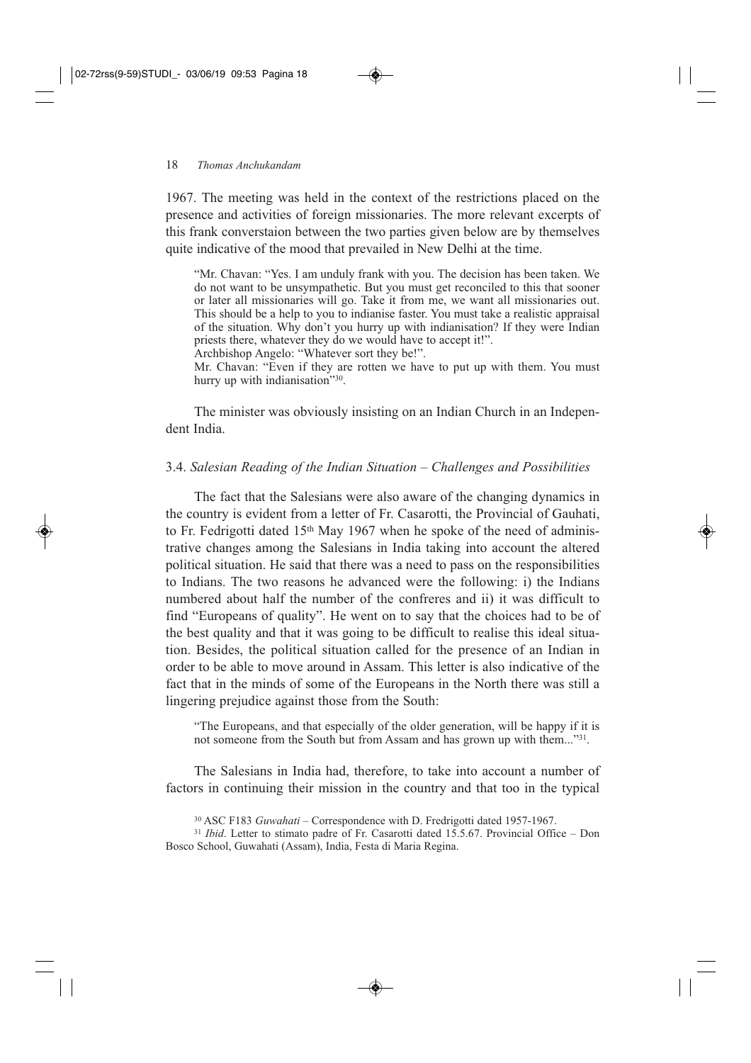1967. The meeting was held in the context of the restrictions placed on the presence and activities of foreign missionaries. The more relevant excerpts of this frank converstaion between the two parties given below are by themselves quite indicative of the mood that prevailed in New Delhi at the time.

> "Mr. Chavan: "Yes. I am unduly frank with you. The decision has been taken. We do not want to be unsympathetic. But you must get reconciled to this that sooner or later all missionaries will go. Take it from me, we want all missionaries out. This should be a help to you to indianise faster. You must take a realistic appraisal of the situation. Why don't you hurry up with indianisation? If they were Indian priests there, whatever they do we would have to accept it!".
> Archbishop Angelo: "Whatever sort they be!".
> Mr. Chavan: "Even if they are rotten we have to put up with them. You must hurry up with indianisation"[30].

The minister was obviously insisting on an Indian Church in an Independent India.

### 3.4. *Salesian Reading of the Indian Situation – Challenges and Possibilities*

The fact that the Salesians were also aware of the changing dynamics in the country is evident from a letter of Fr. Casarotti, the Provincial of Gauhati, to Fr. Fedrigotti dated 15th May 1967 when he spoke of the need of administrative changes among the Salesians in India taking into account the altered political situation. He said that there was a need to pass on the responsibilities to Indians. The two reasons he advanced were the following: i) the Indians numbered about half the number of the confreres and ii) it was difficult to find "Europeans of quality". He went on to say that the choices had to be of the best quality and that it was going to be difficult to realise this ideal situation. Besides, the political situation called for the presence of an Indian in order to be able to move around in Assam. This letter is also indicative of the fact that in the minds of some of the Europeans in the North there was still a lingering prejudice against those from the South:

> "The Europeans, and that especially of the older generation, will be happy if it is not someone from the South but from Assam and has grown up with them..."[31].

The Salesians in India had, therefore, to take into account a number of factors in continuing their mission in the country and that too in the typical

[30] ASC F183 *Guwahati* – Correspondence with D. Fredrigotti dated 1957-1967.

[31] *Ibid*. Letter to stimato padre of Fr. Casarotti dated 15.5.67. Provincial Office – Don Bosco School, Guwahati (Assam), India, Festa di Maria Regina.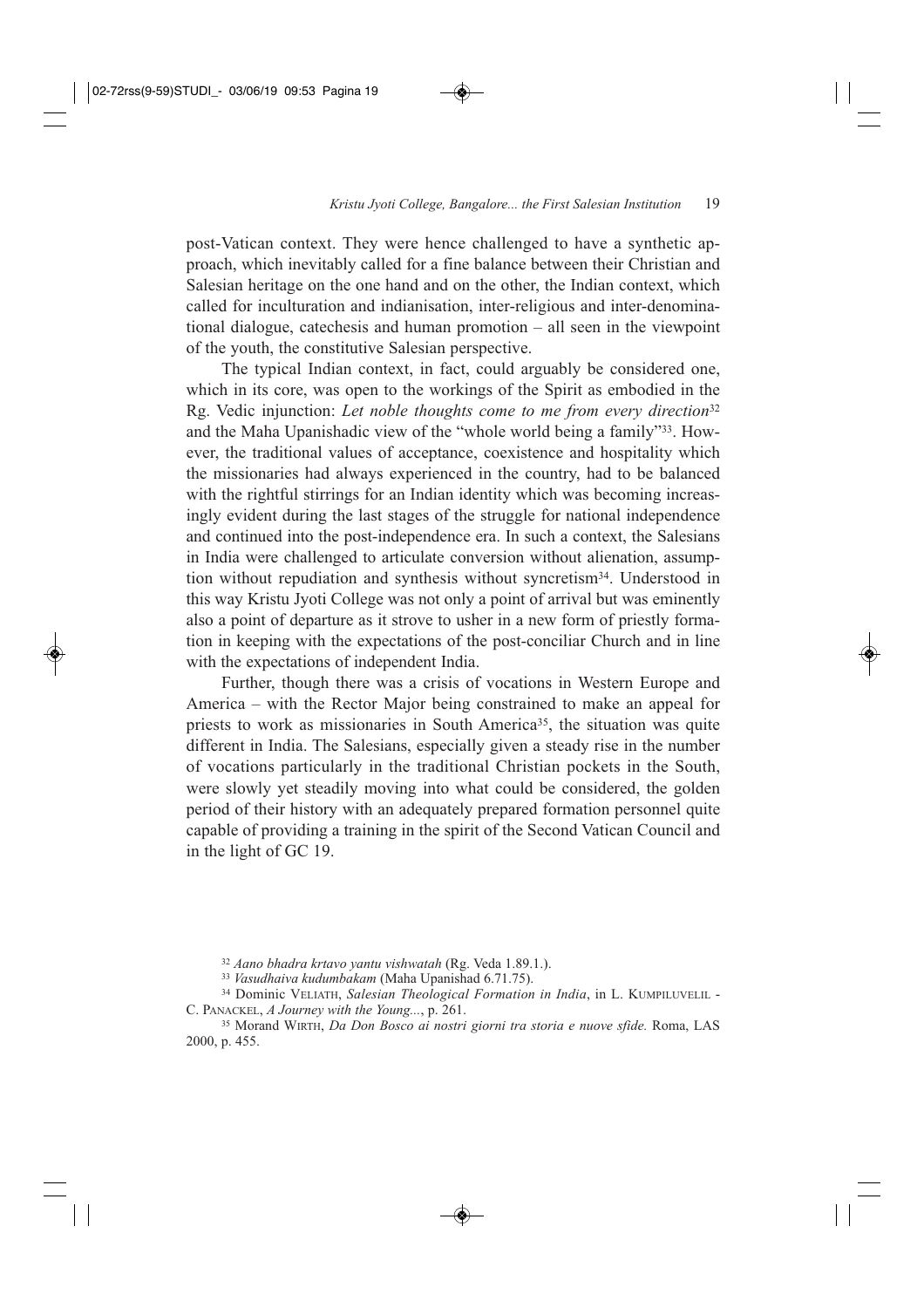post-Vatican context. They were hence challenged to have a synthetic approach, which inevitably called for a fine balance between their Christian and Salesian heritage on the one hand and on the other, the Indian context, which called for inculturation and indianisation, inter-religious and inter-denominational dialogue, catechesis and human promotion – all seen in the viewpoint of the youth, the constitutive Salesian perspective.

The typical Indian context, in fact, could arguably be considered one, which in its core, was open to the workings of the Spirit as embodied in the Rg. Vedic injunction: *Let noble thoughts come to me from every direction*[32] and the Maha Upanishadic view of the "whole world being a family"[33]. However, the traditional values of acceptance, coexistence and hospitality which the missionaries had always experienced in the country, had to be balanced with the rightful stirrings for an Indian identity which was becoming increasingly evident during the last stages of the struggle for national independence and continued into the post-independence era. In such a context, the Salesians in India were challenged to articulate conversion without alienation, assumption without repudiation and synthesis without syncretism[34]. Understood in this way Kristu Jyoti College was not only a point of arrival but was eminently also a point of departure as it strove to usher in a new form of priestly formation in keeping with the expectations of the post-conciliar Church and in line with the expectations of independent India.

Further, though there was a crisis of vocations in Western Europe and America – with the Rector Major being constrained to make an appeal for priests to work as missionaries in South America[35], the situation was quite different in India. The Salesians, especially given a steady rise in the number of vocations particularly in the traditional Christian pockets in the South, were slowly yet steadily moving into what could be considered, the golden period of their history with an adequately prepared formation personnel quite capable of providing a training in the spirit of the Second Vatican Council and in the light of GC 19.

---

[32] *Aano bhadra krtavo yantu vishwatah* (Rg. Veda 1.89.1.).

[33] *Vasudhaiva kudumbakam* (Maha Upanishad 6.71.75).

[34] Dominic VELIATH, *Salesian Theological Formation in India*, in L. KUMPILUVELIL - C. PANACKEL, *A Journey with the Young...*, p. 261.

[35] Morand WIRTH, *Da Don Bosco ai nostri giorni tra storia e nuove sfide.* Roma, LAS 2000, p. 455.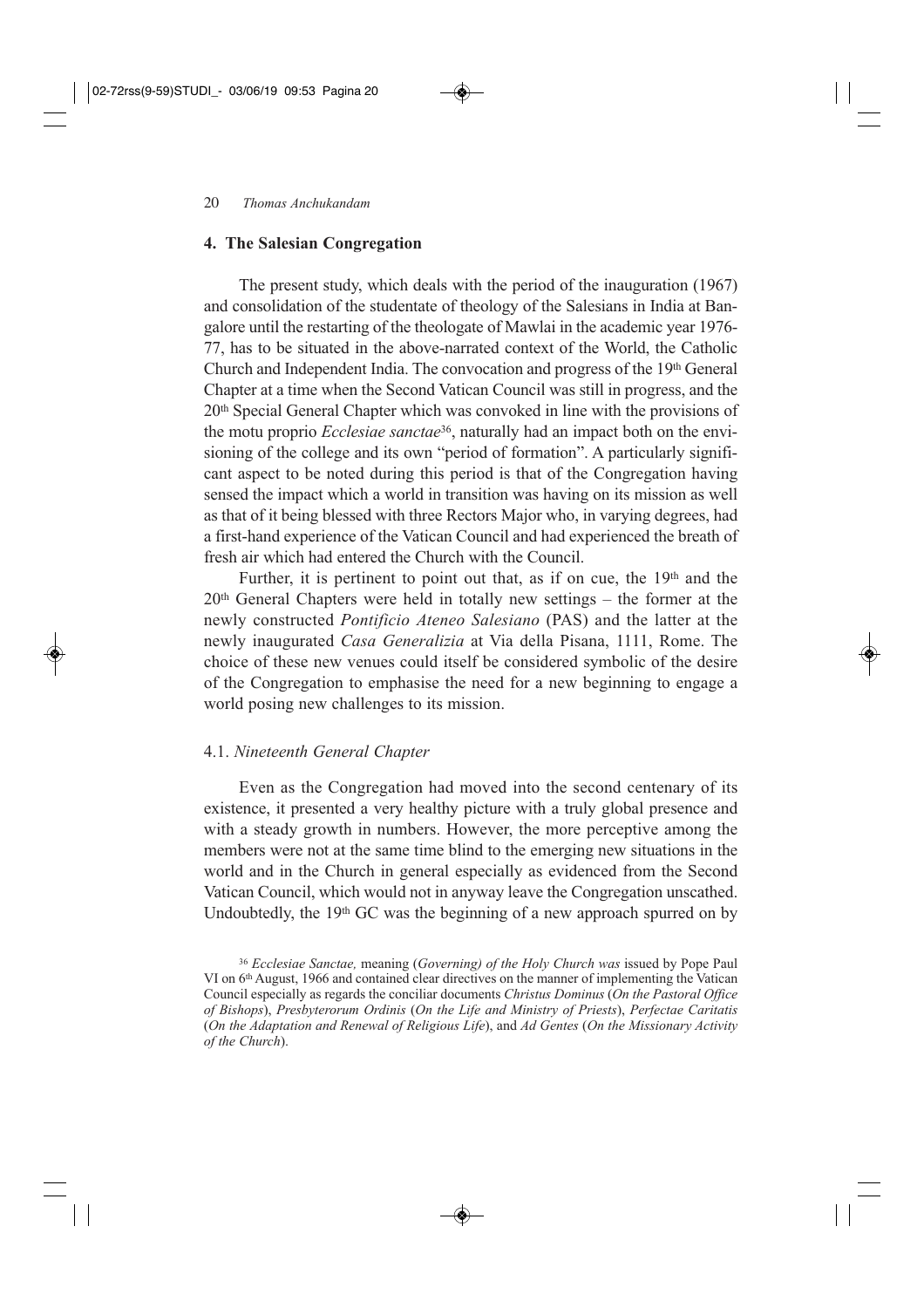## 4. The Salesian Congregation

The present study, which deals with the period of the inauguration (1967) and consolidation of the studentate of theology of the Salesians in India at Bangalore until the restarting of the theologate of Mawlai in the academic year 1976-77, has to be situated in the above-narrated context of the World, the Catholic Church and Independent India. The convocation and progress of the 19th General Chapter at a time when the Second Vatican Council was still in progress, and the 20th Special General Chapter which was convoked in line with the provisions of the motu proprio *Ecclesiae sanctae*[36], naturally had an impact both on the envisioning of the college and its own "period of formation". A particularly significant aspect to be noted during this period is that of the Congregation having sensed the impact which a world in transition was having on its mission as well as that of it being blessed with three Rectors Major who, in varying degrees, had a first-hand experience of the Vatican Council and had experienced the breath of fresh air which had entered the Church with the Council.

Further, it is pertinent to point out that, as if on cue, the 19th and the 20th General Chapters were held in totally new settings – the former at the newly constructed *Pontificio Ateneo Salesiano* (PAS) and the latter at the newly inaugurated *Casa Generalizia* at Via della Pisana, 1111, Rome. The choice of these new venues could itself be considered symbolic of the desire of the Congregation to emphasise the need for a new beginning to engage a world posing new challenges to its mission.

### 4.1. *Nineteenth General Chapter*

Even as the Congregation had moved into the second centenary of its existence, it presented a very healthy picture with a truly global presence and with a steady growth in numbers. However, the more perceptive among the members were not at the same time blind to the emerging new situations in the world and in the Church in general especially as evidenced from the Second Vatican Council, which would not in anyway leave the Congregation unscathed. Undoubtedly, the 19th GC was the beginning of a new approach spurred on by

[36] *Ecclesiae Sanctae,* meaning (*Governing) of the Holy Church was* issued by Pope Paul VI on 6th August, 1966 and contained clear directives on the manner of implementing the Vatican Council especially as regards the conciliar documents *Christus Dominus* (*On the Pastoral Office of Bishops*), *Presbyterorum Ordinis* (*On the Life and Ministry of Priests*), *Perfectae Caritatis* (*On the Adaptation and Renewal of Religious Life*), and *Ad Gentes* (*On the Missionary Activity of the Church*).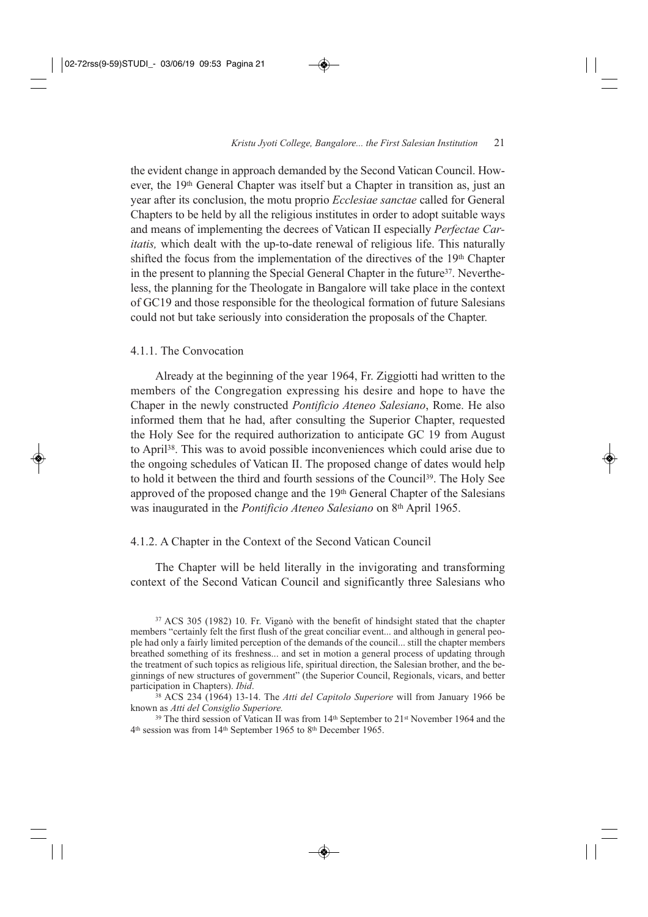the evident change in approach demanded by the Second Vatican Council. However, the 19th General Chapter was itself but a Chapter in transition as, just an year after its conclusion, the motu proprio *Ecclesiae sanctae* called for General Chapters to be held by all the religious institutes in order to adopt suitable ways and means of implementing the decrees of Vatican II especially *Perfectae Caritatis,* which dealt with the up-to-date renewal of religious life. This naturally shifted the focus from the implementation of the directives of the 19th Chapter in the present to planning the Special General Chapter in the future[37]. Nevertheless, the planning for the Theologate in Bangalore will take place in the context of GC19 and those responsible for the theological formation of future Salesians could not but take seriously into consideration the proposals of the Chapter.

#### 4.1.1. The Convocation

Already at the beginning of the year 1964, Fr. Ziggiotti had written to the members of the Congregation expressing his desire and hope to have the Chaper in the newly constructed *Pontificio Ateneo Salesiano*, Rome. He also informed them that he had, after consulting the Superior Chapter, requested the Holy See for the required authorization to anticipate GC 19 from August to April[38]. This was to avoid possible inconveniences which could arise due to the ongoing schedules of Vatican II. The proposed change of dates would help to hold it between the third and fourth sessions of the Council[39]. The Holy See approved of the proposed change and the 19th General Chapter of the Salesians was inaugurated in the *Pontificio Ateneo Salesiano* on 8th April 1965.

#### 4.1.2. A Chapter in the Context of the Second Vatican Council

The Chapter will be held literally in the invigorating and transforming context of the Second Vatican Council and significantly three Salesians who

[37] ACS 305 (1982) 10. Fr. Viganò with the benefit of hindsight stated that the chapter members "certainly felt the first flush of the great conciliar event... and although in general people had only a fairly limited perception of the demands of the council... still the chapter members breathed something of its freshness... and set in motion a general process of updating through the treatment of such topics as religious life, spiritual direction, the Salesian brother, and the beginnings of new structures of government" (the Superior Council, Regionals, vicars, and better participation in Chapters). *Ibid*.

[38] ACS 234 (1964) 13-14. The *Atti del Capitolo Superiore* will from January 1966 be known as *Atti del Consiglio Superiore.*

[39] The third session of Vatican II was from 14th September to 21st November 1964 and the 4th session was from 14th September 1965 to 8th December 1965.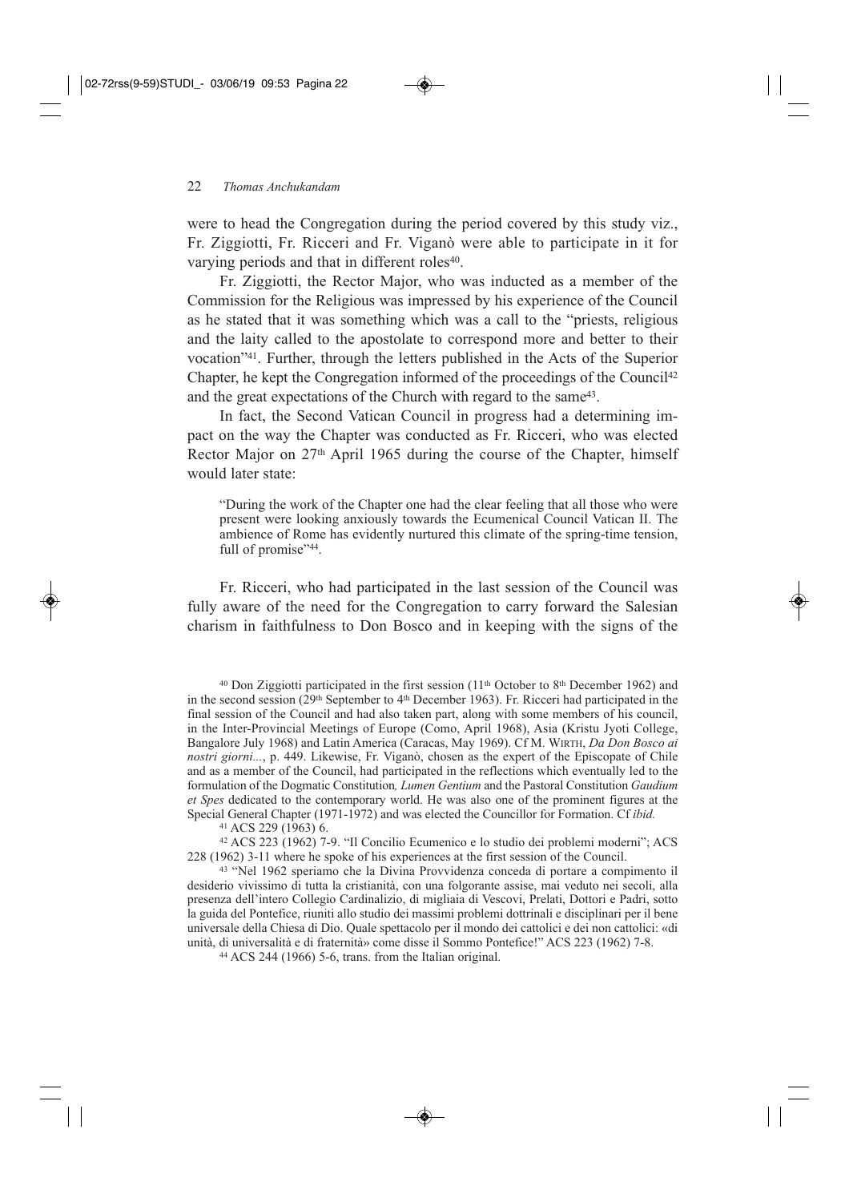were to head the Congregation during the period covered by this study viz., Fr. Ziggiotti, Fr. Ricceri and Fr. Viganò were able to participate in it for varying periods and that in different roles[40].

Fr. Ziggiotti, the Rector Major, who was inducted as a member of the Commission for the Religious was impressed by his experience of the Council as he stated that it was something which was a call to the "priests, religious and the laity called to the apostolate to correspond more and better to their vocation"[41]. Further, through the letters published in the Acts of the Superior Chapter, he kept the Congregation informed of the proceedings of the Council[42] and the great expectations of the Church with regard to the same[43].

In fact, the Second Vatican Council in progress had a determining impact on the way the Chapter was conducted as Fr. Ricceri, who was elected Rector Major on 27th April 1965 during the course of the Chapter, himself would later state:

> "During the work of the Chapter one had the clear feeling that all those who were present were looking anxiously towards the Ecumenical Council Vatican II. The ambience of Rome has evidently nurtured this climate of the spring-time tension, full of promise"[44].

Fr. Ricceri, who had participated in the last session of the Council was fully aware of the need for the Congregation to carry forward the Salesian charism in faithfulness to Don Bosco and in keeping with the signs of the

---

[40] Don Ziggiotti participated in the first session (11th October to 8th December 1962) and in the second session (29th September to 4th December 1963). Fr. Ricceri had participated in the final session of the Council and had also taken part, along with some members of his council, in the Inter-Provincial Meetings of Europe (Como, April 1968), Asia (Kristu Jyoti College, Bangalore July 1968) and Latin America (Caracas, May 1969). Cf M. WIRTH, *Da Don Bosco ai nostri giorni...*, p. 449. Likewise, Fr. Viganò, chosen as the expert of the Episcopate of Chile and as a member of the Council, had participated in the reflections which eventually led to the formulation of the Dogmatic Constitution*, Lumen Gentium* and the Pastoral Constitution *Gaudium et Spes* dedicated to the contemporary world. He was also one of the prominent figures at the Special General Chapter (1971-1972) and was elected the Councillor for Formation. Cf *ibid.*

[41] ACS 229 (1963) 6.

[42] ACS 223 (1962) 7-9. "Il Concilio Ecumenico e lo studio dei problemi moderni"; ACS 228 (1962) 3-11 where he spoke of his experiences at the first session of the Council.

[43] "Nel 1962 speriamo che la Divina Provvidenza conceda di portare a compimento il desiderio vivissimo di tutta la cristianità, con una folgorante assise, mai veduto nei secoli, alla presenza dell'intero Collegio Cardinalizio, di migliaia di Vescovi, Prelati, Dottori e Padri, sotto la guida del Pontefice, riuniti allo studio dei massimi problemi dottrinali e disciplinari per il bene universale della Chiesa di Dio. Quale spettacolo per il mondo dei cattolici e dei non cattolici: «di unità, di universalità e di fraternità» come disse il Sommo Pontefice!" ACS 223 (1962) 7-8.

[44] ACS 244 (1966) 5-6, trans. from the Italian original.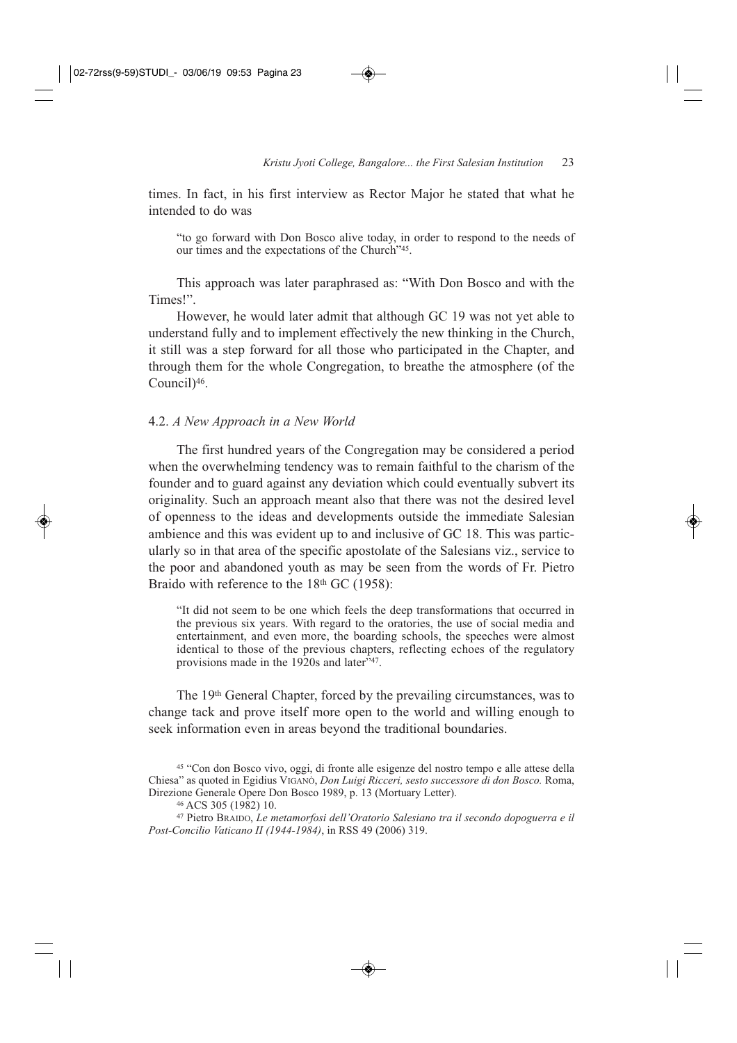times. In fact, in his first interview as Rector Major he stated that what he intended to do was

> "to go forward with Don Bosco alive today, in order to respond to the needs of our times and the expectations of the Church"[45].

This approach was later paraphrased as: "With Don Bosco and with the Times!".

However, he would later admit that although GC 19 was not yet able to understand fully and to implement effectively the new thinking in the Church, it still was a step forward for all those who participated in the Chapter, and through them for the whole Congregation, to breathe the atmosphere (of the Council)[46].

### 4.2. *A New Approach in a New World*

The first hundred years of the Congregation may be considered a period when the overwhelming tendency was to remain faithful to the charism of the founder and to guard against any deviation which could eventually subvert its originality. Such an approach meant also that there was not the desired level of openness to the ideas and developments outside the immediate Salesian ambience and this was evident up to and inclusive of GC 18. This was particularly so in that area of the specific apostolate of the Salesians viz., service to the poor and abandoned youth as may be seen from the words of Fr. Pietro Braido with reference to the 18th GC (1958):

> "It did not seem to be one which feels the deep transformations that occurred in the previous six years. With regard to the oratories, the use of social media and entertainment, and even more, the boarding schools, the speeches were almost identical to those of the previous chapters, reflecting echoes of the regulatory provisions made in the 1920s and later"[47].

The 19th General Chapter, forced by the prevailing circumstances, was to change tack and prove itself more open to the world and willing enough to seek information even in areas beyond the traditional boundaries.

---

[45] "Con don Bosco vivo, oggi, di fronte alle esigenze del nostro tempo e alle attese della Chiesa" as quoted in Egidius VIGANÒ, *Don Luigi Ricceri, sesto successore di don Bosco.* Roma, Direzione Generale Opere Don Bosco 1989, p. 13 (Mortuary Letter).

[46] ACS 305 (1982) 10.

[47] Pietro BRAIDO, *Le metamorfosi dell'Oratorio Salesiano tra il secondo dopoguerra e il Post-Concilio Vaticano II (1944-1984)*, in RSS 49 (2006) 319.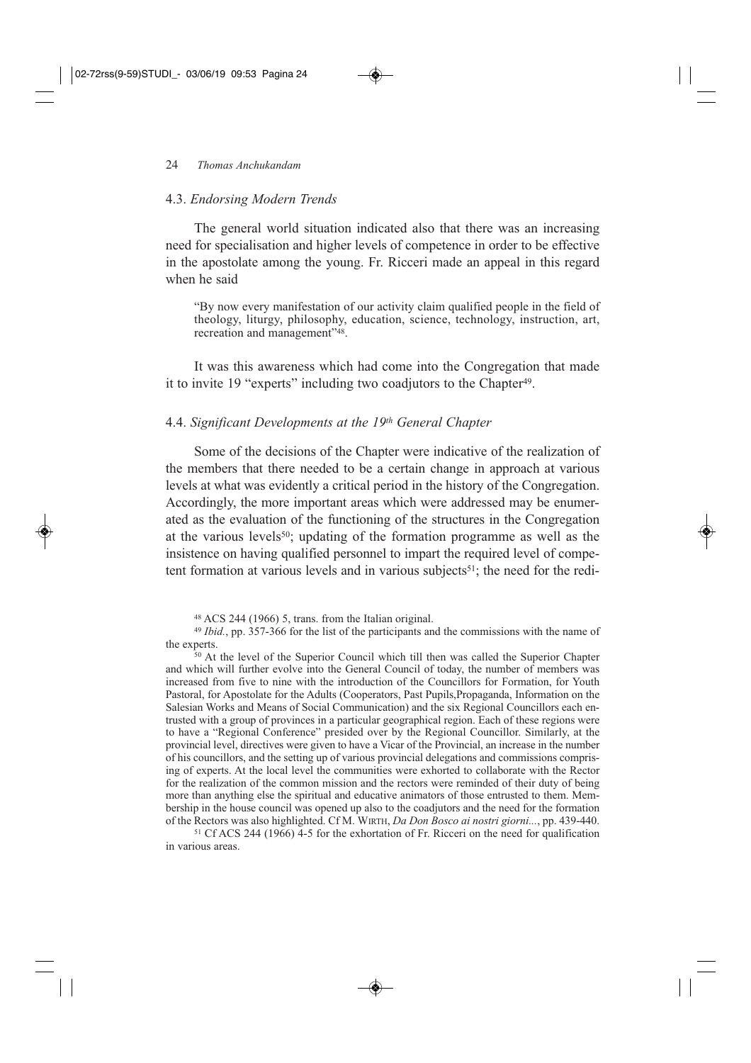### 4.3. *Endorsing Modern Trends*

The general world situation indicated also that there was an increasing need for specialisation and higher levels of competence in order to be effective in the apostolate among the young. Fr. Ricceri made an appeal in this regard when he said

> "By now every manifestation of our activity claim qualified people in the field of theology, liturgy, philosophy, education, science, technology, instruction, art, recreation and management"[48].

It was this awareness which had come into the Congregation that made it to invite 19 "experts" including two coadjutors to the Chapter[49].

### 4.4. *Significant Developments at the 19th General Chapter*

Some of the decisions of the Chapter were indicative of the realization of the members that there needed to be a certain change in approach at various levels at what was evidently a critical period in the history of the Congregation. Accordingly, the more important areas which were addressed may be enumerated as the evaluation of the functioning of the structures in the Congregation at the various levels[50]; updating of the formation programme as well as the insistence on having qualified personnel to impart the required level of competent formation at various levels and in various subjects[51]; the need for the redi-

---

[48] ACS 244 (1966) 5, trans. from the Italian original.

[49] *Ibid.*, pp. 357-366 for the list of the participants and the commissions with the name of the experts.

[50] At the level of the Superior Council which till then was called the Superior Chapter and which will further evolve into the General Council of today, the number of members was increased from five to nine with the introduction of the Councillors for Formation, for Youth Pastoral, for Apostolate for the Adults (Cooperators, Past Pupils,Propaganda, Information on the Salesian Works and Means of Social Communication) and the six Regional Councillors each entrusted with a group of provinces in a particular geographical region. Each of these regions were to have a "Regional Conference" presided over by the Regional Councillor. Similarly, at the provincial level, directives were given to have a Vicar of the Provincial, an increase in the number of his councillors, and the setting up of various provincial delegations and commissions comprising of experts. At the local level the communities were exhorted to collaborate with the Rector for the realization of the common mission and the rectors were reminded of their duty of being more than anything else the spiritual and educative animators of those entrusted to them. Membership in the house council was opened up also to the coadjutors and the need for the formation of the Rectors was also highlighted. Cf M. WIRTH, *Da Don Bosco ai nostri giorni...*, pp. 439-440.

[51] Cf ACS 244 (1966) 4-5 for the exhortation of Fr. Ricceri on the need for qualification in various areas.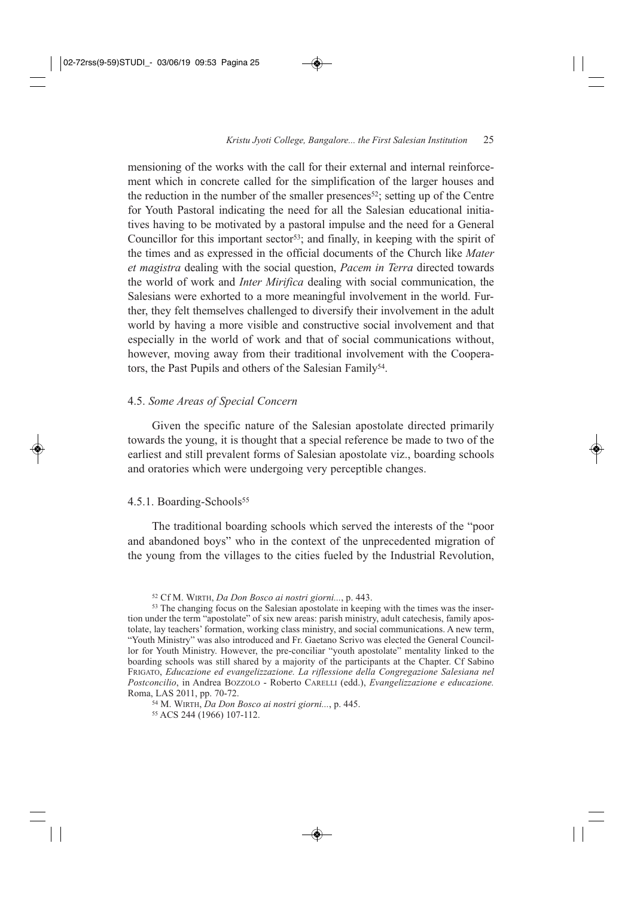mensioning of the works with the call for their external and internal reinforcement which in concrete called for the simplification of the larger houses and the reduction in the number of the smaller presences[52]; setting up of the Centre for Youth Pastoral indicating the need for all the Salesian educational initiatives having to be motivated by a pastoral impulse and the need for a General Councillor for this important sector[53]; and finally, in keeping with the spirit of the times and as expressed in the official documents of the Church like *Mater et magistra* dealing with the social question, *Pacem in Terra* directed towards the world of work and *Inter Mirifica* dealing with social communication, the Salesians were exhorted to a more meaningful involvement in the world. Further, they felt themselves challenged to diversify their involvement in the adult world by having a more visible and constructive social involvement and that especially in the world of work and that of social communications without, however, moving away from their traditional involvement with the Cooperators, the Past Pupils and others of the Salesian Family[54].

### 4.5. *Some Areas of Special Concern*

Given the specific nature of the Salesian apostolate directed primarily towards the young, it is thought that a special reference be made to two of the earliest and still prevalent forms of Salesian apostolate viz., boarding schools and oratories which were undergoing very perceptible changes.

#### 4.5.1. Boarding-Schools[55]

The traditional boarding schools which served the interests of the "poor and abandoned boys" who in the context of the unprecedented migration of the young from the villages to the cities fueled by the Industrial Revolution,

---

[52] Cf M. WIRTH, *Da Don Bosco ai nostri giorni...*, p. 443.

[53] The changing focus on the Salesian apostolate in keeping with the times was the insertion under the term "apostolate" of six new areas: parish ministry, adult catechesis, family apostolate, lay teachers' formation, working class ministry, and social communications. A new term, "Youth Ministry" was also introduced and Fr. Gaetano Scrivo was elected the General Councillor for Youth Ministry. However, the pre-conciliar "youth apostolate" mentality linked to the boarding schools was still shared by a majority of the participants at the Chapter. Cf Sabino FRIGATO, *Educazione ed evangelizzazione. La riflessione della Congregazione Salesiana nel Postconcilio*, in Andrea BOZZOLO - Roberto CARELLI (edd.), *Evangelizzazione e educazione.* Roma, LAS 2011, pp. 70-72.

[54] M. WIRTH, *Da Don Bosco ai nostri giorni...*, p. 445.

[55] ACS 244 (1966) 107-112.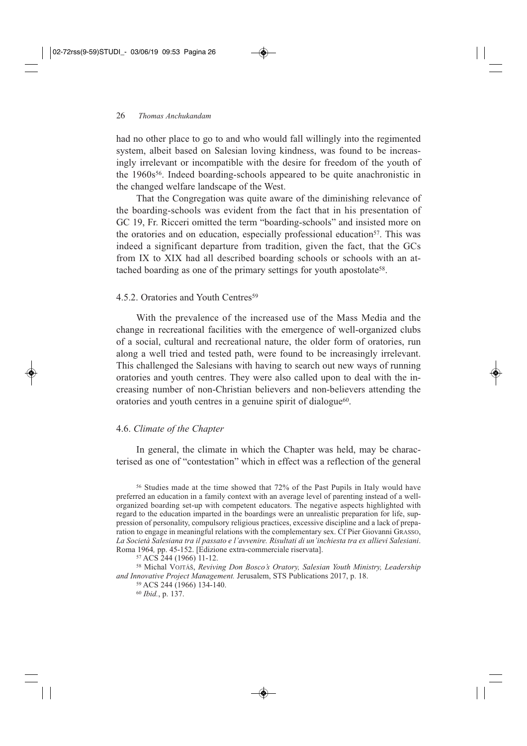had no other place to go to and who would fall willingly into the regimented system, albeit based on Salesian loving kindness, was found to be increasingly irrelevant or incompatible with the desire for freedom of the youth of the 1960s[56]. Indeed boarding-schools appeared to be quite anachronistic in the changed welfare landscape of the West.

That the Congregation was quite aware of the diminishing relevance of the boarding-schools was evident from the fact that in his presentation of GC 19, Fr. Ricceri omitted the term "boarding-schools" and insisted more on the oratories and on education, especially professional education[57]. This was indeed a significant departure from tradition, given the fact, that the GCs from IX to XIX had all described boarding schools or schools with an attached boarding as one of the primary settings for youth apostolate[58].

#### 4.5.2. Oratories and Youth Centres[59]

With the prevalence of the increased use of the Mass Media and the change in recreational facilities with the emergence of well-organized clubs of a social, cultural and recreational nature, the older form of oratories, run along a well tried and tested path, were found to be increasingly irrelevant. This challenged the Salesians with having to search out new ways of running oratories and youth centres. They were also called upon to deal with the increasing number of non-Christian believers and non-believers attending the oratories and youth centres in a genuine spirit of dialogue[60].

### 4.6. *Climate of the Chapter*

In general, the climate in which the Chapter was held, may be characterised as one of "contestation" which in effect was a reflection of the general

---

[56] Studies made at the time showed that 72% of the Past Pupils in Italy would have preferred an education in a family context with an average level of parenting instead of a well-organized boarding set-up with competent educators. The negative aspects highlighted with regard to the education imparted in the boardings were an unrealistic preparation for life, suppression of personality, compulsory religious practices, excessive discipline and a lack of preparation to engage in meaningful relations with the complementary sex. Cf Pier Giovanni GRASSO, *La Società Salesiana tra il passato e l'avvenire. Risultati di un'inchiesta tra ex allievi Salesiani*. Roma 1964*,* pp. 45-152. [Edizione extra-commerciale riservata].

[57] ACS 244 (1966) 11-12.

[58] Michal VOJTÁŠ, *Reviving Don Bosco's Oratory, Salesian Youth Ministry, Leadership and Innovative Project Management.* Jerusalem, STS Publications 2017, p. 18.

[59] ACS 244 (1966) 134-140.

[60] *Ibid.*, p. 137.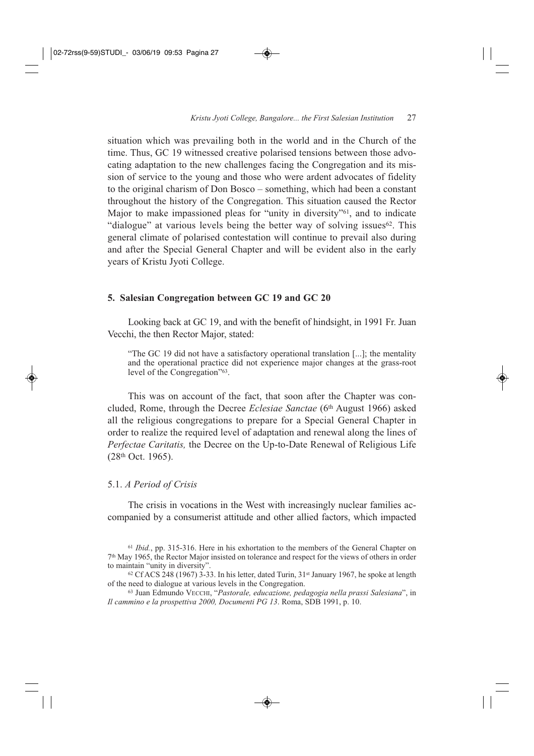situation which was prevailing both in the world and in the Church of the time. Thus, GC 19 witnessed creative polarised tensions between those advocating adaptation to the new challenges facing the Congregation and its mission of service to the young and those who were ardent advocates of fidelity to the original charism of Don Bosco – something, which had been a constant throughout the history of the Congregation. This situation caused the Rector Major to make impassioned pleas for "unity in diversity"[61], and to indicate "dialogue" at various levels being the better way of solving issues[62]. This general climate of polarised contestation will continue to prevail also during and after the Special General Chapter and will be evident also in the early years of Kristu Jyoti College.

## 5. Salesian Congregation between GC 19 and GC 20

Looking back at GC 19, and with the benefit of hindsight, in 1991 Fr. Juan Vecchi, the then Rector Major, stated:

> "The GC 19 did not have a satisfactory operational translation [...]; the mentality and the operational practice did not experience major changes at the grass-root level of the Congregation"[63].

This was on account of the fact, that soon after the Chapter was concluded, Rome, through the Decree *Eclesiae Sanctae* (6th August 1966) asked all the religious congregations to prepare for a Special General Chapter in order to realize the required level of adaptation and renewal along the lines of *Perfectae Caritatis,* the Decree on the Up-to-Date Renewal of Religious Life (28th Oct. 1965).

### 5.1. *A Period of Crisis*

The crisis in vocations in the West with increasingly nuclear families accompanied by a consumerist attitude and other allied factors, which impacted

[61] *Ibid.*, pp. 315-316. Here in his exhortation to the members of the General Chapter on 7th May 1965, the Rector Major insisted on tolerance and respect for the views of others in order to maintain "unity in diversity".

[62] Cf ACS 248 (1967) 3-33. In his letter, dated Turin, 31st January 1967, he spoke at length of the need to dialogue at various levels in the Congregation.

[63] Juan Edmundo Vecchi, "*Pastorale, educazione, pedagogia nella prassi Salesiana*", in *Il cammino e la prospettiva 2000, Documenti PG 13*. Roma, SDB 1991, p. 10.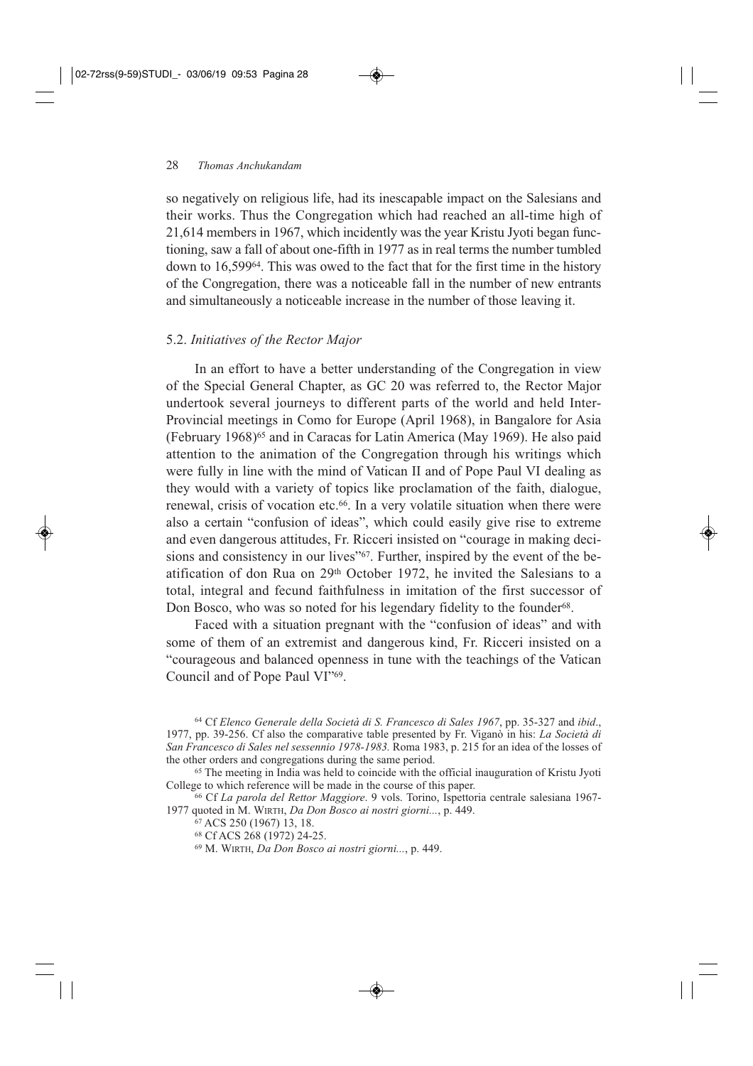so negatively on religious life, had its inescapable impact on the Salesians and their works. Thus the Congregation which had reached an all-time high of 21,614 members in 1967, which incidently was the year Kristu Jyoti began functioning, saw a fall of about one-fifth in 1977 as in real terms the number tumbled down to 16,599[64]. This was owed to the fact that for the first time in the history of the Congregation, there was a noticeable fall in the number of new entrants and simultaneously a noticeable increase in the number of those leaving it.

### 5.2. *Initiatives of the Rector Major*

In an effort to have a better understanding of the Congregation in view of the Special General Chapter, as GC 20 was referred to, the Rector Major undertook several journeys to different parts of the world and held Inter-Provincial meetings in Como for Europe (April 1968), in Bangalore for Asia (February 1968)[65] and in Caracas for Latin America (May 1969). He also paid attention to the animation of the Congregation through his writings which were fully in line with the mind of Vatican II and of Pope Paul VI dealing as they would with a variety of topics like proclamation of the faith, dialogue, renewal, crisis of vocation etc.[66]. In a very volatile situation when there were also a certain "confusion of ideas", which could easily give rise to extreme and even dangerous attitudes, Fr. Ricceri insisted on "courage in making decisions and consistency in our lives"[67]. Further, inspired by the event of the beatification of don Rua on 29th October 1972, he invited the Salesians to a total, integral and fecund faithfulness in imitation of the first successor of Don Bosco, who was so noted for his legendary fidelity to the founder[68].

Faced with a situation pregnant with the "confusion of ideas" and with some of them of an extremist and dangerous kind, Fr. Ricceri insisted on a "courageous and balanced openness in tune with the teachings of the Vatican Council and of Pope Paul VI"[69].

[64] Cf *Elenco Generale della Società di S. Francesco di Sales 1967*, pp. 35-327 and *ibid*., 1977, pp. 39-256. Cf also the comparative table presented by Fr. Viganò in his: *La Società di San Francesco di Sales nel sessennio 1978-1983.* Roma 1983, p. 215 for an idea of the losses of the other orders and congregations during the same period.

[65] The meeting in India was held to coincide with the official inauguration of Kristu Jyoti College to which reference will be made in the course of this paper.

[66] Cf *La parola del Rettor Maggiore*. 9 vols. Torino, Ispettoria centrale salesiana 1967-1977 quoted in M. WIRTH, *Da Don Bosco ai nostri giorni...*, p. 449.

[67] ACS 250 (1967) 13, 18.

[68] Cf ACS 268 (1972) 24-25.

[69] M. WIRTH, *Da Don Bosco ai nostri giorni...*, p. 449.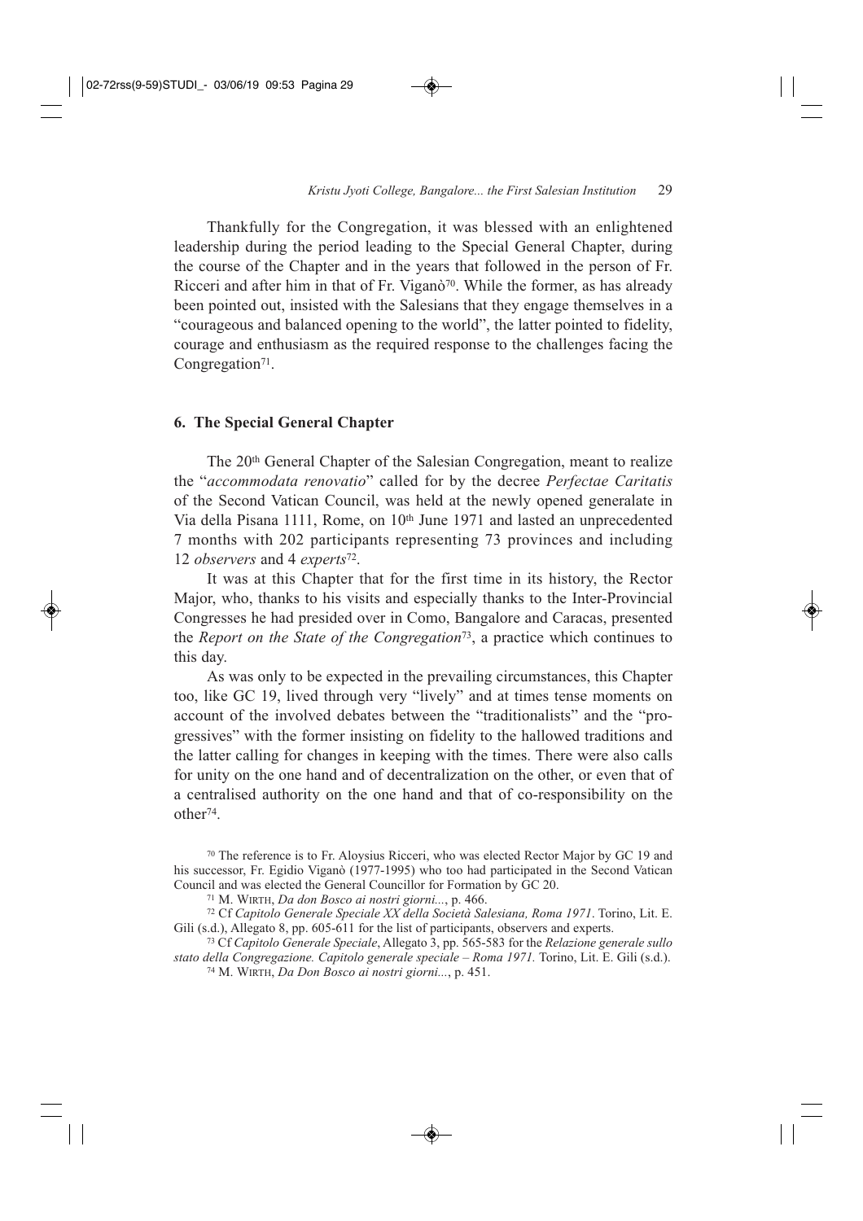Thankfully for the Congregation, it was blessed with an enlightened leadership during the period leading to the Special General Chapter, during the course of the Chapter and in the years that followed in the person of Fr. Ricceri and after him in that of Fr. Viganò[70]. While the former, as has already been pointed out, insisted with the Salesians that they engage themselves in a "courageous and balanced opening to the world", the latter pointed to fidelity, courage and enthusiasm as the required response to the challenges facing the Congregation[71].

## 6. The Special General Chapter

The 20th General Chapter of the Salesian Congregation, meant to realize the "*accommodata renovatio*" called for by the decree *Perfectae Caritatis* of the Second Vatican Council, was held at the newly opened generalate in Via della Pisana 1111, Rome, on 10th June 1971 and lasted an unprecedented 7 months with 202 participants representing 73 provinces and including 12 *observers* and 4 *experts*[72].

It was at this Chapter that for the first time in its history, the Rector Major, who, thanks to his visits and especially thanks to the Inter-Provincial Congresses he had presided over in Como, Bangalore and Caracas, presented the *Report on the State of the Congregation*[73], a practice which continues to this day.

As was only to be expected in the prevailing circumstances, this Chapter too, like GC 19, lived through very "lively" and at times tense moments on account of the involved debates between the "traditionalists" and the "progressives" with the former insisting on fidelity to the hallowed traditions and the latter calling for changes in keeping with the times. There were also calls for unity on the one hand and of decentralization on the other, or even that of a centralised authority on the one hand and that of co-responsibility on the other[74].

[70] The reference is to Fr. Aloysius Ricceri, who was elected Rector Major by GC 19 and his successor, Fr. Egidio Viganò (1977-1995) who too had participated in the Second Vatican Council and was elected the General Councillor for Formation by GC 20.

[71] M. Wirth, *Da don Bosco ai nostri giorni...*, p. 466.

[72] Cf *Capitolo Generale Speciale XX della Società Salesiana, Roma 1971*. Torino, Lit. E. Gili (s.d.), Allegato 8, pp. 605-611 for the list of participants, observers and experts.

[73] Cf *Capitolo Generale Speciale*, Allegato 3, pp. 565-583 for the *Relazione generale sullo stato della Congregazione. Capitolo generale speciale – Roma 1971.* Torino, Lit. E. Gili (s.d.).

[74] M. Wirth, *Da Don Bosco ai nostri giorni...*, p. 451.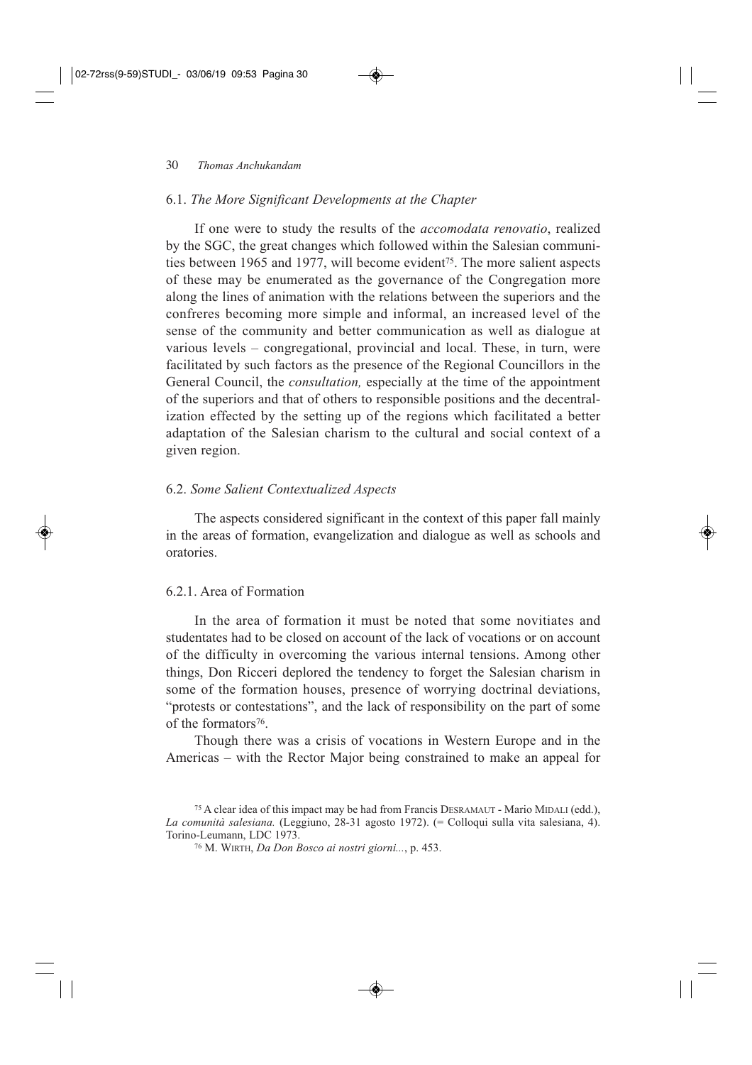### 6.1. *The More Significant Developments at the Chapter*

If one were to study the results of the *accomodata renovatio*, realized by the SGC, the great changes which followed within the Salesian communities between 1965 and 1977, will become evident[75]. The more salient aspects of these may be enumerated as the governance of the Congregation more along the lines of animation with the relations between the superiors and the confreres becoming more simple and informal, an increased level of the sense of the community and better communication as well as dialogue at various levels – congregational, provincial and local. These, in turn, were facilitated by such factors as the presence of the Regional Councillors in the General Council, the *consultation,* especially at the time of the appointment of the superiors and that of others to responsible positions and the decentralization effected by the setting up of the regions which facilitated a better adaptation of the Salesian charism to the cultural and social context of a given region.

### 6.2. *Some Salient Contextualized Aspects*

The aspects considered significant in the context of this paper fall mainly in the areas of formation, evangelization and dialogue as well as schools and oratories.

#### 6.2.1. Area of Formation

In the area of formation it must be noted that some novitiates and studentates had to be closed on account of the lack of vocations or on account of the difficulty in overcoming the various internal tensions. Among other things, Don Ricceri deplored the tendency to forget the Salesian charism in some of the formation houses, presence of worrying doctrinal deviations, "protests or contestations", and the lack of responsibility on the part of some of the formators[76].

Though there was a crisis of vocations in Western Europe and in the Americas – with the Rector Major being constrained to make an appeal for

---

[75] A clear idea of this impact may be had from Francis DESRAMAUT - Mario MIDALI (edd.), *La comunità salesiana.* (Leggiuno, 28-31 agosto 1972). (= Colloqui sulla vita salesiana, 4). Torino-Leumann, LDC 1973.

[76] M. WIRTH, *Da Don Bosco ai nostri giorni...*, p. 453.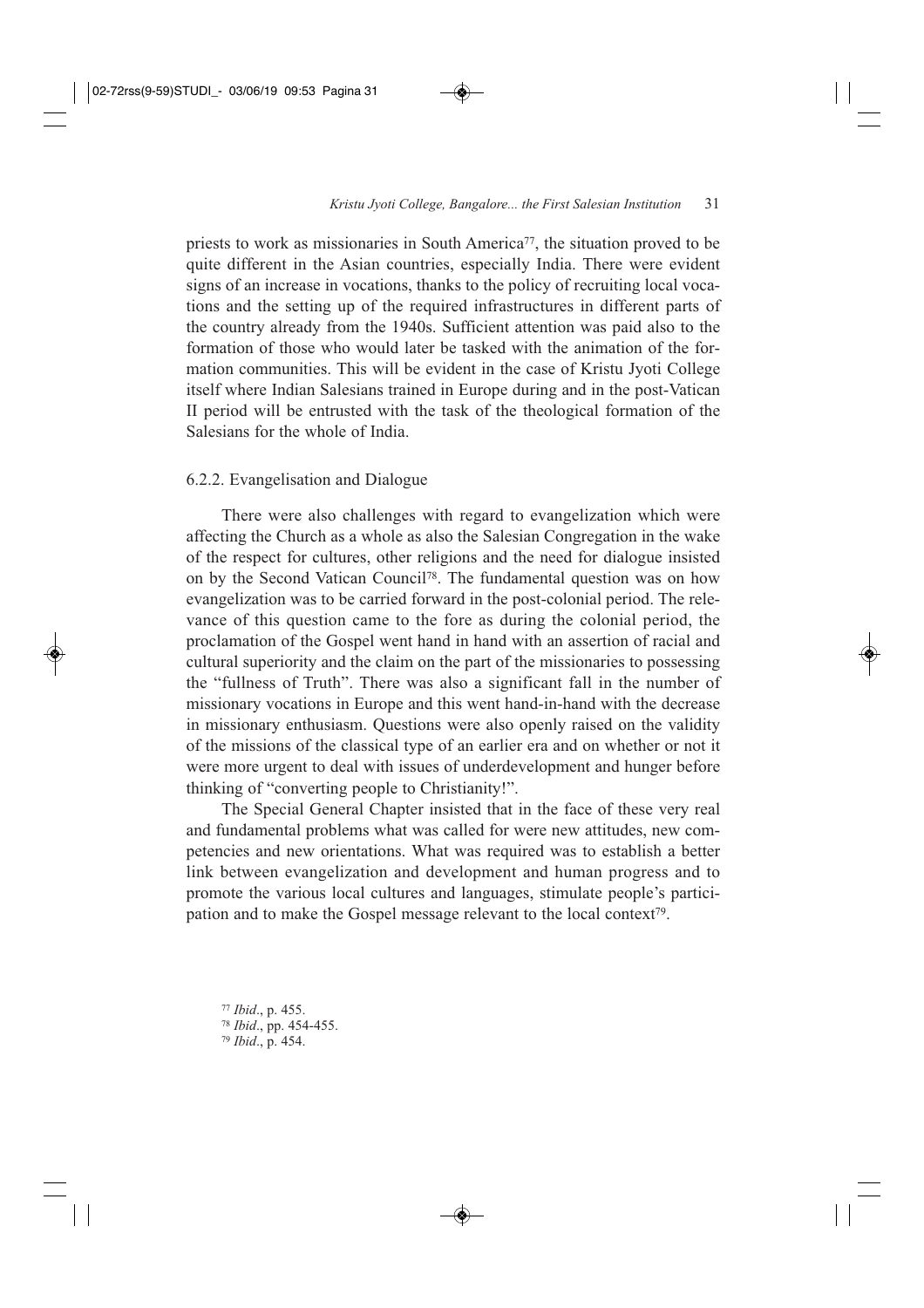priests to work as missionaries in South America[77], the situation proved to be quite different in the Asian countries, especially India. There were evident signs of an increase in vocations, thanks to the policy of recruiting local vocations and the setting up of the required infrastructures in different parts of the country already from the 1940s. Sufficient attention was paid also to the formation of those who would later be tasked with the animation of the formation communities. This will be evident in the case of Kristu Jyoti College itself where Indian Salesians trained in Europe during and in the post-Vatican II period will be entrusted with the task of the theological formation of the Salesians for the whole of India.

### 6.2.2. Evangelisation and Dialogue

There were also challenges with regard to evangelization which were affecting the Church as a whole as also the Salesian Congregation in the wake of the respect for cultures, other religions and the need for dialogue insisted on by the Second Vatican Council[78]. The fundamental question was on how evangelization was to be carried forward in the post-colonial period. The relevance of this question came to the fore as during the colonial period, the proclamation of the Gospel went hand in hand with an assertion of racial and cultural superiority and the claim on the part of the missionaries to possessing the "fullness of Truth". There was also a significant fall in the number of missionary vocations in Europe and this went hand-in-hand with the decrease in missionary enthusiasm. Questions were also openly raised on the validity of the missions of the classical type of an earlier era and on whether or not it were more urgent to deal with issues of underdevelopment and hunger before thinking of "converting people to Christianity!".

The Special General Chapter insisted that in the face of these very real and fundamental problems what was called for were new attitudes, new competencies and new orientations. What was required was to establish a better link between evangelization and development and human progress and to promote the various local cultures and languages, stimulate people's participation and to make the Gospel message relevant to the local context[79].

[77] *Ibid*., p. 455.
[78] *Ibid*., pp. 454-455.
[79] *Ibid*., p. 454.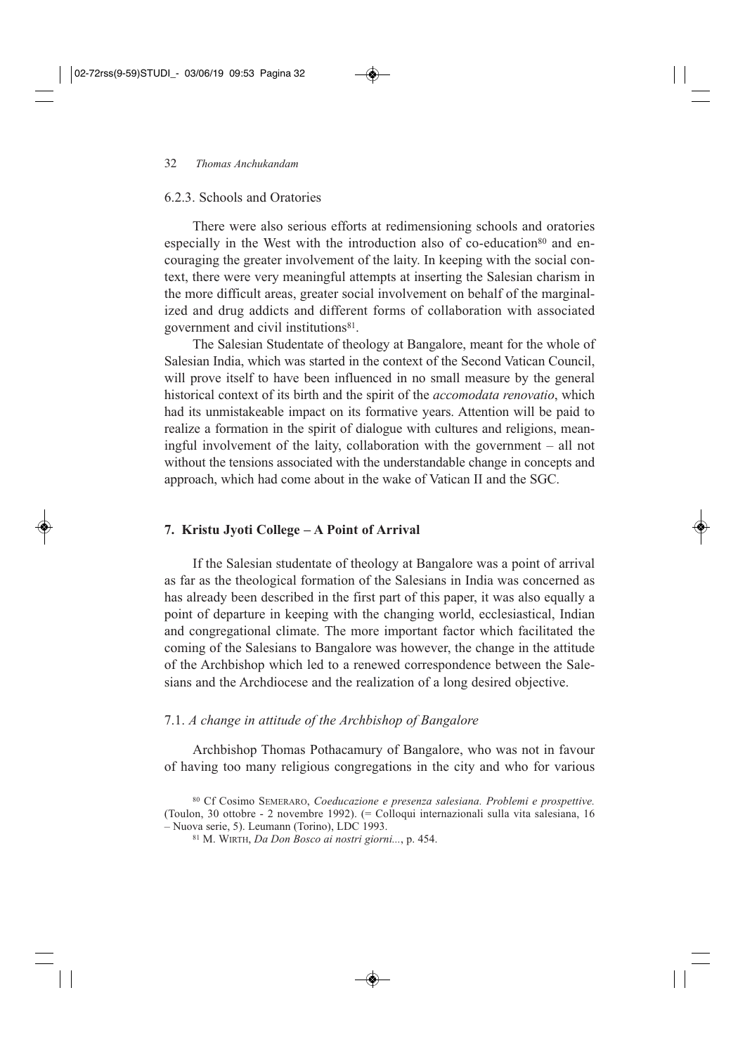### 6.2.3. Schools and Oratories

There were also serious efforts at redimensioning schools and oratories especially in the West with the introduction also of co-education[80] and encouraging the greater involvement of the laity. In keeping with the social context, there were very meaningful attempts at inserting the Salesian charism in the more difficult areas, greater social involvement on behalf of the marginalized and drug addicts and different forms of collaboration with associated government and civil institutions[81].

The Salesian Studentate of theology at Bangalore, meant for the whole of Salesian India, which was started in the context of the Second Vatican Council, will prove itself to have been influenced in no small measure by the general historical context of its birth and the spirit of the *accomodata renovatio*, which had its unmistakeable impact on its formative years. Attention will be paid to realize a formation in the spirit of dialogue with cultures and religions, meaningful involvement of the laity, collaboration with the government – all not without the tensions associated with the understandable change in concepts and approach, which had come about in the wake of Vatican II and the SGC.

## 7. Kristu Jyoti College – A Point of Arrival

If the Salesian studentate of theology at Bangalore was a point of arrival as far as the theological formation of the Salesians in India was concerned as has already been described in the first part of this paper, it was also equally a point of departure in keeping with the changing world, ecclesiastical, Indian and congregational climate. The more important factor which facilitated the coming of the Salesians to Bangalore was however, the change in the attitude of the Archbishop which led to a renewed correspondence between the Salesians and the Archdiocese and the realization of a long desired objective.

### 7.1. *A change in attitude of the Archbishop of Bangalore*

Archbishop Thomas Pothacamury of Bangalore, who was not in favour of having too many religious congregations in the city and who for various

[80] Cf Cosimo SEMERARO, *Coeducazione e presenza salesiana. Problemi e prospettive.* (Toulon, 30 ottobre - 2 novembre 1992). (= Colloqui internazionali sulla vita salesiana, 16 – Nuova serie, 5). Leumann (Torino), LDC 1993.

[81] M. WIRTH, *Da Don Bosco ai nostri giorni...*, p. 454.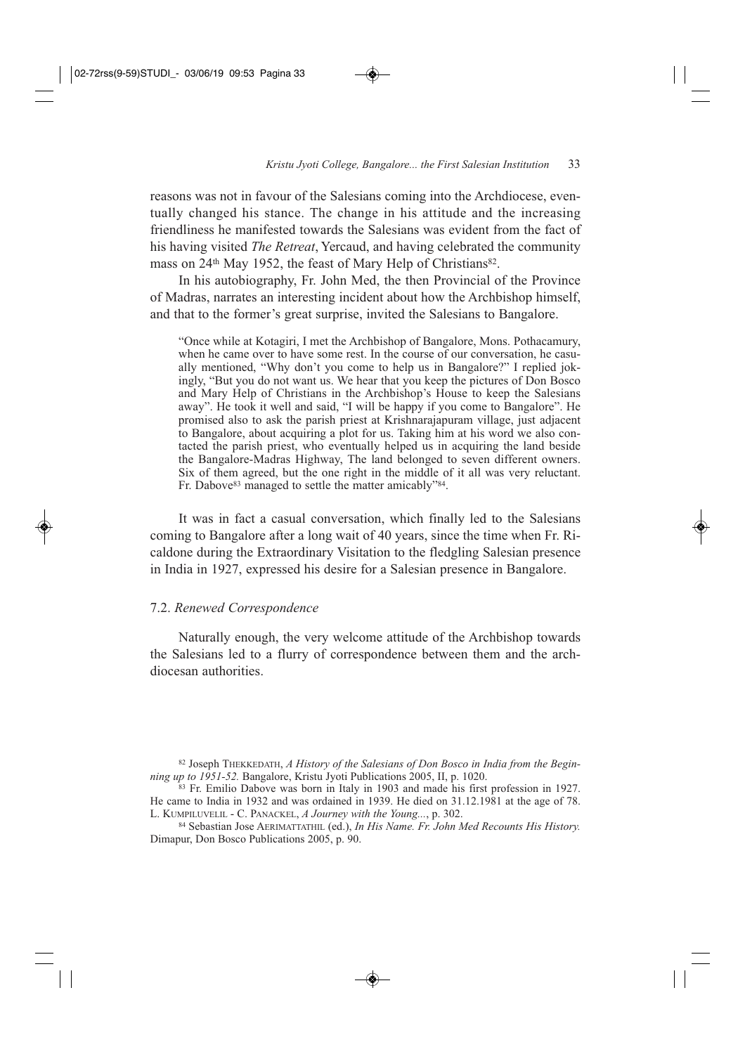reasons was not in favour of the Salesians coming into the Archdiocese, eventually changed his stance. The change in his attitude and the increasing friendliness he manifested towards the Salesians was evident from the fact of his having visited *The Retreat*, Yercaud, and having celebrated the community mass on 24th May 1952, the feast of Mary Help of Christians[82].

In his autobiography, Fr. John Med, the then Provincial of the Province of Madras, narrates an interesting incident about how the Archbishop himself, and that to the former's great surprise, invited the Salesians to Bangalore.

> "Once while at Kotagiri, I met the Archbishop of Bangalore, Mons. Pothacamury, when he came over to have some rest. In the course of our conversation, he casually mentioned, "Why don't you come to help us in Bangalore?" I replied jokingly, "But you do not want us. We hear that you keep the pictures of Don Bosco and Mary Help of Christians in the Archbishop's House to keep the Salesians away". He took it well and said, "I will be happy if you come to Bangalore". He promised also to ask the parish priest at Krishnarajapuram village, just adjacent to Bangalore, about acquiring a plot for us. Taking him at his word we also contacted the parish priest, who eventually helped us in acquiring the land beside the Bangalore-Madras Highway, The land belonged to seven different owners. Six of them agreed, but the one right in the middle of it all was very reluctant. Fr. Dabove[83] managed to settle the matter amicably"[84].

It was in fact a casual conversation, which finally led to the Salesians coming to Bangalore after a long wait of 40 years, since the time when Fr. Ricaldone during the Extraordinary Visitation to the fledgling Salesian presence in India in 1927, expressed his desire for a Salesian presence in Bangalore.

### 7.2. *Renewed Correspondence*

Naturally enough, the very welcome attitude of the Archbishop towards the Salesians led to a flurry of correspondence between them and the archdiocesan authorities.

---

[82] Joseph THEKKEDATH, *A History of the Salesians of Don Bosco in India from the Beginning up to 1951-52.* Bangalore, Kristu Jyoti Publications 2005, II, p. 1020.

[83] Fr. Emilio Dabove was born in Italy in 1903 and made his first profession in 1927. He came to India in 1932 and was ordained in 1939. He died on 31.12.1981 at the age of 78. L. KUMPILUVELIL - C. PANACKEL, *A Journey with the Young...*, p. 302.

[84] Sebastian Jose AERIMATTATHIL (ed.), *In His Name. Fr. John Med Recounts His History.* Dimapur, Don Bosco Publications 2005, p. 90.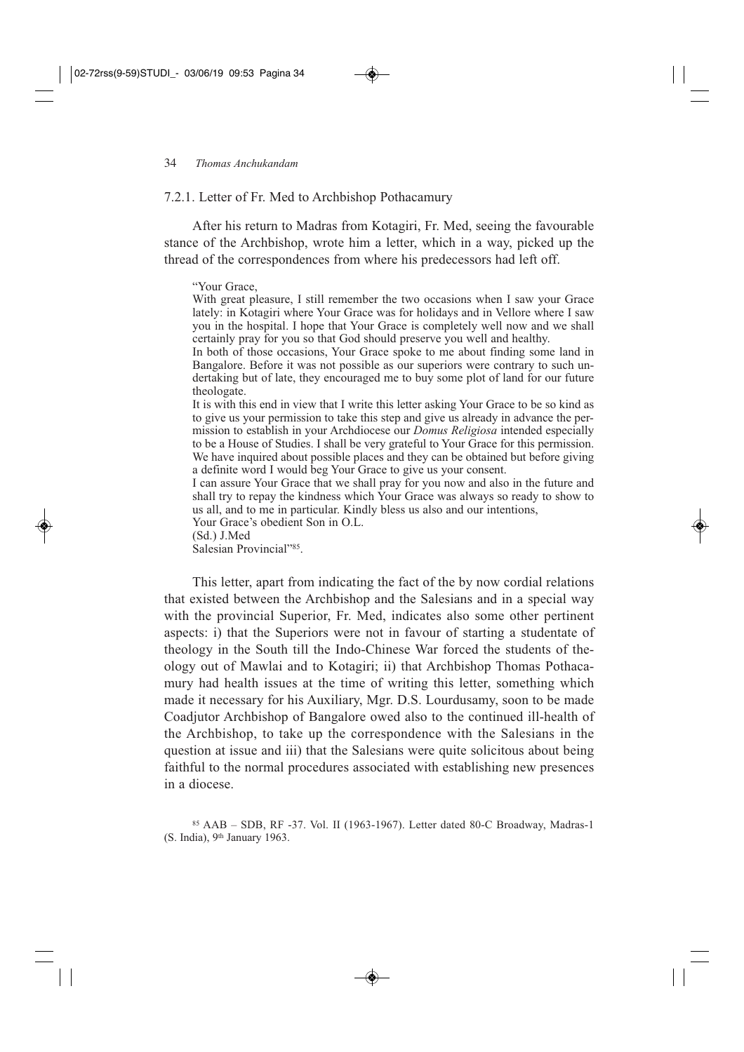### 7.2.1. Letter of Fr. Med to Archbishop Pothacamury

After his return to Madras from Kotagiri, Fr. Med, seeing the favourable stance of the Archbishop, wrote him a letter, which in a way, picked up the thread of the correspondences from where his predecessors had left off.

> "Your Grace,
>
> With great pleasure, I still remember the two occasions when I saw your Grace lately: in Kotagiri where Your Grace was for holidays and in Vellore where I saw you in the hospital. I hope that Your Grace is completely well now and we shall certainly pray for you so that God should preserve you well and healthy.
>
> In both of those occasions, Your Grace spoke to me about finding some land in Bangalore. Before it was not possible as our superiors were contrary to such undertaking but of late, they encouraged me to buy some plot of land for our future theologate.
>
> It is with this end in view that I write this letter asking Your Grace to be so kind as to give us your permission to take this step and give us already in advance the permission to establish in your Archdiocese our *Domus Religiosa* intended especially to be a House of Studies. I shall be very grateful to Your Grace for this permission. We have inquired about possible places and they can be obtained but before giving a definite word I would beg Your Grace to give us your consent.
>
> I can assure Your Grace that we shall pray for you now and also in the future and shall try to repay the kindness which Your Grace was always so ready to show to us all, and to me in particular. Kindly bless us also and our intentions,
>
> Your Grace's obedient Son in O.L.
>
> (Sd.) J.Med
>
> Salesian Provincial"[85].

This letter, apart from indicating the fact of the by now cordial relations that existed between the Archbishop and the Salesians and in a special way with the provincial Superior, Fr. Med, indicates also some other pertinent aspects: i) that the Superiors were not in favour of starting a studentate of theology in the South till the Indo-Chinese War forced the students of theology out of Mawlai and to Kotagiri; ii) that Archbishop Thomas Pothacamury had health issues at the time of writing this letter, something which made it necessary for his Auxiliary, Mgr. D.S. Lourdusamy, soon to be made Coadjutor Archbishop of Bangalore owed also to the continued ill-health of the Archbishop, to take up the correspondence with the Salesians in the question at issue and iii) that the Salesians were quite solicitous about being faithful to the normal procedures associated with establishing new presences in a diocese.

[85] AAB – SDB, RF -37. Vol. II (1963-1967). Letter dated 80-C Broadway, Madras-1 (S. India), 9th January 1963.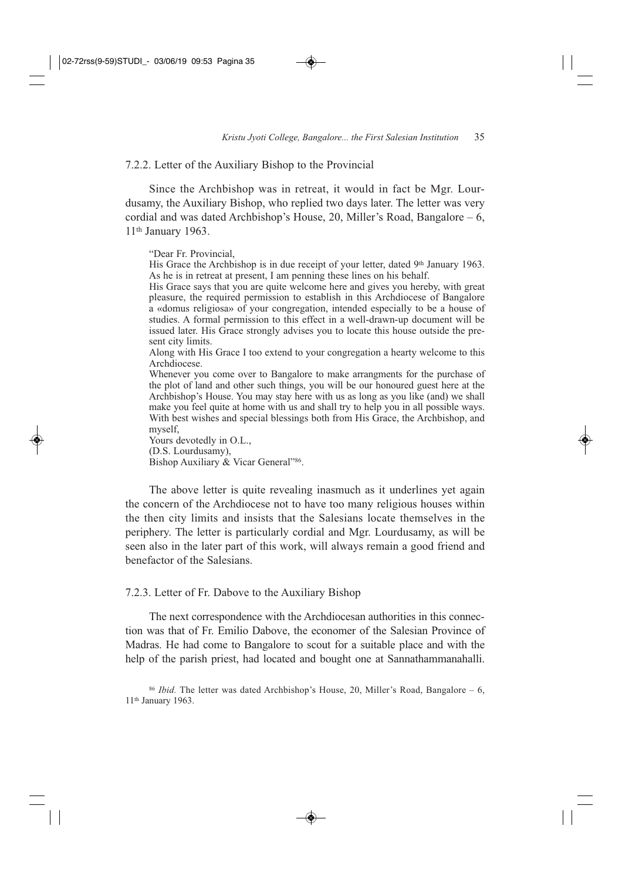### 7.2.2. Letter of the Auxiliary Bishop to the Provincial

Since the Archbishop was in retreat, it would in fact be Mgr. Lourdusamy, the Auxiliary Bishop, who replied two days later. The letter was very cordial and was dated Archbishop's House, 20, Miller's Road, Bangalore – 6, 11th January 1963.

> "Dear Fr. Provincial,
> His Grace the Archbishop is in due receipt of your letter, dated 9th January 1963. As he is in retreat at present, I am penning these lines on his behalf.
> His Grace says that you are quite welcome here and gives you hereby, with great pleasure, the required permission to establish in this Archdiocese of Bangalore a «domus religiosa» of your congregation, intended especially to be a house of studies. A formal permission to this effect in a well-drawn-up document will be issued later. His Grace strongly advises you to locate this house outside the present city limits.
> Along with His Grace I too extend to your congregation a hearty welcome to this Archdiocese.
> Whenever you come over to Bangalore to make arrangments for the purchase of the plot of land and other such things, you will be our honoured guest here at the Archbishop's House. You may stay here with us as long as you like (and) we shall make you feel quite at home with us and shall try to help you in all possible ways.
> With best wishes and special blessings both from His Grace, the Archbishop, and myself,
> Yours devotedly in O.L.,
> (D.S. Lourdusamy),
> Bishop Auxiliary & Vicar General"[86].

The above letter is quite revealing inasmuch as it underlines yet again the concern of the Archdiocese not to have too many religious houses within the then city limits and insists that the Salesians locate themselves in the periphery. The letter is particularly cordial and Mgr. Lourdusamy, as will be seen also in the later part of this work, will always remain a good friend and benefactor of the Salesians.

### 7.2.3. Letter of Fr. Dabove to the Auxiliary Bishop

The next correspondence with the Archdiocesan authorities in this connection was that of Fr. Emilio Dabove, the economer of the Salesian Province of Madras. He had come to Bangalore to scout for a suitable place and with the help of the parish priest, had located and bought one at Sannathammanahalli.

[86] *Ibid.* The letter was dated Archbishop's House, 20, Miller's Road, Bangalore – 6, 11th January 1963.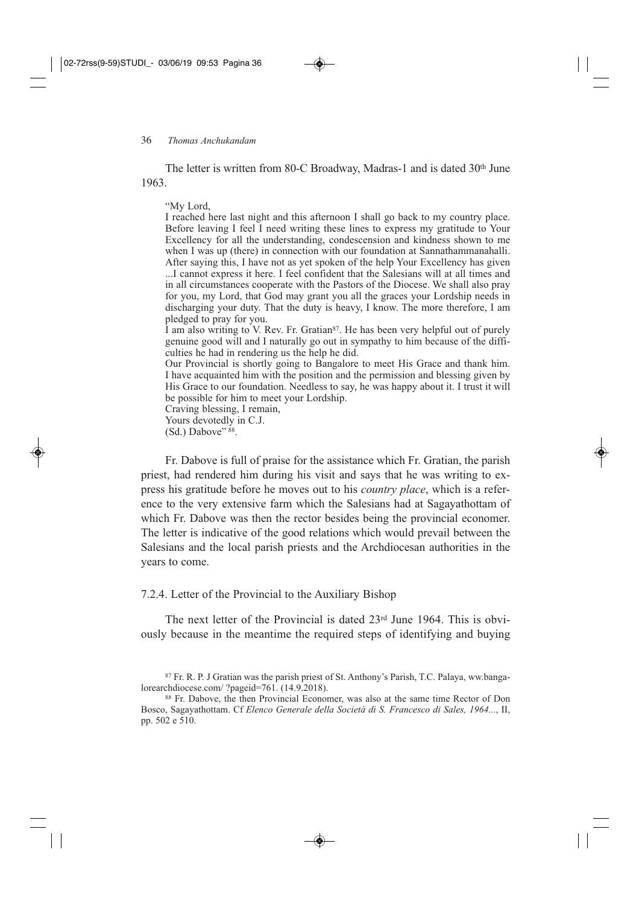The letter is written from 80-C Broadway, Madras-1 and is dated 30th June 1963.

> "My Lord,
> I reached here last night and this afternoon I shall go back to my country place. Before leaving I feel I need writing these lines to express my gratitude to Your Excellency for all the understanding, condescension and kindness shown to me when I was up (there) in connection with our foundation at Sannathammanahalli. After saying this, I have not as yet spoken of the help Your Excellency has given ...I cannot express it here. I feel confident that the Salesians will at all times and in all circumstances cooperate with the Pastors of the Diocese. We shall also pray for you, my Lord, that God may grant you all the graces your Lordship needs in discharging your duty. That the duty is heavy, I know. The more therefore, I am pledged to pray for you.
> I am also writing to V. Rev. Fr. Gratian[87]. He has been very helpful out of purely genuine good will and I naturally go out in sympathy to him because of the difficulties he had in rendering us the help he did.
> Our Provincial is shortly going to Bangalore to meet His Grace and thank him. I have acquainted him with the position and the permission and blessing given by His Grace to our foundation. Needless to say, he was happy about it. I trust it will be possible for him to meet your Lordship.
> Craving blessing, I remain,
> Yours devotedly in C.J.
> (Sd.) Dabove" [88].

Fr. Dabove is full of praise for the assistance which Fr. Gratian, the parish priest, had rendered him during his visit and says that he was writing to express his gratitude before he moves out to his *country place*, which is a reference to the very extensive farm which the Salesians had at Sagayathottam of which Fr. Dabove was then the rector besides being the provincial economer. The letter is indicative of the good relations which would prevail between the Salesians and the local parish priests and the Archdiocesan authorities in the years to come.

### 7.2.4. Letter of the Provincial to the Auxiliary Bishop

The next letter of the Provincial is dated 23rd June 1964. This is obviously because in the meantime the required steps of identifying and buying

[87] Fr. R. P. J Gratian was the parish priest of St. Anthony's Parish, T.C. Palaya, ww.bangalorearchdiocese.com/ ?pageid=761. (14.9.2018).

[88] Fr. Dabove, the then Provincial Economer, was also at the same time Rector of Don Bosco, Sagayathottam. Cf *Elenco Generale della Società di S. Francesco di Sales, 1964...*, II, pp. 502 e 510.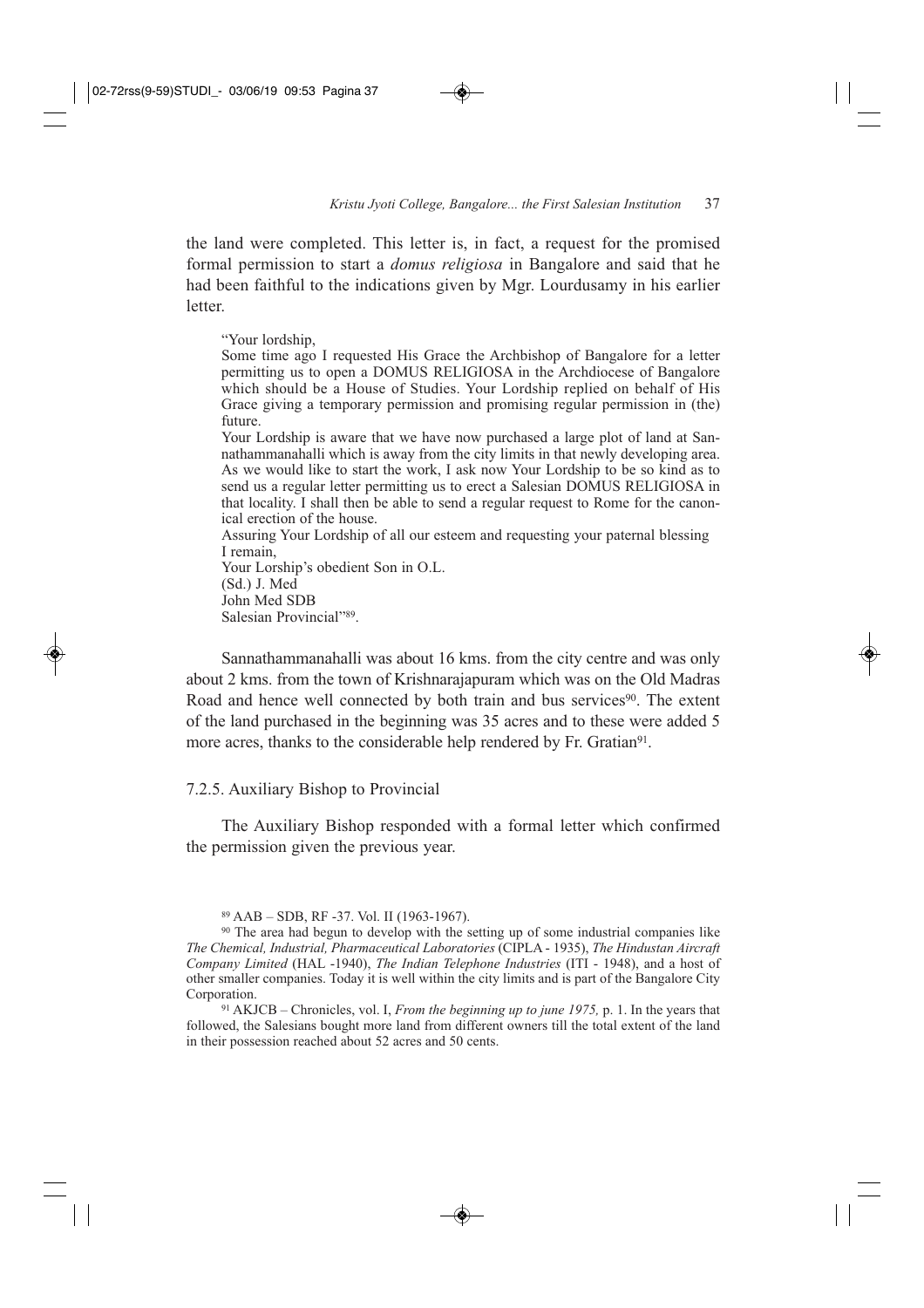the land were completed. This letter is, in fact, a request for the promised formal permission to start a *domus religiosa* in Bangalore and said that he had been faithful to the indications given by Mgr. Lourdusamy in his earlier letter.

> "Your lordship,
> Some time ago I requested His Grace the Archbishop of Bangalore for a letter permitting us to open a DOMUS RELIGIOSA in the Archdiocese of Bangalore which should be a House of Studies. Your Lordship replied on behalf of His Grace giving a temporary permission and promising regular permission in (the) future.
> Your Lordship is aware that we have now purchased a large plot of land at Sannathammanahalli which is away from the city limits in that newly developing area. As we would like to start the work, I ask now Your Lordship to be so kind as to send us a regular letter permitting us to erect a Salesian DOMUS RELIGIOSA in that locality. I shall then be able to send a regular request to Rome for the canonical erection of the house.
> Assuring Your Lordship of all our esteem and requesting your paternal blessing I remain,
> Your Lorship's obedient Son in O.L.
> (Sd.) J. Med
> John Med SDB
> Salesian Provincial"[89].

Sannathammanahalli was about 16 kms. from the city centre and was only about 2 kms. from the town of Krishnarajapuram which was on the Old Madras Road and hence well connected by both train and bus services[90]. The extent of the land purchased in the beginning was 35 acres and to these were added 5 more acres, thanks to the considerable help rendered by Fr. Gratian[91].

### 7.2.5. Auxiliary Bishop to Provincial

The Auxiliary Bishop responded with a formal letter which confirmed the permission given the previous year.

---

[89] AAB – SDB, RF -37. Vol. II (1963-1967).

[90] The area had begun to develop with the setting up of some industrial companies like *The Chemical, Industrial, Pharmaceutical Laboratories* (CIPLA - 1935), *The Hindustan Aircraft Company Limited* (HAL -1940), *The Indian Telephone Industries* (ITI - 1948), and a host of other smaller companies. Today it is well within the city limits and is part of the Bangalore City Corporation.

[91] AKJCB – Chronicles, vol. I, *From the beginning up to june 1975,* p. 1. In the years that followed, the Salesians bought more land from different owners till the total extent of the land in their possession reached about 52 acres and 50 cents.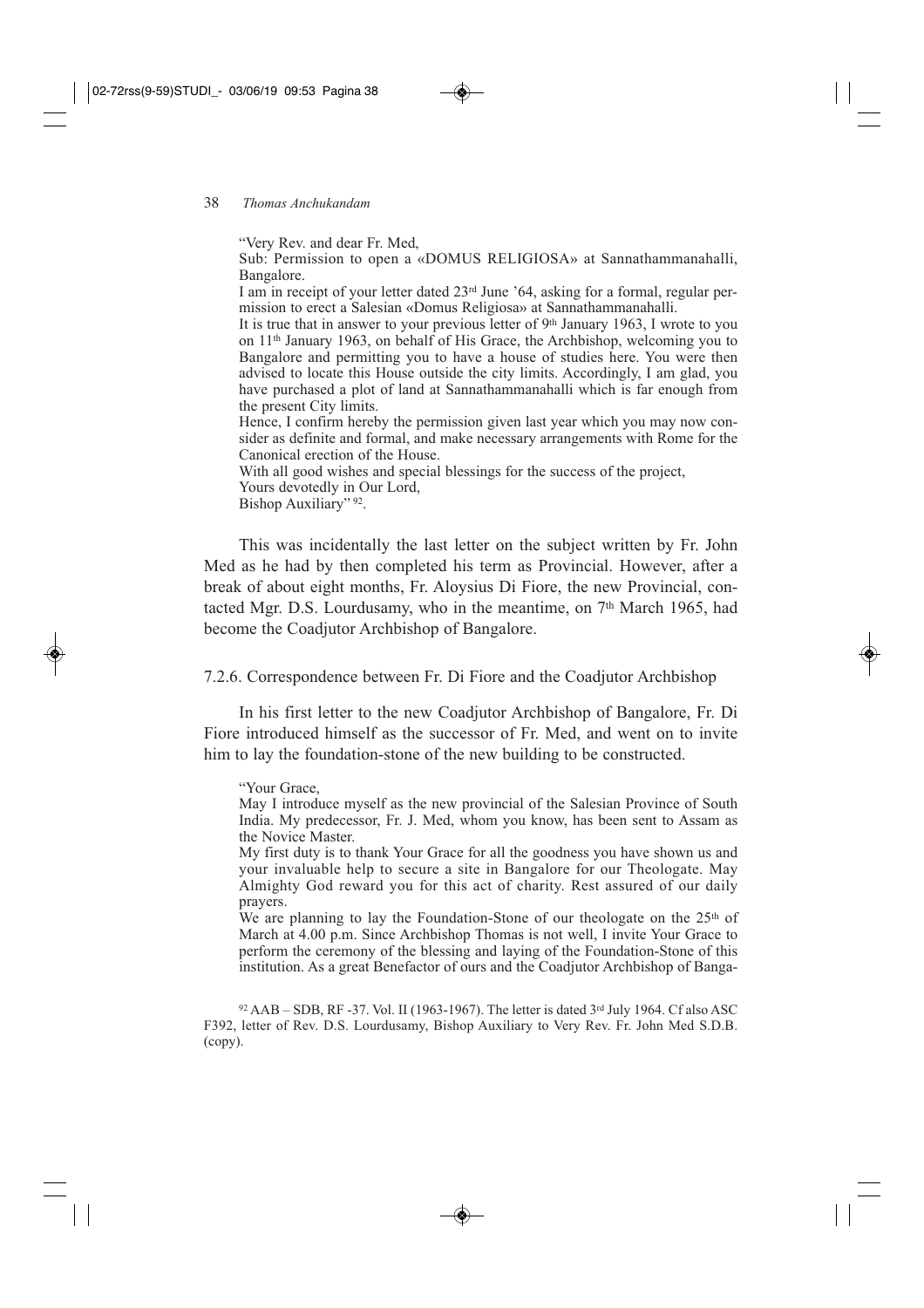"Very Rev. and dear Fr. Med,

Sub: Permission to open a «DOMUS RELIGIOSA» at Sannathammanahalli, Bangalore.

I am in receipt of your letter dated 23rd June '64, asking for a formal, regular permission to erect a Salesian «Domus Religiosa» at Sannathammanahalli.

It is true that in answer to your previous letter of 9th January 1963, I wrote to you on 11th January 1963, on behalf of His Grace, the Archbishop, welcoming you to Bangalore and permitting you to have a house of studies here. You were then advised to locate this House outside the city limits. Accordingly, I am glad, you have purchased a plot of land at Sannathammanahalli which is far enough from the present City limits.

Hence, I confirm hereby the permission given last year which you may now consider as definite and formal, and make necessary arrangements with Rome for the Canonical erection of the House.

With all good wishes and special blessings for the success of the project,

Yours devotedly in Our Lord,

Bishop Auxiliary"[92].

This was incidentally the last letter on the subject written by Fr. John Med as he had by then completed his term as Provincial. However, after a break of about eight months, Fr. Aloysius Di Fiore, the new Provincial, contacted Mgr. D.S. Lourdusamy, who in the meantime, on 7th March 1965, had become the Coadjutor Archbishop of Bangalore.

### 7.2.6. Correspondence between Fr. Di Fiore and the Coadjutor Archbishop

In his first letter to the new Coadjutor Archbishop of Bangalore, Fr. Di Fiore introduced himself as the successor of Fr. Med, and went on to invite him to lay the foundation-stone of the new building to be constructed.

"Your Grace,

May I introduce myself as the new provincial of the Salesian Province of South India. My predecessor, Fr. J. Med, whom you know, has been sent to Assam as the Novice Master.

My first duty is to thank Your Grace for all the goodness you have shown us and your invaluable help to secure a site in Bangalore for our Theologate. May Almighty God reward you for this act of charity. Rest assured of our daily prayers.

We are planning to lay the Foundation-Stone of our theologate on the 25th of March at 4.00 p.m. Since Archbishop Thomas is not well, I invite Your Grace to perform the ceremony of the blessing and laying of the Foundation-Stone of this institution. As a great Benefactor of ours and the Coadjutor Archbishop of Banga-

[92] AAB – SDB, RF -37. Vol. II (1963-1967). The letter is dated 3rd July 1964. Cf also ASC F392, letter of Rev. D.S. Lourdusamy, Bishop Auxiliary to Very Rev. Fr. John Med S.D.B. (copy).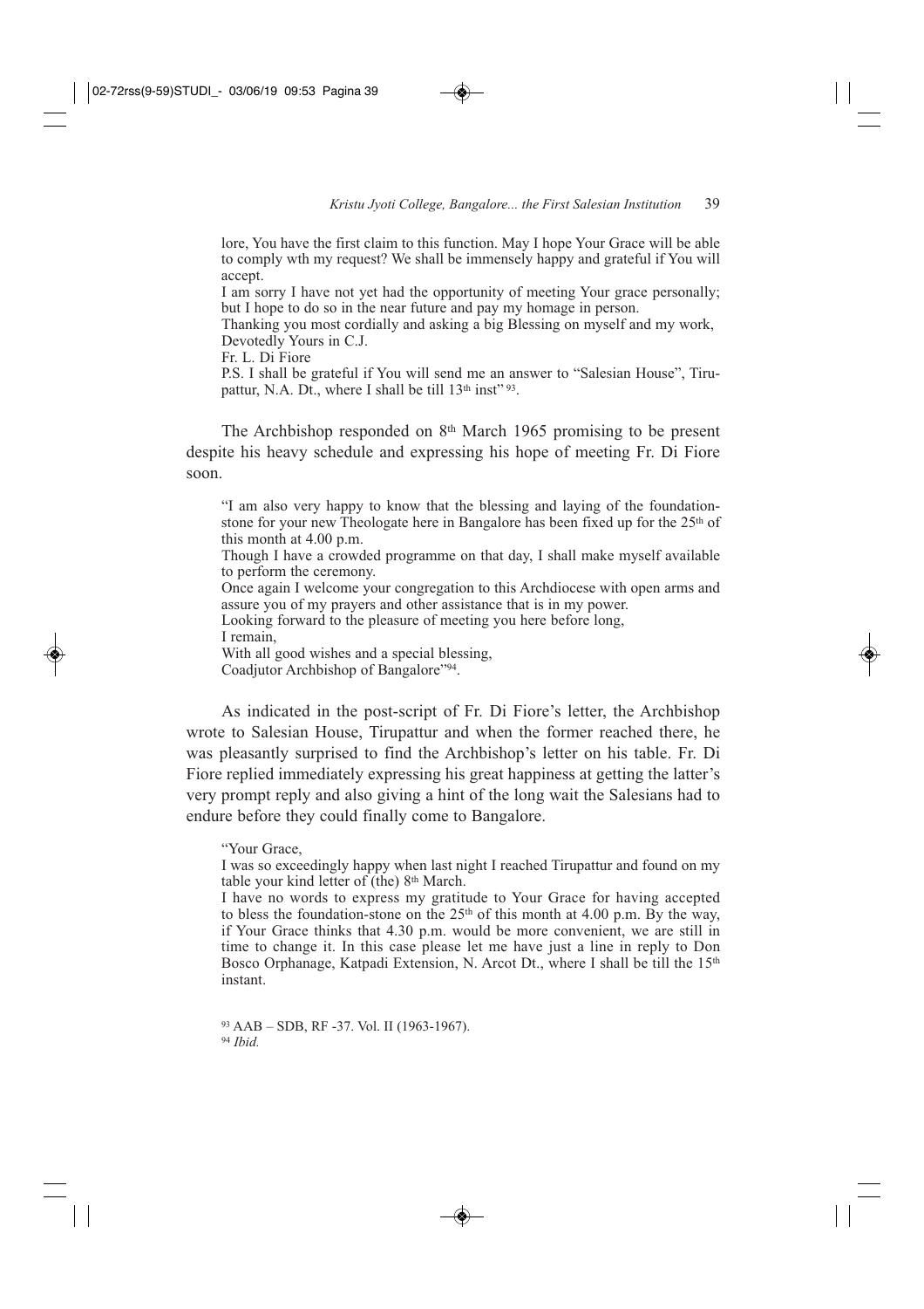lore, You have the first claim to this function. May I hope Your Grace will be able to comply wth my request? We shall be immensely happy and grateful if You will accept.
I am sorry I have not yet had the opportunity of meeting Your grace personally; but I hope to do so in the near future and pay my homage in person.
Thanking you most cordially and asking a big Blessing on myself and my work,
Devotedly Yours in C.J.
Fr. L. Di Fiore
P.S. I shall be grateful if You will send me an answer to "Salesian House", Tirupattur, N.A. Dt., where I shall be till 13th inst" [93].

The Archbishop responded on 8th March 1965 promising to be present despite his heavy schedule and expressing his hope of meeting Fr. Di Fiore soon.

> "I am also very happy to know that the blessing and laying of the foundation-stone for your new Theologate here in Bangalore has been fixed up for the 25th of this month at 4.00 p.m.
> Though I have a crowded programme on that day, I shall make myself available to perform the ceremony.
> Once again I welcome your congregation to this Archdiocese with open arms and assure you of my prayers and other assistance that is in my power.
> Looking forward to the pleasure of meeting you here before long,
> I remain,
> With all good wishes and a special blessing,
> Coadjutor Archbishop of Bangalore" [94].

As indicated in the post-script of Fr. Di Fiore's letter, the Archbishop wrote to Salesian House, Tirupattur and when the former reached there, he was pleasantly surprised to find the Archbishop's letter on his table. Fr. Di Fiore replied immediately expressing his great happiness at getting the latter's very prompt reply and also giving a hint of the long wait the Salesians had to endure before they could finally come to Bangalore.

> "Your Grace,
> I was so exceedingly happy when last night I reached Tirupattur and found on my table your kind letter of (the) 8th March.
> I have no words to express my gratitude to Your Grace for having accepted to bless the foundation-stone on the 25th of this month at 4.00 p.m. By the way, if Your Grace thinks that 4.30 p.m. would be more convenient, we are still in time to change it. In this case please let me have just a line in reply to Don Bosco Orphanage, Katpadi Extension, N. Arcot Dt., where I shall be till the 15th instant.

[93] AAB – SDB, RF -37. Vol. II (1963-1967).
[94] *Ibid.*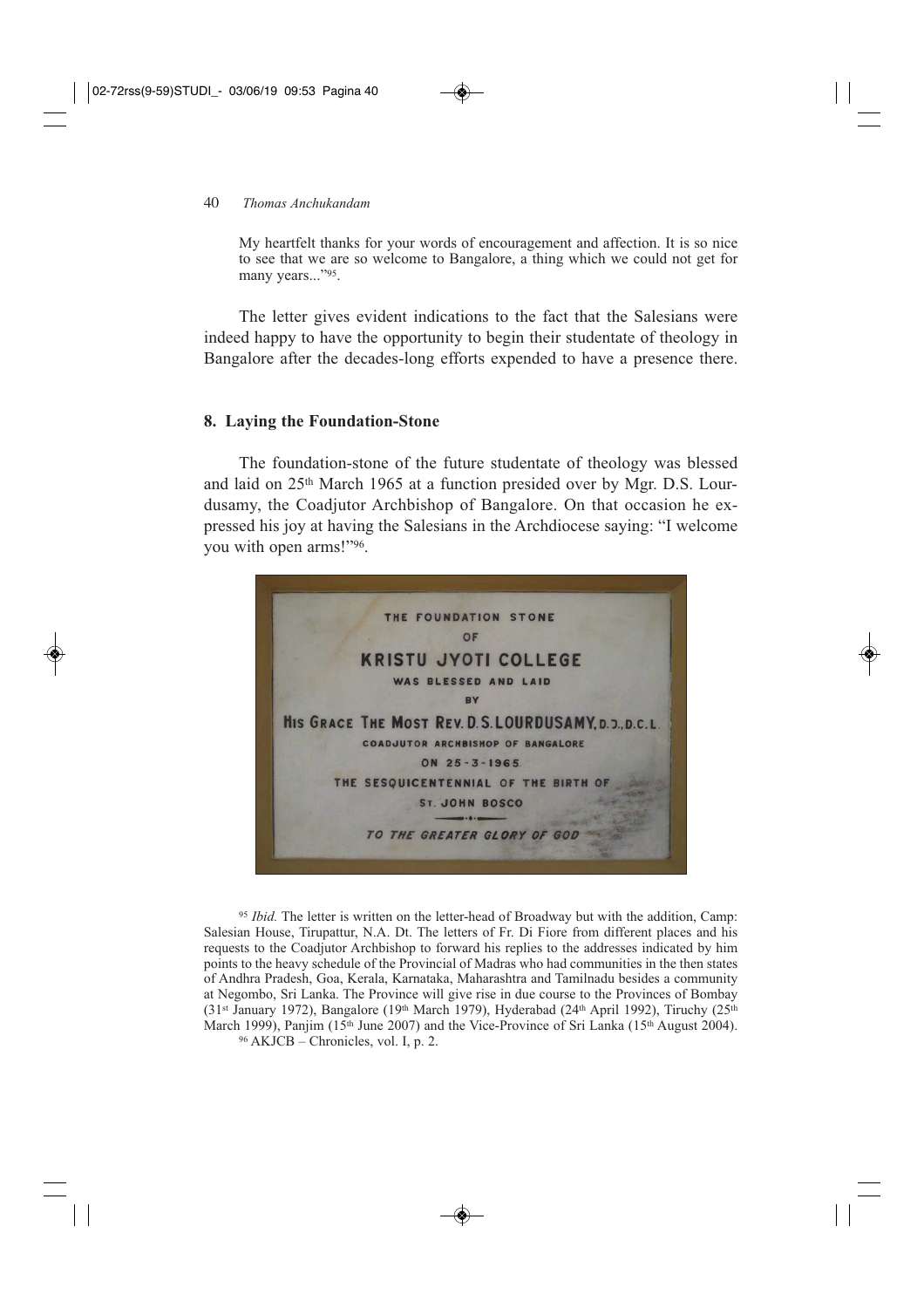My heartfelt thanks for your words of encouragement and affection. It is so nice to see that we are so welcome to Bangalore, a thing which we could not get for many years...”[95].

The letter gives evident indications to the fact that the Salesians were indeed happy to have the opportunity to begin their studentate of theology in Bangalore after the decades-long efforts expended to have a presence there.

## 8. Laying the Foundation-Stone

The foundation-stone of the future studentate of theology was blessed and laid on 25th March 1965 at a function presided over by Mgr. D.S. Lourdusamy, the Coadjutor Archbishop of Bangalore. On that occasion he expressed his joy at having the Salesians in the Archdiocese saying: “I welcome you with open arms!”[96].

THE FOUNDATION STONE
OF
KRISTU JYOTI COLLEGE
WAS BLESSED AND LAID
BY
HIS GRACE THE MOST REV. D.S. LOURDUSAMY, D.D., D.C.L.
COADJUTOR ARCHBISHOP OF BANGALORE
ON 25-3-1965
THE SESQUICENTENNIAL OF THE BIRTH OF
ST. JOHN BOSCO
*TO THE GREATER GLORY OF GOD*

---

[95] *Ibid.* The letter is written on the letter-head of Broadway but with the addition, Camp: Salesian House, Tirupattur, N.A. Dt. The letters of Fr. Di Fiore from different places and his requests to the Coadjutor Archbishop to forward his replies to the addresses indicated by him points to the heavy schedule of the Provincial of Madras who had communities in the then states of Andhra Pradesh, Goa, Kerala, Karnataka, Maharashtra and Tamilnadu besides a community at Negombo, Sri Lanka. The Province will give rise in due course to the Provinces of Bombay (31st January 1972), Bangalore (19th March 1979), Hyderabad (24th April 1992), Tiruchy (25th March 1999), Panjim (15th June 2007) and the Vice-Province of Sri Lanka (15th August 2004).

[96] AKJCB – Chronicles, vol. I, p. 2.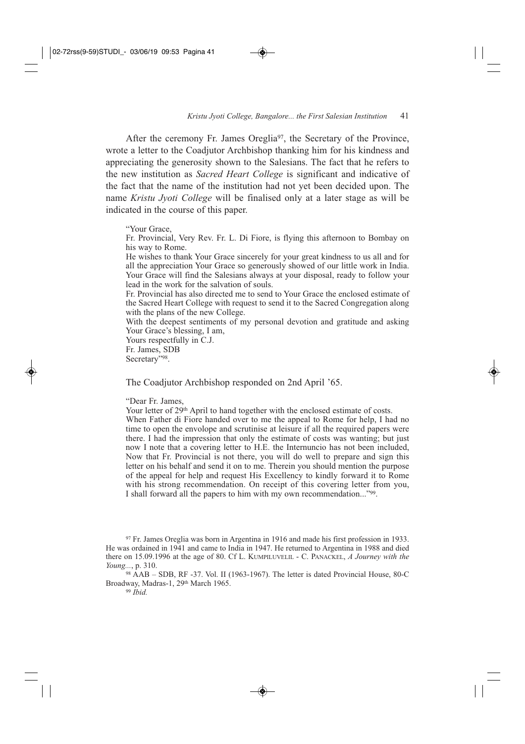After the ceremony Fr. James Oreglia[97], the Secretary of the Province, wrote a letter to the Coadjutor Archbishop thanking him for his kindness and appreciating the generosity shown to the Salesians. The fact that he refers to the new institution as *Sacred Heart College* is significant and indicative of the fact that the name of the institution had not yet been decided upon. The name *Kristu Jyoti College* will be finalised only at a later stage as will be indicated in the course of this paper.

> "Your Grace,
>
> Fr. Provincial, Very Rev. Fr. L. Di Fiore, is flying this afternoon to Bombay on his way to Rome.
>
> He wishes to thank Your Grace sincerely for your great kindness to us all and for all the appreciation Your Grace so generously showed of our little work in India. Your Grace will find the Salesians always at your disposal, ready to follow your lead in the work for the salvation of souls.
>
> Fr. Provincial has also directed me to send to Your Grace the enclosed estimate of the Sacred Heart College with request to send it to the Sacred Congregation along with the plans of the new College.
>
> With the deepest sentiments of my personal devotion and gratitude and asking Your Grace's blessing, I am,
>
> Yours respectfully in C.J.
>
> Fr. James, SDB
>
> Secretary"[98].

The Coadjutor Archbishop responded on 2nd April '65.

> "Dear Fr. James,
>
> Your letter of 29th April to hand together with the enclosed estimate of costs.
>
> When Father di Fiore handed over to me the appeal to Rome for help, I had no time to open the envolope and scrutinise at leisure if all the required papers were there. I had the impression that only the estimate of costs was wanting; but just now I note that a covering letter to H.E. the Internuncio has not been included, Now that Fr. Provincial is not there, you will do well to prepare and sign this letter on his behalf and send it on to me. Therein you should mention the purpose of the appeal for help and request His Excellency to kindly forward it to Rome with his strong recommendation. On receipt of this covering letter from you, I shall forward all the papers to him with my own recommendation..."[99].

---

[97] Fr. James Oreglia was born in Argentina in 1916 and made his first profession in 1933. He was ordained in 1941 and came to India in 1947. He returned to Argentina in 1988 and died there on 15.09.1996 at the age of 80. Cf L. KUMPILUVELIL - C. PANACKEL, *A Journey with the Young...*, p. 310.

[98] AAB – SDB, RF -37. Vol. II (1963-1967). The letter is dated Provincial House, 80-C Broadway, Madras-1, 29th March 1965.

[99] *Ibid.*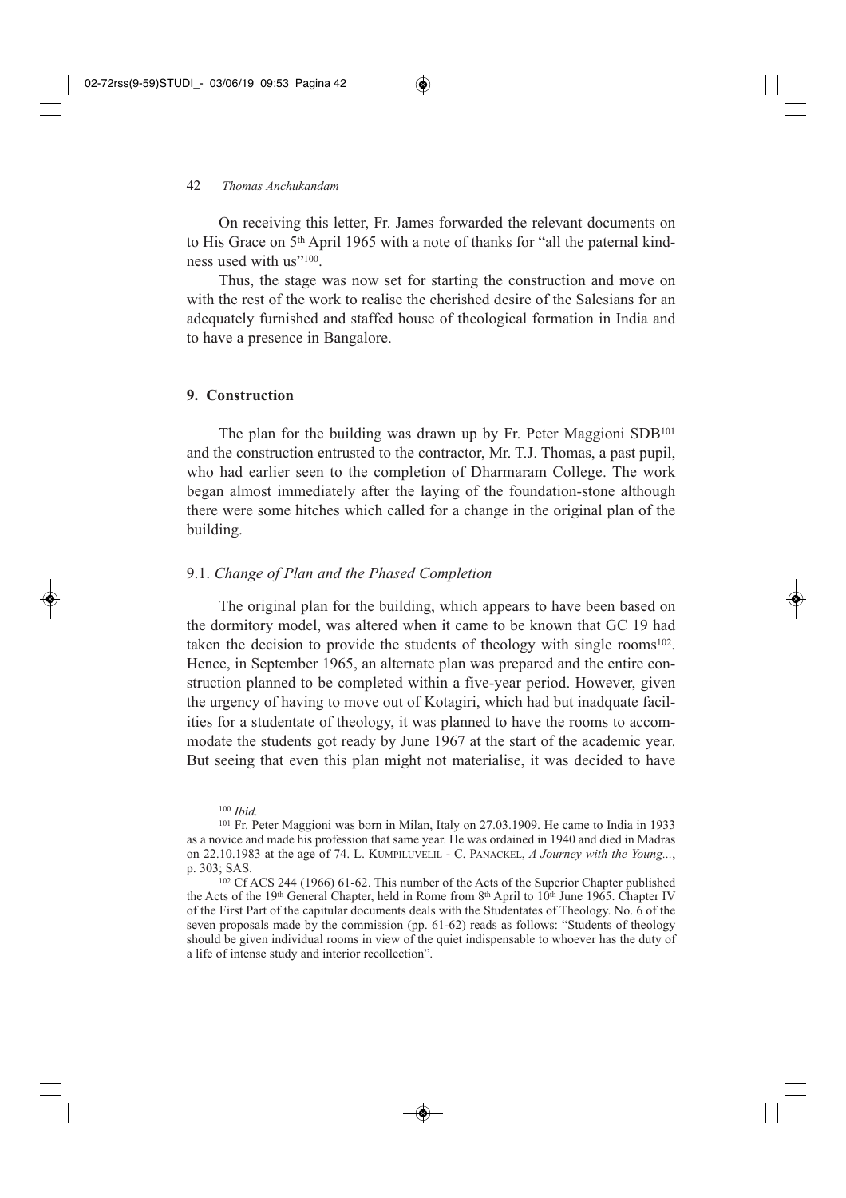On receiving this letter, Fr. James forwarded the relevant documents on to His Grace on 5th April 1965 with a note of thanks for "all the paternal kindness used with us"[100].

Thus, the stage was now set for starting the construction and move on with the rest of the work to realise the cherished desire of the Salesians for an adequately furnished and staffed house of theological formation in India and to have a presence in Bangalore.

## 9. Construction

The plan for the building was drawn up by Fr. Peter Maggioni SDB[101] and the construction entrusted to the contractor, Mr. T.J. Thomas, a past pupil, who had earlier seen to the completion of Dharmaram College. The work began almost immediately after the laying of the foundation-stone although there were some hitches which called for a change in the original plan of the building.

### 9.1. *Change of Plan and the Phased Completion*

The original plan for the building, which appears to have been based on the dormitory model, was altered when it came to be known that GC 19 had taken the decision to provide the students of theology with single rooms[102]. Hence, in September 1965, an alternate plan was prepared and the entire construction planned to be completed within a five-year period. However, given the urgency of having to move out of Kotagiri, which had but inadquate facilities for a studentate of theology, it was planned to have the rooms to accommodate the students got ready by June 1967 at the start of the academic year. But seeing that even this plan might not materialise, it was decided to have

---

[100] *Ibid.*

[101] Fr. Peter Maggioni was born in Milan, Italy on 27.03.1909. He came to India in 1933 as a novice and made his profession that same year. He was ordained in 1940 and died in Madras on 22.10.1983 at the age of 74. L. Kumpiluvelil - C. Panackel, *A Journey with the Young...*, p. 303; SAS.

[102] Cf ACS 244 (1966) 61-62. This number of the Acts of the Superior Chapter published the Acts of the 19th General Chapter, held in Rome from 8th April to 10th June 1965. Chapter IV of the First Part of the capitular documents deals with the Studentates of Theology. No. 6 of the seven proposals made by the commission (pp. 61-62) reads as follows: "Students of theology should be given individual rooms in view of the quiet indispensable to whoever has the duty of a life of intense study and interior recollection".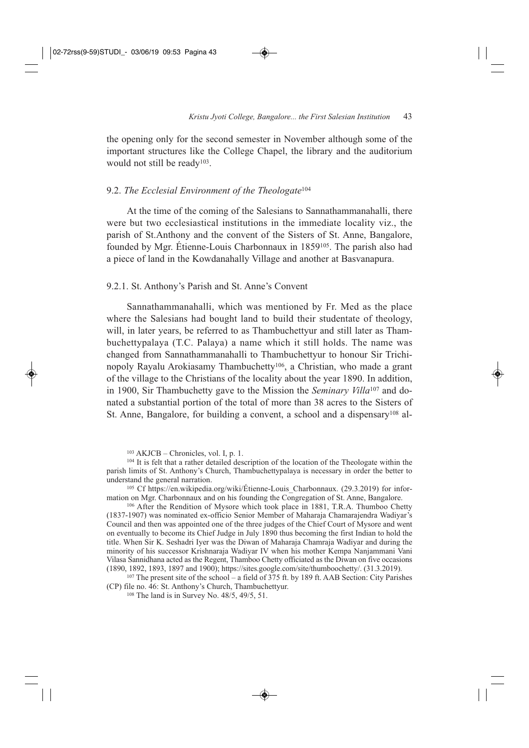the opening only for the second semester in November although some of the important structures like the College Chapel, the library and the auditorium would not still be ready[103].

### 9.2. *The Ecclesial Environment of the Theologate*[104]

At the time of the coming of the Salesians to Sannathammanahalli, there were but two ecclesiastical institutions in the immediate locality viz., the parish of St.Anthony and the convent of the Sisters of St. Anne, Bangalore, founded by Mgr. Étienne-Louis Charbonnaux in 1859[105]. The parish also had a piece of land in the Kowdanahally Village and another at Basvanapura.

#### 9.2.1. St. Anthony's Parish and St. Anne's Convent

Sannathammanahalli, which was mentioned by Fr. Med as the place where the Salesians had bought land to build their studentate of theology, will, in later years, be referred to as Thambuchettyur and still later as Thambuchettypalaya (T.C. Palaya) a name which it still holds. The name was changed from Sannathammanahalli to Thambuchettyur to honour Sir Trichinopoly Rayalu Arokiasamy Thambuchetty[106], a Christian, who made a grant of the village to the Christians of the locality about the year 1890. In addition, in 1900, Sir Thambuchetty gave to the Mission the *Seminary Villa*[107] and donated a substantial portion of the total of more than 38 acres to the Sisters of St. Anne, Bangalore, for building a convent, a school and a dispensary[108] al-

---

[103] AKJCB – Chronicles, vol. I, p. 1.

[104] It is felt that a rather detailed description of the location of the Theologate within the parish limits of St. Anthony's Church, Thambuchettypalaya is necessary in order the better to understand the general narration.

[105] Cf https://en.wikipedia.org/wiki/Étienne-Louis_Charbonnaux. (29.3.2019) for information on Mgr. Charbonnaux and on his founding the Congregation of St. Anne, Bangalore.

[106] After the Rendition of Mysore which took place in 1881, T.R.A. Thumboo Chetty (1837-1907) was nominated ex-officio Senior Member of Maharaja Chamarajendra Wadiyar's Council and then was appointed one of the three judges of the Chief Court of Mysore and went on eventually to become its Chief Judge in July 1890 thus becoming the first Indian to hold the title. When Sir K. Seshadri Iyer was the Diwan of Maharaja Chamraja Wadiyar and during the minority of his successor Krishnaraja Wadiyar IV when his mother Kempa Nanjammani Vani Vilasa Sannidhana acted as the Regent, Thamboo Chetty officiated as the Diwan on five occasions (1890, 1892, 1893, 1897 and 1900); https://sites.google.com/site/thumboochetty/. (31.3.2019).

[107] The present site of the school – a field of 375 ft. by 189 ft. AAB Section: City Parishes (CP) file no. 46: St. Anthony's Church, Thambuchettyur.

[108] The land is in Survey No. 48/5, 49/5, 51.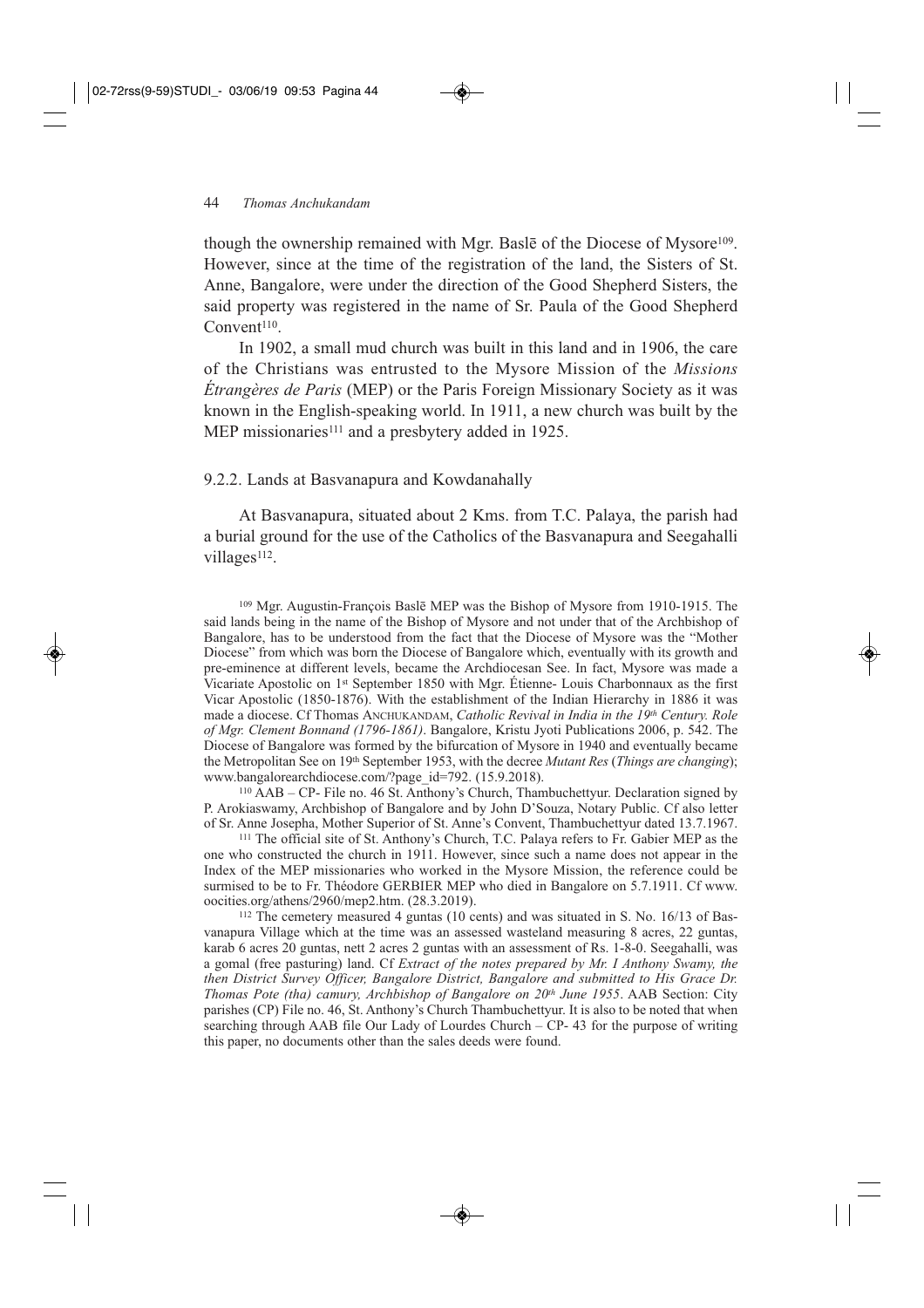though the ownership remained with Mgr. Baslē of the Diocese of Mysore[109]. However, since at the time of the registration of the land, the Sisters of St. Anne, Bangalore, were under the direction of the Good Shepherd Sisters, the said property was registered in the name of Sr. Paula of the Good Shepherd Convent[110].

In 1902, a small mud church was built in this land and in 1906, the care of the Christians was entrusted to the Mysore Mission of the *Missions Étrangères de Paris* (MEP) or the Paris Foreign Missionary Society as it was known in the English-speaking world. In 1911, a new church was built by the MEP missionaries[111] and a presbytery added in 1925.

### 9.2.2. Lands at Basvanapura and Kowdanahally

At Basvanapura, situated about 2 Kms. from T.C. Palaya, the parish had a burial ground for the use of the Catholics of the Basvanapura and Seegahalli villages[112].

[109] Mgr. Augustin-François Baslē MEP was the Bishop of Mysore from 1910-1915. The said lands being in the name of the Bishop of Mysore and not under that of the Archbishop of Bangalore, has to be understood from the fact that the Diocese of Mysore was the "Mother Diocese" from which was born the Diocese of Bangalore which, eventually with its growth and pre-eminence at different levels, became the Archdiocesan See. In fact, Mysore was made a Vicariate Apostolic on 1st September 1850 with Mgr. Étienne- Louis Charbonnaux as the first Vicar Apostolic (1850-1876). With the establishment of the Indian Hierarchy in 1886 it was made a diocese. Cf Thomas ANCHUKANDAM, *Catholic Revival in India in the 19th Century. Role of Mgr. Clement Bonnand (1796-1861)*. Bangalore, Kristu Jyoti Publications 2006, p. 542. The Diocese of Bangalore was formed by the bifurcation of Mysore in 1940 and eventually became the Metropolitan See on 19th September 1953, with the decree *Mutant Res* (*Things are changing*); www.bangalorearchdiocese.com/?page_id=792. (15.9.2018).

[110] AAB – CP- File no. 46 St. Anthony's Church, Thambuchettyur. Declaration signed by P. Arokiaswamy, Archbishop of Bangalore and by John D'Souza, Notary Public. Cf also letter of Sr. Anne Josepha, Mother Superior of St. Anne's Convent, Thambuchettyur dated 13.7.1967.

[111] The official site of St. Anthony's Church, T.C. Palaya refers to Fr. Gabier MEP as the one who constructed the church in 1911. However, since such a name does not appear in the Index of the MEP missionaries who worked in the Mysore Mission, the reference could be surmised to be to Fr. Théodore GERBIER MEP who died in Bangalore on 5.7.1911. Cf www.oocities.org/athens/2960/mep2.htm. (28.3.2019).

[112] The cemetery measured 4 guntas (10 cents) and was situated in S. No. 16/13 of Basvanapura Village which at the time was an assessed wasteland measuring 8 acres, 22 guntas, karab 6 acres 20 guntas, nett 2 acres 2 guntas with an assessment of Rs. 1-8-0. Seegahalli, was a gomal (free pasturing) land. Cf *Extract of the notes prepared by Mr. I Anthony Swamy, the then District Survey Officer, Bangalore District, Bangalore and submitted to His Grace Dr. Thomas Pote (tha) camury, Archbishop of Bangalore on 20th June 1955*. AAB Section: City parishes (CP) File no. 46, St. Anthony's Church Thambuchettyur. It is also to be noted that when searching through AAB file Our Lady of Lourdes Church – CP- 43 for the purpose of writing this paper, no documents other than the sales deeds were found.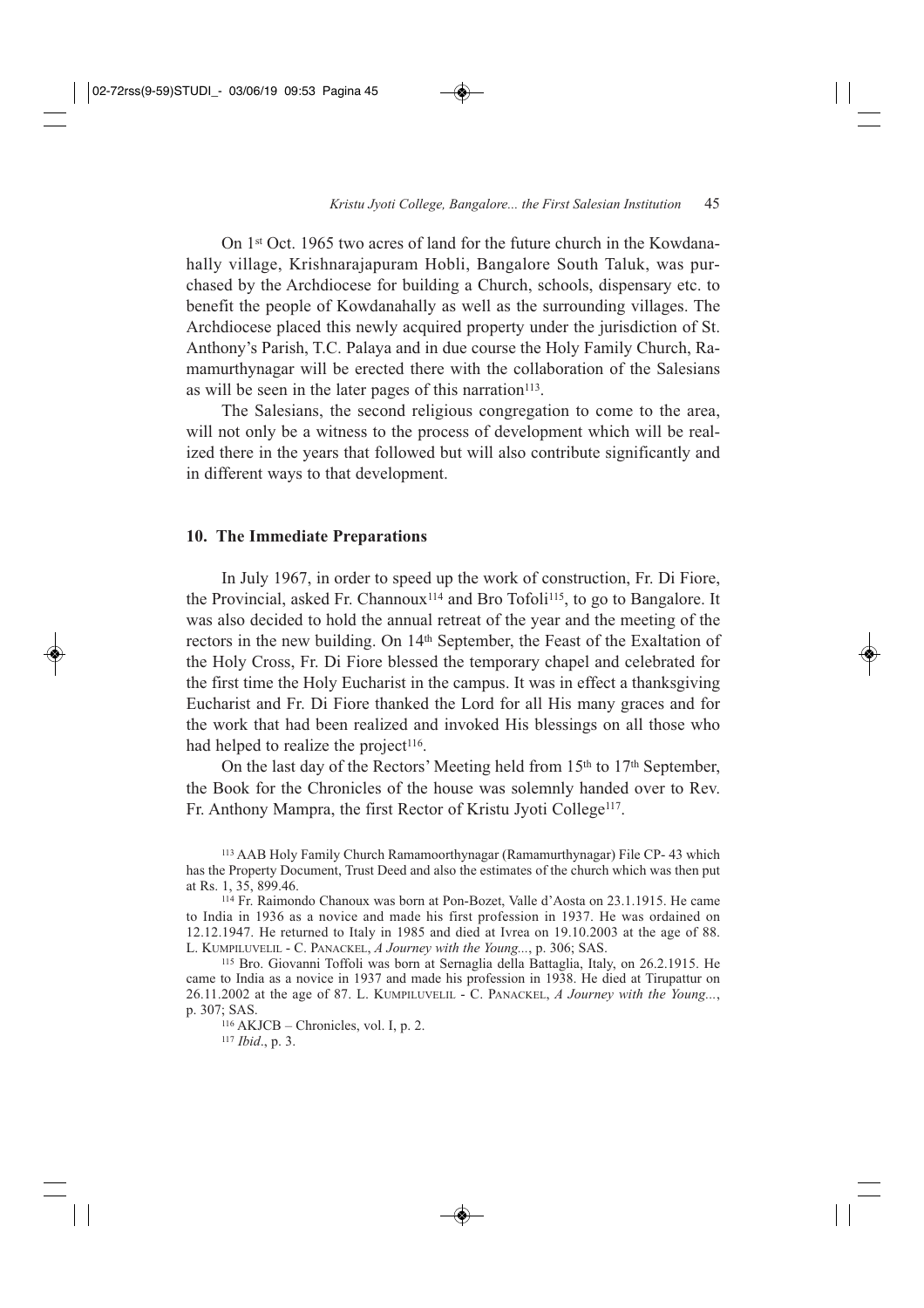On 1st Oct. 1965 two acres of land for the future church in the Kowdanahally village, Krishnarajapuram Hobli, Bangalore South Taluk, was purchased by the Archdiocese for building a Church, schools, dispensary etc. to benefit the people of Kowdanahally as well as the surrounding villages. The Archdiocese placed this newly acquired property under the jurisdiction of St. Anthony's Parish, T.C. Palaya and in due course the Holy Family Church, Ramamurthynagar will be erected there with the collaboration of the Salesians as will be seen in the later pages of this narration[113].

The Salesians, the second religious congregation to come to the area, will not only be a witness to the process of development which will be realized there in the years that followed but will also contribute significantly and in different ways to that development.

## 10. The Immediate Preparations

In July 1967, in order to speed up the work of construction, Fr. Di Fiore, the Provincial, asked Fr. Channoux[114] and Bro Tofoli[115], to go to Bangalore. It was also decided to hold the annual retreat of the year and the meeting of the rectors in the new building. On 14th September, the Feast of the Exaltation of the Holy Cross, Fr. Di Fiore blessed the temporary chapel and celebrated for the first time the Holy Eucharist in the campus. It was in effect a thanksgiving Eucharist and Fr. Di Fiore thanked the Lord for all His many graces and for the work that had been realized and invoked His blessings on all those who had helped to realize the project[116].

On the last day of the Rectors' Meeting held from 15th to 17th September, the Book for the Chronicles of the house was solemnly handed over to Rev. Fr. Anthony Mampra, the first Rector of Kristu Jyoti College[117].

---

[113] AAB Holy Family Church Ramamoorthynagar (Ramamurthynagar) File CP- 43 which has the Property Document, Trust Deed and also the estimates of the church which was then put at Rs. 1, 35, 899.46.

[114] Fr. Raimondo Chanoux was born at Pon-Bozet, Valle d'Aosta on 23.1.1915. He came to India in 1936 as a novice and made his first profession in 1937. He was ordained on 12.12.1947. He returned to Italy in 1985 and died at Ivrea on 19.10.2003 at the age of 88. L. Kumpiluvelil - C. Panackel, *A Journey with the Young...*, p. 306; SAS.

[115] Bro. Giovanni Toffoli was born at Sernaglia della Battaglia, Italy, on 26.2.1915. He came to India as a novice in 1937 and made his profession in 1938. He died at Tirupattur on 26.11.2002 at the age of 87. L. Kumpiluvelil - C. Panackel, *A Journey with the Young...*, p. 307; SAS.

[116] AKJCB – Chronicles, vol. I, p. 2.

[117] *Ibid*., p. 3.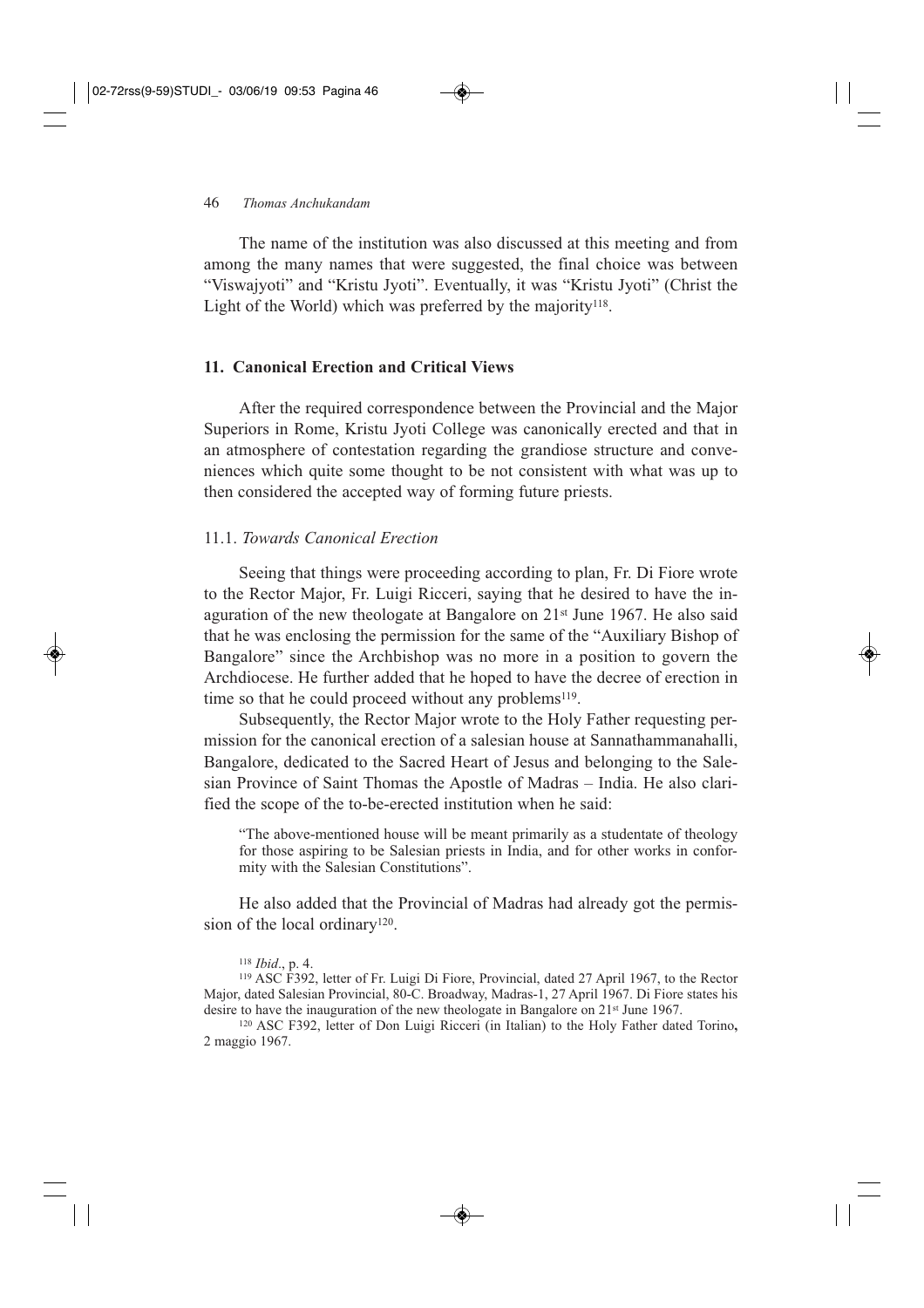The name of the institution was also discussed at this meeting and from among the many names that were suggested, the final choice was between "Viswajyoti" and "Kristu Jyoti". Eventually, it was "Kristu Jyoti" (Christ the Light of the World) which was preferred by the majority[118].

## 11. Canonical Erection and Critical Views

After the required correspondence between the Provincial and the Major Superiors in Rome, Kristu Jyoti College was canonically erected and that in an atmosphere of contestation regarding the grandiose structure and conveniences which quite some thought to be not consistent with what was up to then considered the accepted way of forming future priests.

### 11.1. *Towards Canonical Erection*

Seeing that things were proceeding according to plan, Fr. Di Fiore wrote to the Rector Major, Fr. Luigi Ricceri, saying that he desired to have the inaguration of the new theologate at Bangalore on 21st June 1967. He also said that he was enclosing the permission for the same of the "Auxiliary Bishop of Bangalore" since the Archbishop was no more in a position to govern the Archdiocese. He further added that he hoped to have the decree of erection in time so that he could proceed without any problems[119].

Subsequently, the Rector Major wrote to the Holy Father requesting permission for the canonical erection of a salesian house at Sannathammanahalli, Bangalore, dedicated to the Sacred Heart of Jesus and belonging to the Salesian Province of Saint Thomas the Apostle of Madras – India. He also clarified the scope of the to-be-erected institution when he said:

> "The above-mentioned house will be meant primarily as a studentate of theology for those aspiring to be Salesian priests in India, and for other works in conformity with the Salesian Constitutions".

He also added that the Provincial of Madras had already got the permission of the local ordinary[120].

---

[118] *Ibid*., p. 4.

[119] ASC F392, letter of Fr. Luigi Di Fiore, Provincial, dated 27 April 1967, to the Rector Major, dated Salesian Provincial, 80-C. Broadway, Madras-1, 27 April 1967. Di Fiore states his desire to have the inauguration of the new theologate in Bangalore on 21st June 1967.

[120] ASC F392, letter of Don Luigi Ricceri (in Italian) to the Holy Father dated Torino**,** 2 maggio 1967.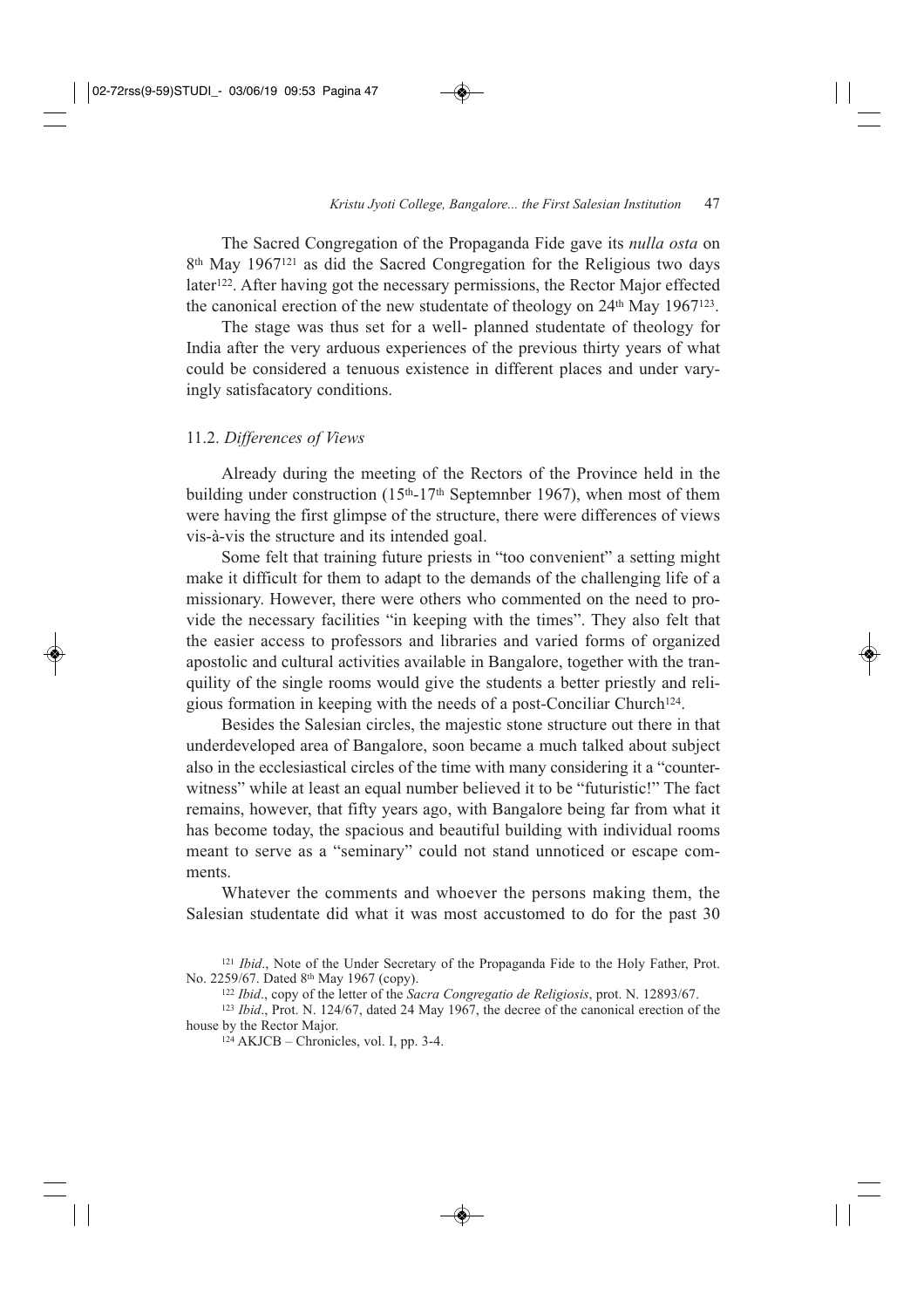The Sacred Congregation of the Propaganda Fide gave its *nulla osta* on 8th May 1967[121] as did the Sacred Congregation for the Religious two days later[122]. After having got the necessary permissions, the Rector Major effected the canonical erection of the new studentate of theology on 24th May 1967[123].

The stage was thus set for a well- planned studentate of theology for India after the very arduous experiences of the previous thirty years of what could be considered a tenuous existence in different places and under varyingly satisfacatory conditions.

### 11.2. *Differences of Views*

Already during the meeting of the Rectors of the Province held in the building under construction (15th-17th Septemnber 1967), when most of them were having the first glimpse of the structure, there were differences of views vis-à-vis the structure and its intended goal.

Some felt that training future priests in "too convenient" a setting might make it difficult for them to adapt to the demands of the challenging life of a missionary. However, there were others who commented on the need to provide the necessary facilities "in keeping with the times". They also felt that the easier access to professors and libraries and varied forms of organized apostolic and cultural activities available in Bangalore, together with the tranquility of the single rooms would give the students a better priestly and religious formation in keeping with the needs of a post-Conciliar Church[124].

Besides the Salesian circles, the majestic stone structure out there in that underdeveloped area of Bangalore, soon became a much talked about subject also in the ecclesiastical circles of the time with many considering it a "counter-witness" while at least an equal number believed it to be "futuristic!" The fact remains, however, that fifty years ago, with Bangalore being far from what it has become today, the spacious and beautiful building with individual rooms meant to serve as a "seminary" could not stand unnoticed or escape comments.

Whatever the comments and whoever the persons making them, the Salesian studentate did what it was most accustomed to do for the past 30

---

[121] *Ibid*., Note of the Under Secretary of the Propaganda Fide to the Holy Father, Prot. No. 2259/67. Dated 8th May 1967 (copy).

[122] *Ibid*., copy of the letter of the *Sacra Congregatio de Religiosis*, prot. N. 12893/67.

[123] *Ibid*., Prot. N. 124/67, dated 24 May 1967, the decree of the canonical erection of the house by the Rector Major.

[124] AKJCB – Chronicles, vol. I, pp. 3-4.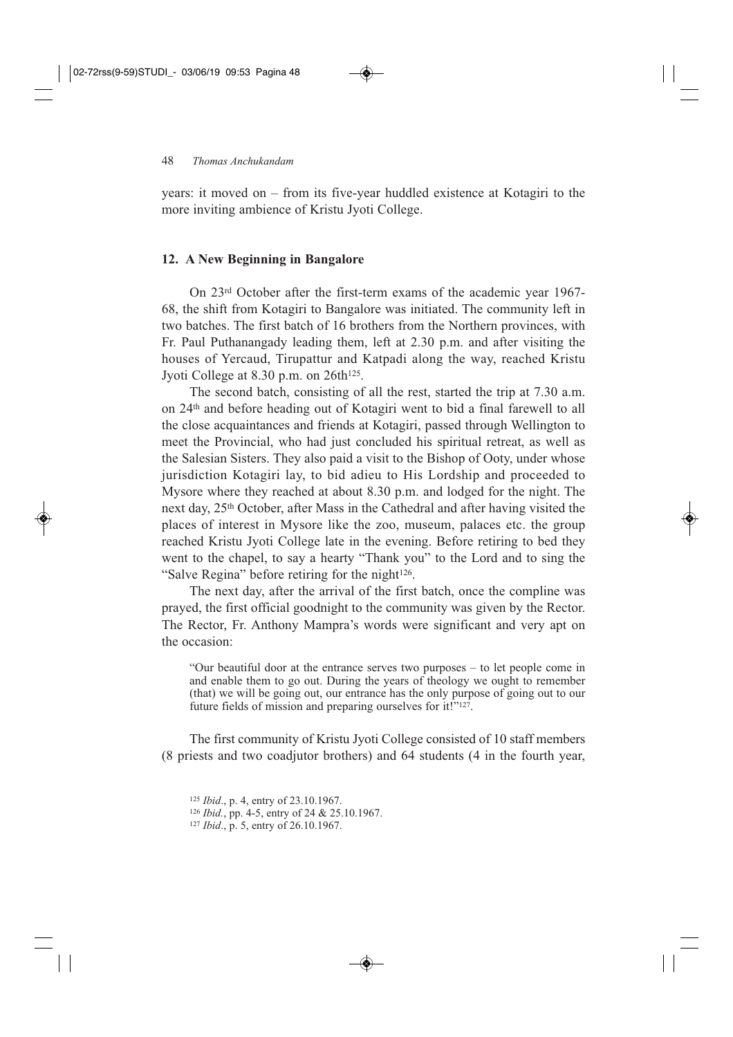years: it moved on – from its five-year huddled existence at Kotagiri to the more inviting ambience of Kristu Jyoti College.

## 12. A New Beginning in Bangalore

On 23rd October after the first-term exams of the academic year 1967-68, the shift from Kotagiri to Bangalore was initiated. The community left in two batches. The first batch of 16 brothers from the Northern provinces, with Fr. Paul Puthanangady leading them, left at 2.30 p.m. and after visiting the houses of Yercaud, Tirupattur and Katpadi along the way, reached Kristu Jyoti College at 8.30 p.m. on 26th[125].

The second batch, consisting of all the rest, started the trip at 7.30 a.m. on 24th and before heading out of Kotagiri went to bid a final farewell to all the close acquaintances and friends at Kotagiri, passed through Wellington to meet the Provincial, who had just concluded his spiritual retreat, as well as the Salesian Sisters. They also paid a visit to the Bishop of Ooty, under whose jurisdiction Kotagiri lay, to bid adieu to His Lordship and proceeded to Mysore where they reached at about 8.30 p.m. and lodged for the night. The next day, 25th October, after Mass in the Cathedral and after having visited the places of interest in Mysore like the zoo, museum, palaces etc. the group reached Kristu Jyoti College late in the evening. Before retiring to bed they went to the chapel, to say a hearty "Thank you" to the Lord and to sing the "Salve Regina" before retiring for the night[126].

The next day, after the arrival of the first batch, once the compline was prayed, the first official goodnight to the community was given by the Rector. The Rector, Fr. Anthony Mampra's words were significant and very apt on the occasion:

> "Our beautiful door at the entrance serves two purposes – to let people come in and enable them to go out. During the years of theology we ought to remember (that) we will be going out, our entrance has the only purpose of going out to our future fields of mission and preparing ourselves for it!"[127].

The first community of Kristu Jyoti College consisted of 10 staff members (8 priests and two coadjutor brothers) and 64 students (4 in the fourth year,

[125] *Ibid*., p. 4, entry of 23.10.1967.
[126] *Ibid.*, pp. 4-5, entry of 24 & 25.10.1967.
[127] *Ibid*., p. 5, entry of 26.10.1967.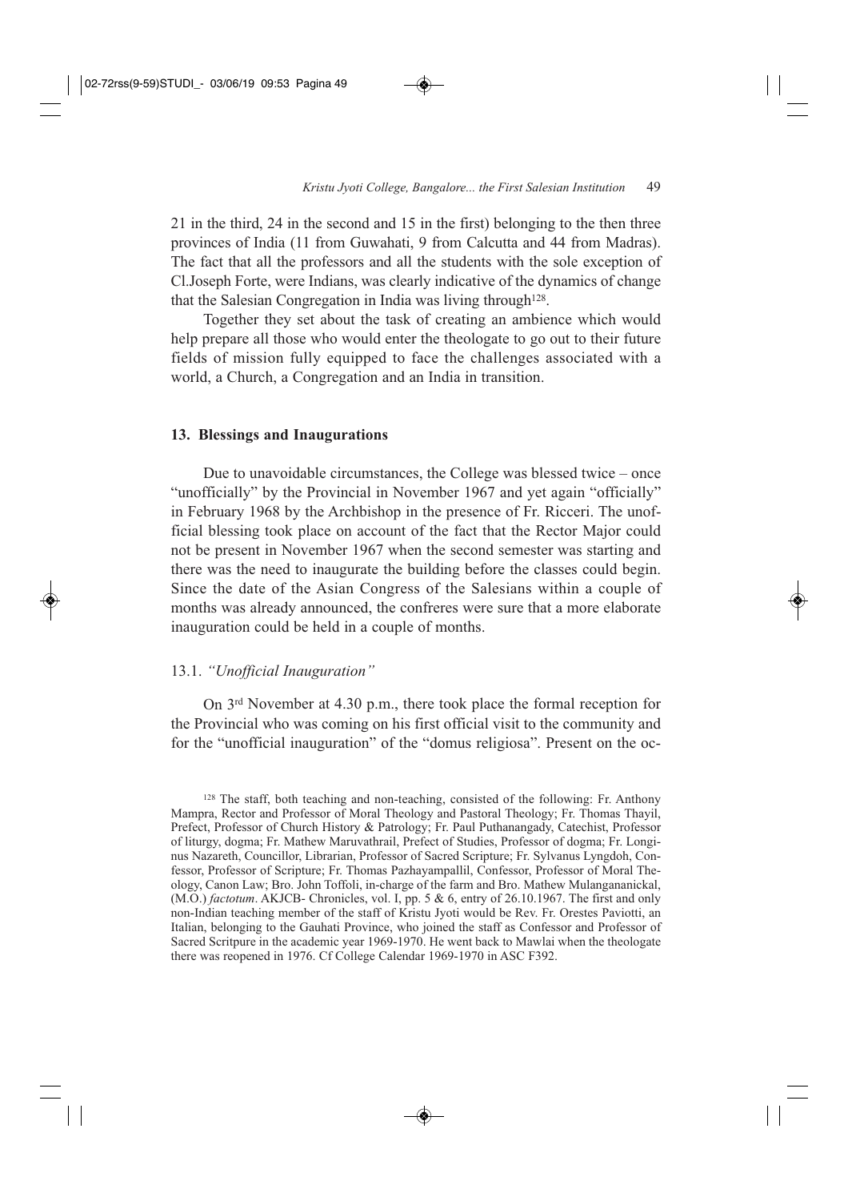21 in the third, 24 in the second and 15 in the first) belonging to the then three provinces of India (11 from Guwahati, 9 from Calcutta and 44 from Madras). The fact that all the professors and all the students with the sole exception of Cl.Joseph Forte, were Indians, was clearly indicative of the dynamics of change that the Salesian Congregation in India was living through[128].

Together they set about the task of creating an ambience which would help prepare all those who would enter the theologate to go out to their future fields of mission fully equipped to face the challenges associated with a world, a Church, a Congregation and an India in transition.

## 13. Blessings and Inaugurations

Due to unavoidable circumstances, the College was blessed twice – once "unofficially" by the Provincial in November 1967 and yet again "officially" in February 1968 by the Archbishop in the presence of Fr. Ricceri. The unofficial blessing took place on account of the fact that the Rector Major could not be present in November 1967 when the second semester was starting and there was the need to inaugurate the building before the classes could begin. Since the date of the Asian Congress of the Salesians within a couple of months was already announced, the confreres were sure that a more elaborate inauguration could be held in a couple of months.

### 13.1. *"Unofficial Inauguration"*

On 3rd November at 4.30 p.m., there took place the formal reception for the Provincial who was coming on his first official visit to the community and for the "unofficial inauguration" of the "domus religiosa". Present on the oc-

[128] The staff, both teaching and non-teaching, consisted of the following: Fr. Anthony Mampra, Rector and Professor of Moral Theology and Pastoral Theology; Fr. Thomas Thayil, Prefect, Professor of Church History & Patrology; Fr. Paul Puthanangady, Catechist, Professor of liturgy, dogma; Fr. Mathew Maruvathrail, Prefect of Studies, Professor of dogma; Fr. Longinus Nazareth, Councillor, Librarian, Professor of Sacred Scripture; Fr. Sylvanus Lyngdoh, Confessor, Professor of Scripture; Fr. Thomas Pazhayampallil, Confessor, Professor of Moral Theology, Canon Law; Bro. John Toffoli, in-charge of the farm and Bro. Mathew Mulangananickal, (M.O.) *factotum*. AKJCB- Chronicles, vol. I, pp. 5 & 6, entry of 26.10.1967. The first and only non-Indian teaching member of the staff of Kristu Jyoti would be Rev. Fr. Orestes Paviotti, an Italian, belonging to the Gauhati Province, who joined the staff as Confessor and Professor of Sacred Scritpure in the academic year 1969-1970. He went back to Mawlai when the theologate there was reopened in 1976. Cf College Calendar 1969-1970 in ASC F392.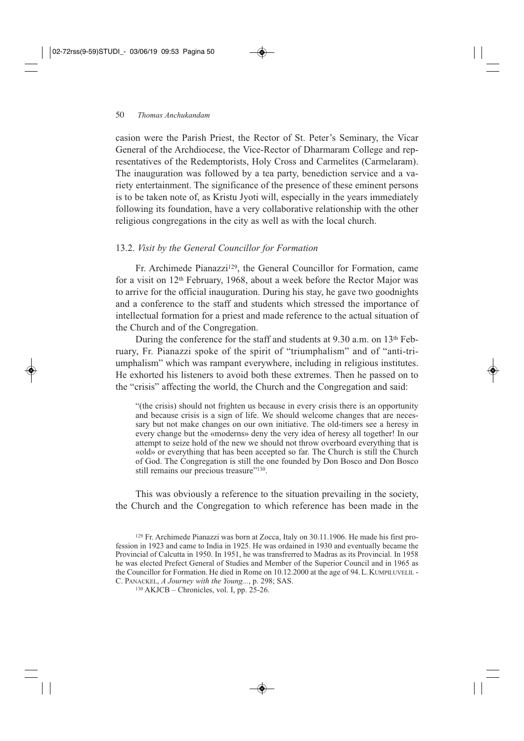casion were the Parish Priest, the Rector of St. Peter's Seminary, the Vicar General of the Archdiocese, the Vice-Rector of Dharmaram College and representatives of the Redemptorists, Holy Cross and Carmelites (Carmelaram). The inauguration was followed by a tea party, benediction service and a variety entertainment. The significance of the presence of these eminent persons is to be taken note of, as Kristu Jyoti will, especially in the years immediately following its foundation, have a very collaborative relationship with the other religious congregations in the city as well as with the local church.

### 13.2. *Visit by the General Councillor for Formation*

Fr. Archimede Pianazzi[129], the General Councillor for Formation, came for a visit on 12th February, 1968, about a week before the Rector Major was to arrive for the official inauguration. During his stay, he gave two goodnights and a conference to the staff and students which stressed the importance of intellectual formation for a priest and made reference to the actual situation of the Church and of the Congregation.

During the conference for the staff and students at 9.30 a.m. on 13th February, Fr. Pianazzi spoke of the spirit of "triumphalism" and of "anti-triumphalism" which was rampant everywhere, including in religious institutes. He exhorted his listeners to avoid both these extremes. Then he passed on to the "crisis" affecting the world, the Church and the Congregation and said:

> "(the crisis) should not frighten us because in every crisis there is an opportunity and because crisis is a sign of life. We should welcome changes that are necessary but not make changes on our own initiative. The old-timers see a heresy in every change but the «moderns» deny the very idea of heresy all together! In our attempt to seize hold of the new we should not throw overboard everything that is «old» or everything that has been accepted so far. The Church is still the Church of God. The Congregation is still the one founded by Don Bosco and Don Bosco still remains our precious treasure"[130].

This was obviously a reference to the situation prevailing in the society, the Church and the Congregation to which reference has been made in the

[129] Fr. Archimede Pianazzi was born at Zocca, Italy on 30.11.1906. He made his first profession in 1923 and came to India in 1925. He was ordained in 1930 and eventually became the Provincial of Calcutta in 1950. In 1951, he was transfrerred to Madras as its Provincial. In 1958 he was elected Prefect General of Studies and Member of the Superior Council and in 1965 as the Councillor for Formation. He died in Rome on 10.12.2000 at the age of 94. L. Kumpiluvelil - C. Panackel, *A Journey with the Young...*, p. 298; SAS.

[130] AKJCB – Chronicles, vol. I, pp. 25-26.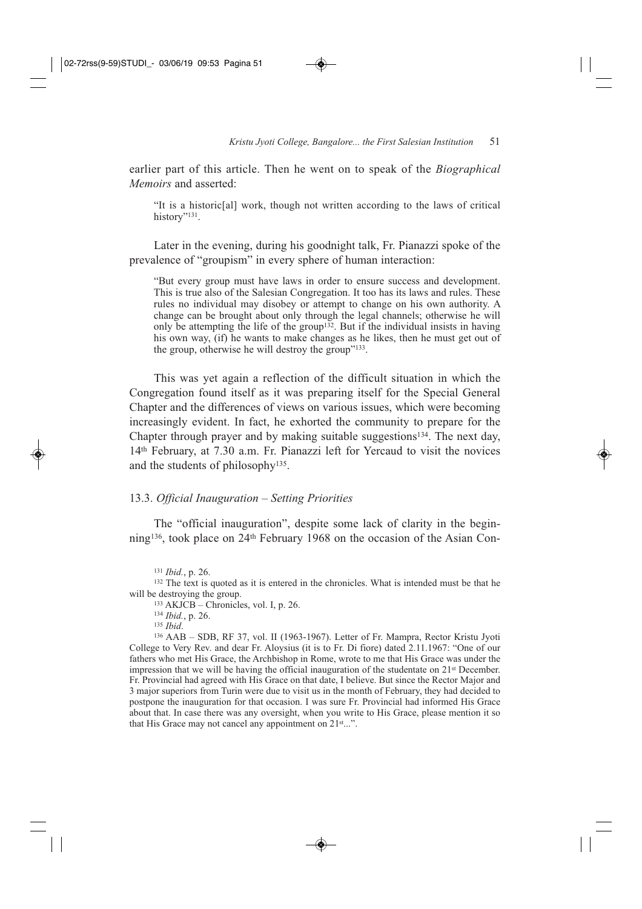earlier part of this article. Then he went on to speak of the *Biographical Memoirs* and asserted:

> "It is a historic[al] work, though not written according to the laws of critical history"[131].

Later in the evening, during his goodnight talk, Fr. Pianazzi spoke of the prevalence of "groupism" in every sphere of human interaction:

> "But every group must have laws in order to ensure success and development. This is true also of the Salesian Congregation. It too has its laws and rules. These rules no individual may disobey or attempt to change on his own authority. A change can be brought about only through the legal channels; otherwise he will only be attempting the life of the group[132]. But if the individual insists in having his own way, (if) he wants to make changes as he likes, then he must get out of the group, otherwise he will destroy the group"[133].

This was yet again a reflection of the difficult situation in which the Congregation found itself as it was preparing itself for the Special General Chapter and the differences of views on various issues, which were becoming increasingly evident. In fact, he exhorted the community to prepare for the Chapter through prayer and by making suitable suggestions[134]. The next day, 14th February, at 7.30 a.m. Fr. Pianazzi left for Yercaud to visit the novices and the students of philosophy[135].

### 13.3. *Official Inauguration – Setting Priorities*

The "official inauguration", despite some lack of clarity in the beginning[136], took place on 24th February 1968 on the occasion of the Asian Con-

---

[131] *Ibid.*, p. 26.

[132] The text is quoted as it is entered in the chronicles. What is intended must be that he will be destroying the group.

[133] AKJCB – Chronicles, vol. I, p. 26.

[134] *Ibid.*, p. 26.

[135] *Ibid*.

[136] AAB – SDB, RF 37, vol. II (1963-1967). Letter of Fr. Mampra, Rector Kristu Jyoti College to Very Rev. and dear Fr. Aloysius (it is to Fr. Di fiore) dated 2.11.1967: "One of our fathers who met His Grace, the Archbishop in Rome, wrote to me that His Grace was under the impression that we will be having the official inauguration of the studentate on 21st December. Fr. Provincial had agreed with His Grace on that date, I believe. But since the Rector Major and 3 major superiors from Turin were due to visit us in the month of February, they had decided to postpone the inauguration for that occasion. I was sure Fr. Provincial had informed His Grace about that. In case there was any oversight, when you write to His Grace, please mention it so that His Grace may not cancel any appointment on 21st...".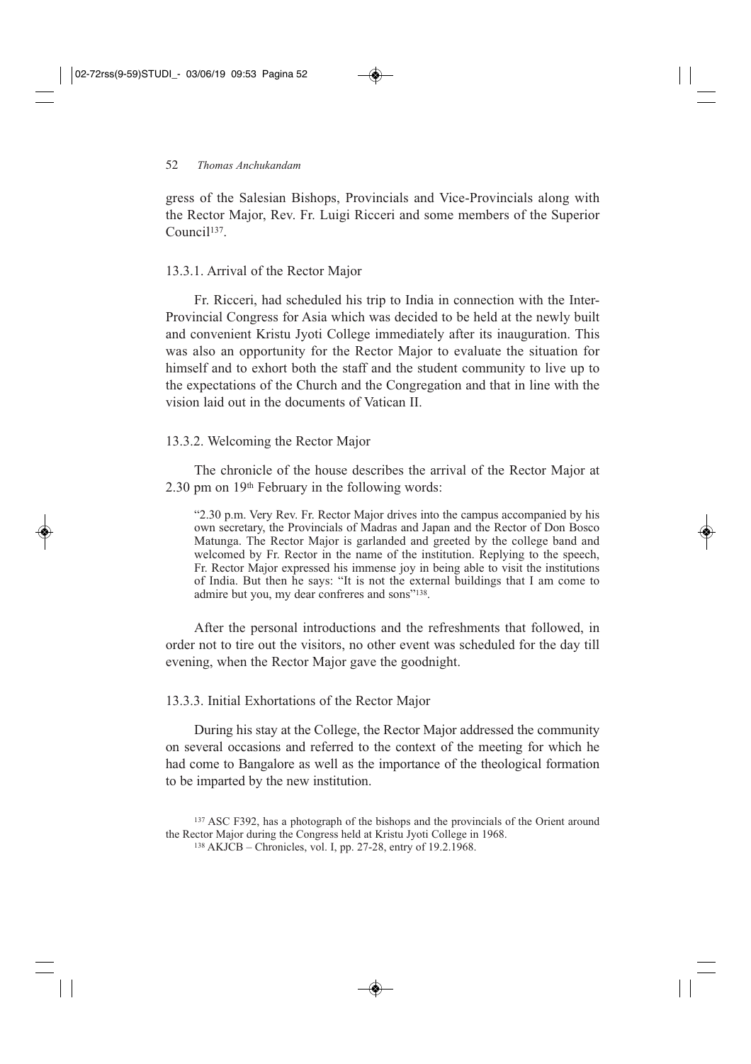gress of the Salesian Bishops, Provincials and Vice-Provincials along with the Rector Major, Rev. Fr. Luigi Ricceri and some members of the Superior Council[137].

### 13.3.1. Arrival of the Rector Major

Fr. Ricceri, had scheduled his trip to India in connection with the Inter-Provincial Congress for Asia which was decided to be held at the newly built and convenient Kristu Jyoti College immediately after its inauguration. This was also an opportunity for the Rector Major to evaluate the situation for himself and to exhort both the staff and the student community to live up to the expectations of the Church and the Congregation and that in line with the vision laid out in the documents of Vatican II.

### 13.3.2. Welcoming the Rector Major

The chronicle of the house describes the arrival of the Rector Major at 2.30 pm on 19th February in the following words:

> "2.30 p.m. Very Rev. Fr. Rector Major drives into the campus accompanied by his own secretary, the Provincials of Madras and Japan and the Rector of Don Bosco Matunga. The Rector Major is garlanded and greeted by the college band and welcomed by Fr. Rector in the name of the institution. Replying to the speech, Fr. Rector Major expressed his immense joy in being able to visit the institutions of India. But then he says: "It is not the external buildings that I am come to admire but you, my dear confreres and sons"[138].

After the personal introductions and the refreshments that followed, in order not to tire out the visitors, no other event was scheduled for the day till evening, when the Rector Major gave the goodnight.

### 13.3.3. Initial Exhortations of the Rector Major

During his stay at the College, the Rector Major addressed the community on several occasions and referred to the context of the meeting for which he had come to Bangalore as well as the importance of the theological formation to be imparted by the new institution.

---

[137] ASC F392, has a photograph of the bishops and the provincials of the Orient around the Rector Major during the Congress held at Kristu Jyoti College in 1968.

[138] AKJCB – Chronicles, vol. I, pp. 27-28, entry of 19.2.1968.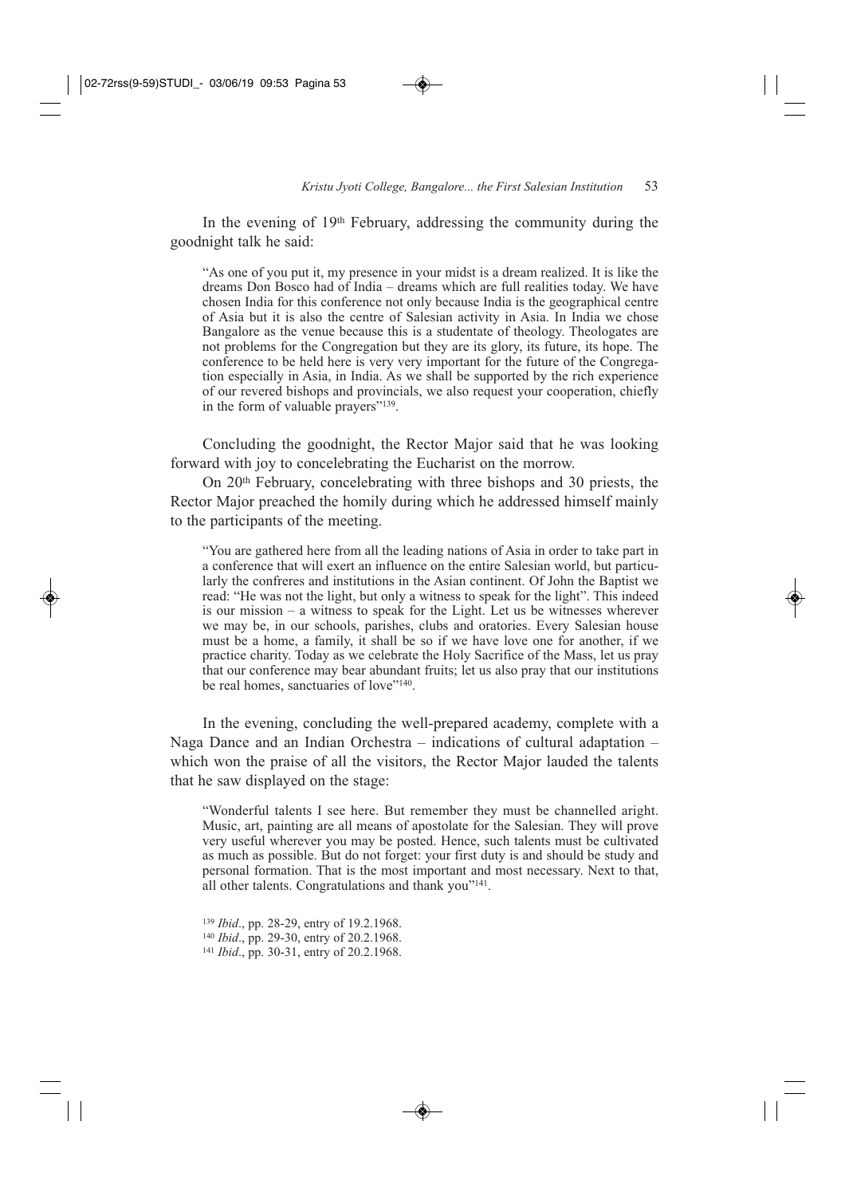In the evening of 19th February, addressing the community during the goodnight talk he said:

> "As one of you put it, my presence in your midst is a dream realized. It is like the dreams Don Bosco had of India – dreams which are full realities today. We have chosen India for this conference not only because India is the geographical centre of Asia but it is also the centre of Salesian activity in Asia. In India we chose Bangalore as the venue because this is a studentate of theology. Theologates are not problems for the Congregation but they are its glory, its future, its hope. The conference to be held here is very very important for the future of the Congregation especially in Asia, in India. As we shall be supported by the rich experience of our revered bishops and provincials, we also request your cooperation, chiefly in the form of valuable prayers"[139].

Concluding the goodnight, the Rector Major said that he was looking forward with joy to concelebrating the Eucharist on the morrow.

On 20th February, concelebrating with three bishops and 30 priests, the Rector Major preached the homily during which he addressed himself mainly to the participants of the meeting.

> "You are gathered here from all the leading nations of Asia in order to take part in a conference that will exert an influence on the entire Salesian world, but particularly the confreres and institutions in the Asian continent. Of John the Baptist we read: "He was not the light, but only a witness to speak for the light". This indeed is our mission – a witness to speak for the Light. Let us be witnesses wherever we may be, in our schools, parishes, clubs and oratories. Every Salesian house must be a home, a family, it shall be so if we have love one for another, if we practice charity. Today as we celebrate the Holy Sacrifice of the Mass, let us pray that our conference may bear abundant fruits; let us also pray that our institutions be real homes, sanctuaries of love"[140].

In the evening, concluding the well-prepared academy, complete with a Naga Dance and an Indian Orchestra – indications of cultural adaptation – which won the praise of all the visitors, the Rector Major lauded the talents that he saw displayed on the stage:

> "Wonderful talents I see here. But remember they must be channelled aright. Music, art, painting are all means of apostolate for the Salesian. They will prove very useful wherever you may be posted. Hence, such talents must be cultivated as much as possible. But do not forget: your first duty is and should be study and personal formation. That is the most important and most necessary. Next to that, all other talents. Congratulations and thank you"[141].

---

[139] *Ibid*., pp. 28-29, entry of 19.2.1968.

[140] *Ibid*., pp. 29-30, entry of 20.2.1968.

[141] *Ibid*., pp. 30-31, entry of 20.2.1968.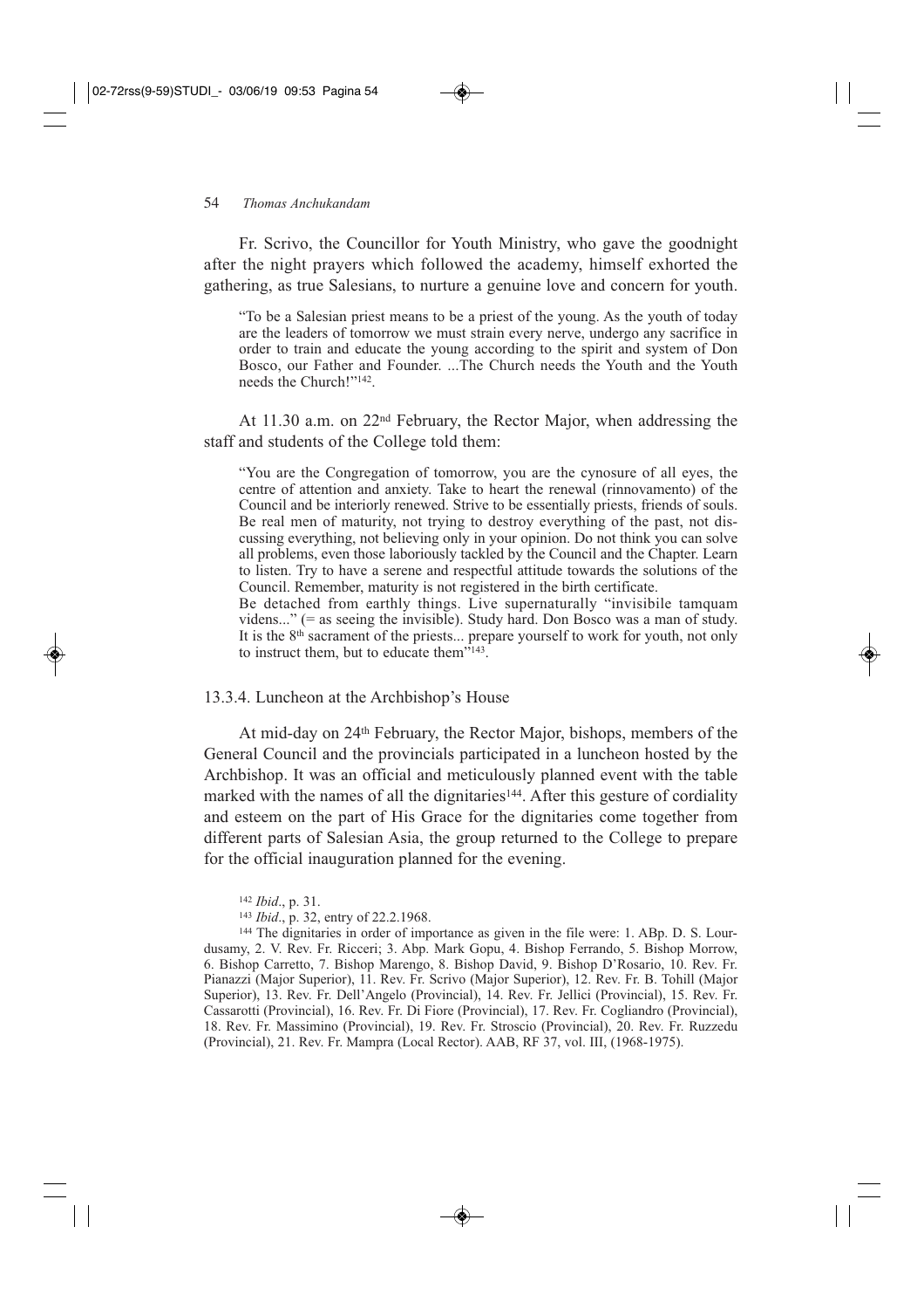Fr. Scrivo, the Councillor for Youth Ministry, who gave the goodnight after the night prayers which followed the academy, himself exhorted the gathering, as true Salesians, to nurture a genuine love and concern for youth.

> "To be a Salesian priest means to be a priest of the young. As the youth of today are the leaders of tomorrow we must strain every nerve, undergo any sacrifice in order to train and educate the young according to the spirit and system of Don Bosco, our Father and Founder. ...The Church needs the Youth and the Youth needs the Church!"[142].

At 11.30 a.m. on 22nd February, the Rector Major, when addressing the staff and students of the College told them:

> "You are the Congregation of tomorrow, you are the cynosure of all eyes, the centre of attention and anxiety. Take to heart the renewal (rinnovamento) of the Council and be interiorly renewed. Strive to be essentially priests, friends of souls. Be real men of maturity, not trying to destroy everything of the past, not discussing everything, not believing only in your opinion. Do not think you can solve all problems, even those laboriously tackled by the Council and the Chapter. Learn to listen. Try to have a serene and respectful attitude towards the solutions of the Council. Remember, maturity is not registered in the birth certificate.
> Be detached from earthly things. Live supernaturally "invisibile tamquam videns..." (= as seeing the invisible). Study hard. Don Bosco was a man of study. It is the 8th sacrament of the priests... prepare yourself to work for youth, not only to instruct them, but to educate them"[143].

### 13.3.4. Luncheon at the Archbishop's House

At mid-day on 24th February, the Rector Major, bishops, members of the General Council and the provincials participated in a luncheon hosted by the Archbishop. It was an official and meticulously planned event with the table marked with the names of all the dignitaries[144]. After this gesture of cordiality and esteem on the part of His Grace for the dignitaries come together from different parts of Salesian Asia, the group returned to the College to prepare for the official inauguration planned for the evening.

---

[142] *Ibid*., p. 31.

[143] *Ibid*., p. 32, entry of 22.2.1968.

[144] The dignitaries in order of importance as given in the file were: 1. ABp. D. S. Lourdusamy, 2. V. Rev. Fr. Ricceri; 3. Abp. Mark Gopu, 4. Bishop Ferrando, 5. Bishop Morrow, 6. Bishop Carretto, 7. Bishop Marengo, 8. Bishop David, 9. Bishop D'Rosario, 10. Rev. Fr. Pianazzi (Major Superior), 11. Rev. Fr. Scrivo (Major Superior), 12. Rev. Fr. B. Tohill (Major Superior), 13. Rev. Fr. Dell'Angelo (Provincial), 14. Rev. Fr. Jellici (Provincial), 15. Rev. Fr. Cassarotti (Provincial), 16. Rev. Fr. Di Fiore (Provincial), 17. Rev. Fr. Cogliandro (Provincial), 18. Rev. Fr. Massimino (Provincial), 19. Rev. Fr. Stroscio (Provincial), 20. Rev. Fr. Ruzzedu (Provincial), 21. Rev. Fr. Mampra (Local Rector). AAB, RF 37, vol. III, (1968-1975).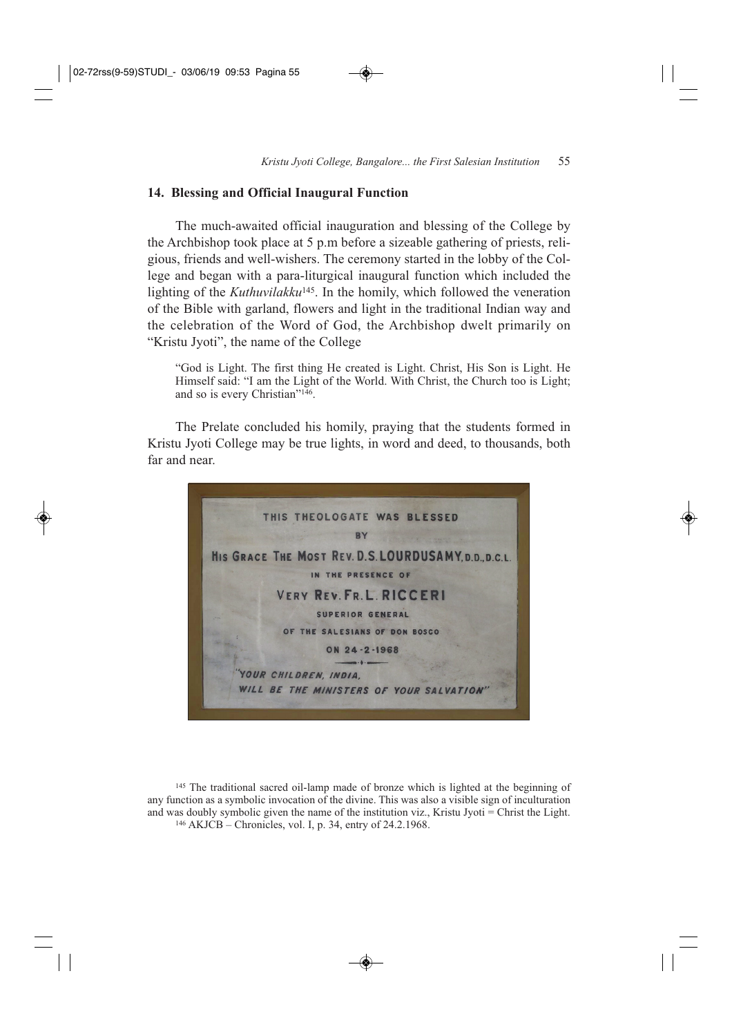## 14. Blessing and Official Inaugural Function

The much-awaited official inauguration and blessing of the College by the Archbishop took place at 5 p.m before a sizeable gathering of priests, religious, friends and well-wishers. The ceremony started in the lobby of the College and began with a para-liturgical inaugural function which included the lighting of the *Kuthuvilakku*[145]. In the homily, which followed the veneration of the Bible with garland, flowers and light in the traditional Indian way and the celebration of the Word of God, the Archbishop dwelt primarily on "Kristu Jyoti", the name of the College

> "God is Light. The first thing He created is Light. Christ, His Son is Light. He Himself said: "I am the Light of the World. With Christ, the Church too is Light; and so is every Christian"[146].

The Prelate concluded his homily, praying that the students formed in Kristu Jyoti College may be true lights, in word and deed, to thousands, both far and near.

THIS THEOLOGATE WAS BLESSED
BY
HIS GRACE THE MOST REV. D.S. LOURDUSAMY, D.D., D.C.L.
IN THE PRESENCE OF
VERY REV. FR. L. RICCERI
SUPERIOR GENERAL
OF THE SALESIANS OF DON BOSCO
ON 24-2-1968
"YOUR CHILDREN, INDIA,
WILL BE THE MINISTERS OF YOUR SALVATION"

---

[145] The traditional sacred oil-lamp made of bronze which is lighted at the beginning of any function as a symbolic invocation of the divine. This was also a visible sign of inculturation and was doubly symbolic given the name of the institution viz., Kristu Jyoti = Christ the Light.

[146] AKJCB – Chronicles, vol. I, p. 34, entry of 24.2.1968.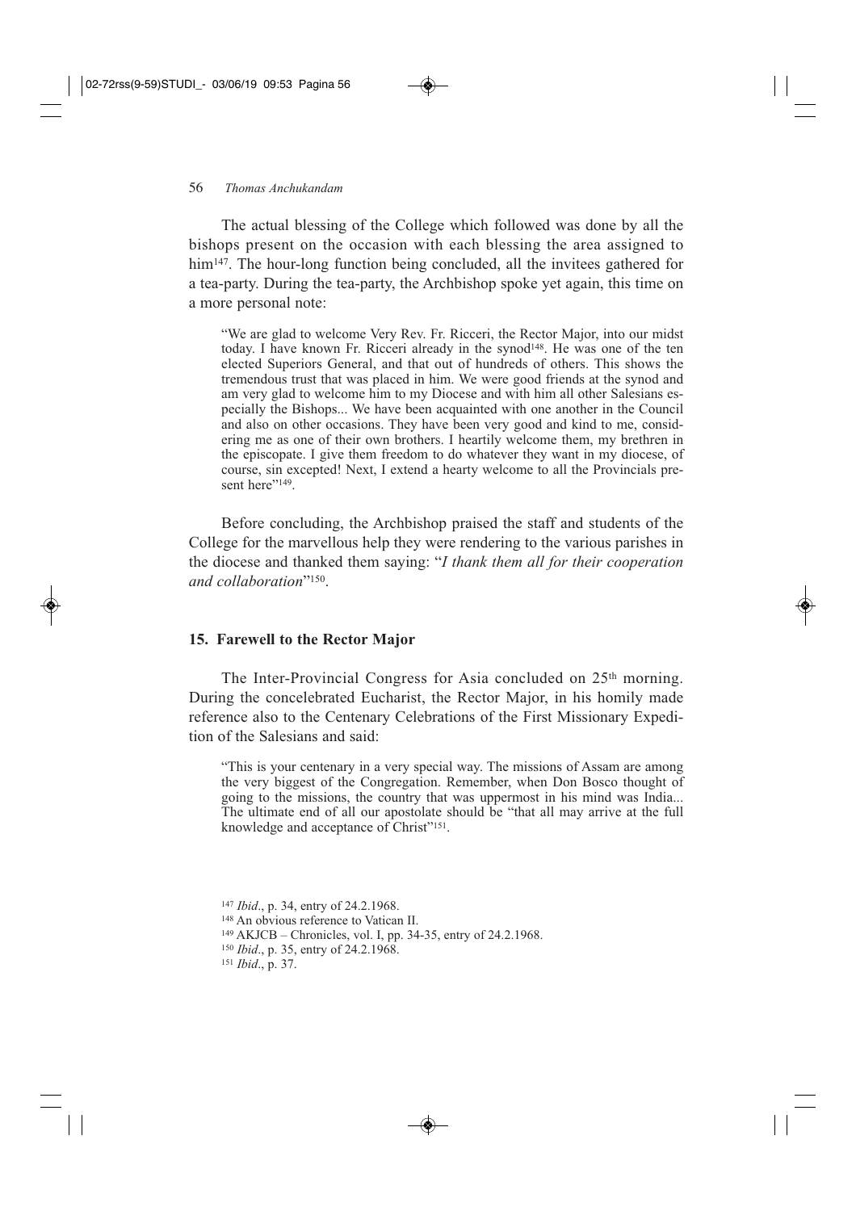The actual blessing of the College which followed was done by all the bishops present on the occasion with each blessing the area assigned to him[147]. The hour-long function being concluded, all the invitees gathered for a tea-party. During the tea-party, the Archbishop spoke yet again, this time on a more personal note:

> "We are glad to welcome Very Rev. Fr. Ricceri, the Rector Major, into our midst today. I have known Fr. Ricceri already in the synod[148]. He was one of the ten elected Superiors General, and that out of hundreds of others. This shows the tremendous trust that was placed in him. We were good friends at the synod and am very glad to welcome him to my Diocese and with him all other Salesians especially the Bishops... We have been acquainted with one another in the Council and also on other occasions. They have been very good and kind to me, considering me as one of their own brothers. I heartily welcome them, my brethren in the episcopate. I give them freedom to do whatever they want in my diocese, of course, sin excepted! Next, I extend a hearty welcome to all the Provincials present here"[149].

Before concluding, the Archbishop praised the staff and students of the College for the marvellous help they were rendering to the various parishes in the diocese and thanked them saying: "*I thank them all for their cooperation and collaboration*"[150].

## 15. Farewell to the Rector Major

The Inter-Provincial Congress for Asia concluded on 25th morning. During the concelebrated Eucharist, the Rector Major, in his homily made reference also to the Centenary Celebrations of the First Missionary Expedition of the Salesians and said:

> "This is your centenary in a very special way. The missions of Assam are among the very biggest of the Congregation. Remember, when Don Bosco thought of going to the missions, the country that was uppermost in his mind was India... The ultimate end of all our apostolate should be "that all may arrive at the full knowledge and acceptance of Christ"[151].

---

[147] *Ibid*., p. 34, entry of 24.2.1968.

[148] An obvious reference to Vatican II.

[149] AKJCB – Chronicles, vol. I, pp. 34-35, entry of 24.2.1968.

[150] *Ibid*., p. 35, entry of 24.2.1968.

[151] *Ibid*., p. 37.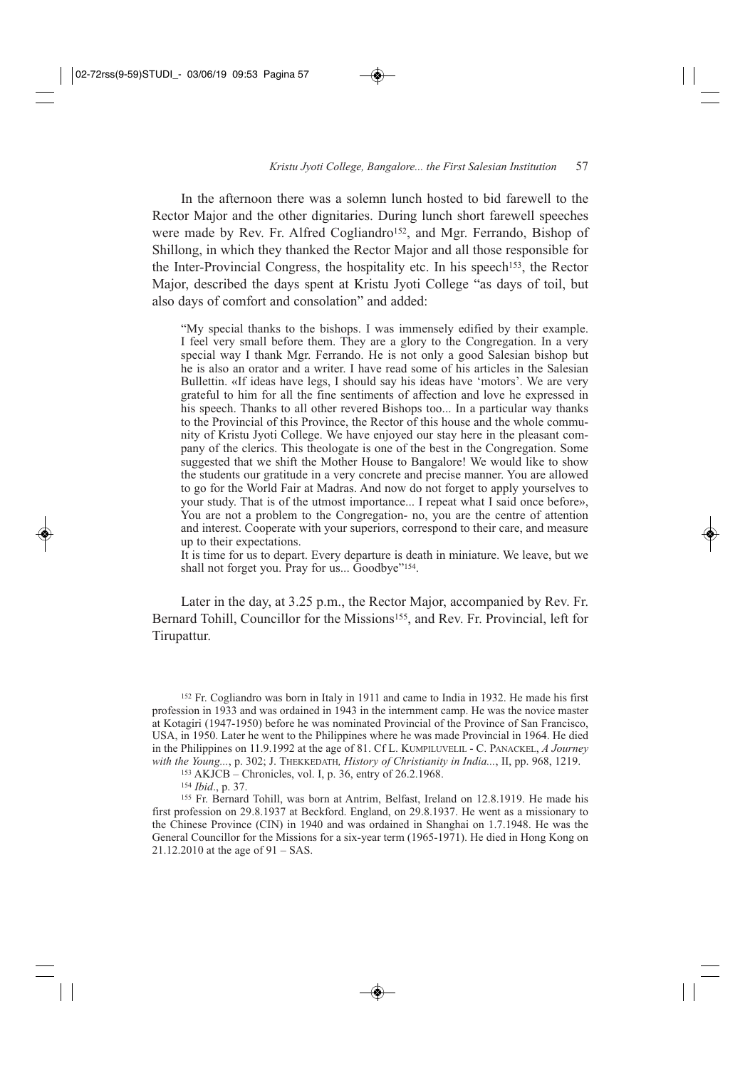In the afternoon there was a solemn lunch hosted to bid farewell to the Rector Major and the other dignitaries. During lunch short farewell speeches were made by Rev. Fr. Alfred Cogliandro[152], and Mgr. Ferrando, Bishop of Shillong, in which they thanked the Rector Major and all those responsible for the Inter-Provincial Congress, the hospitality etc. In his speech[153], the Rector Major, described the days spent at Kristu Jyoti College "as days of toil, but also days of comfort and consolation" and added:

> "My special thanks to the bishops. I was immensely edified by their example. I feel very small before them. They are a glory to the Congregation. In a very special way I thank Mgr. Ferrando. He is not only a good Salesian bishop but he is also an orator and a writer. I have read some of his articles in the Salesian Bullettin. «If ideas have legs, I should say his ideas have 'motors'. We are very grateful to him for all the fine sentiments of affection and love he expressed in his speech. Thanks to all other revered Bishops too... In a particular way thanks to the Provincial of this Province, the Rector of this house and the whole community of Kristu Jyoti College. We have enjoyed our stay here in the pleasant company of the clerics. This theologate is one of the best in the Congregation. Some suggested that we shift the Mother House to Bangalore! We would like to show the students our gratitude in a very concrete and precise manner. You are allowed to go for the World Fair at Madras. And now do not forget to apply yourselves to your study. That is of the utmost importance... I repeat what I said once before», You are not a problem to the Congregation- no, you are the centre of attention and interest. Cooperate with your superiors, correspond to their care, and measure up to their expectations.
>
> It is time for us to depart. Every departure is death in miniature. We leave, but we shall not forget you. Pray for us... Goodbye"[154].

Later in the day, at 3.25 p.m., the Rector Major, accompanied by Rev. Fr. Bernard Tohill, Councillor for the Missions[155], and Rev. Fr. Provincial, left for Tirupattur.

---

[152] Fr. Cogliandro was born in Italy in 1911 and came to India in 1932. He made his first profession in 1933 and was ordained in 1943 in the internment camp. He was the novice master at Kotagiri (1947-1950) before he was nominated Provincial of the Province of San Francisco, USA, in 1950. Later he went to the Philippines where he was made Provincial in 1964. He died in the Philippines on 11.9.1992 at the age of 81. Cf L. Kumpiluvelil - C. Panackel, *A Journey with the Young...*, p. 302; J. Thekkedath, *History of Christianity in India...*, II, pp. 968, 1219.

[153] AKJCB – Chronicles, vol. I, p. 36, entry of 26.2.1968.

[154] *Ibid*., p. 37.

[155] Fr. Bernard Tohill, was born at Antrim, Belfast, Ireland on 12.8.1919. He made his first profession on 29.8.1937 at Beckford. England, on 29.8.1937. He went as a missionary to the Chinese Province (CIN) in 1940 and was ordained in Shanghai on 1.7.1948. He was the General Councillor for the Missions for a six-year term (1965-1971). He died in Hong Kong on 21.12.2010 at the age of 91 – SAS.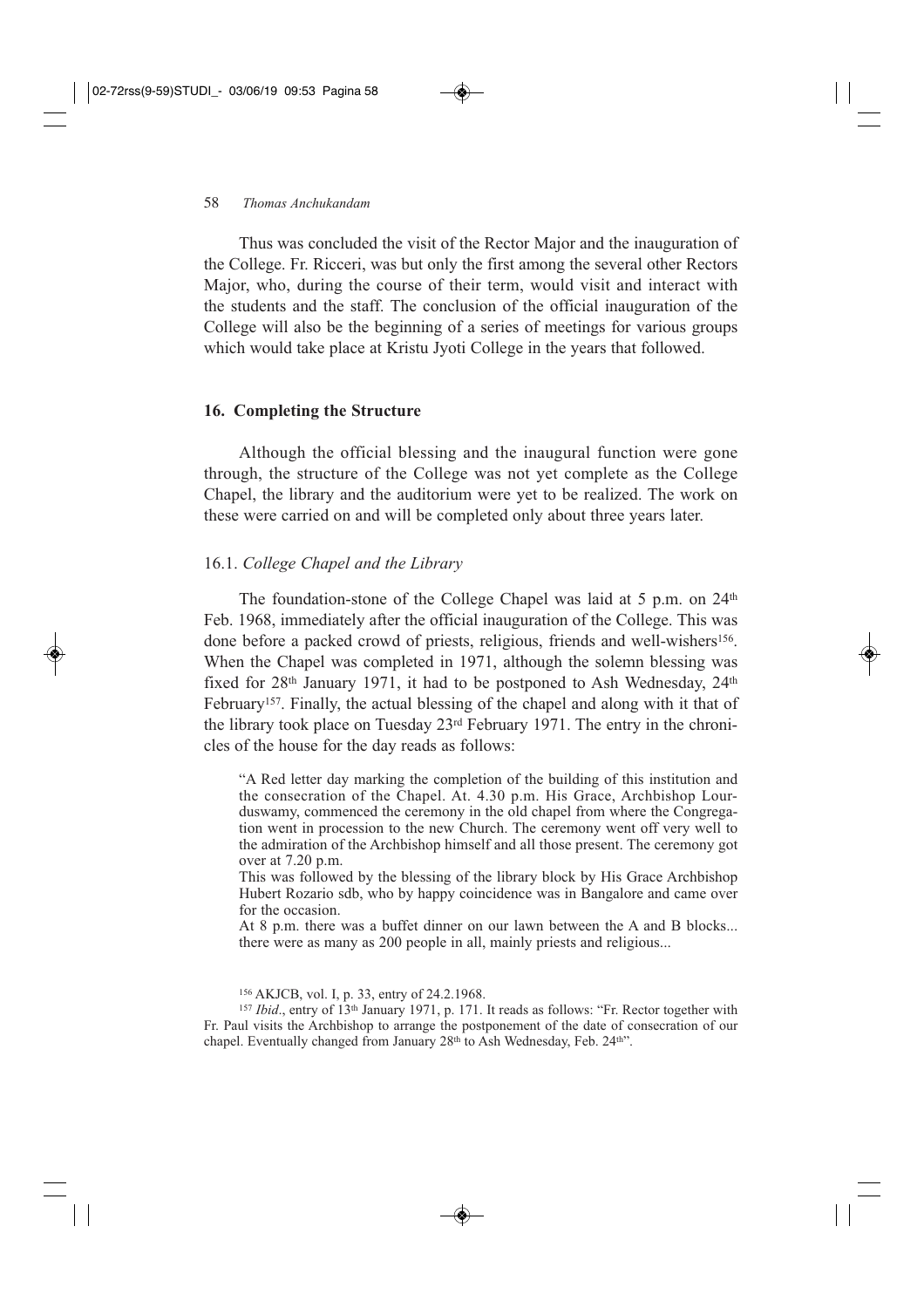Thus was concluded the visit of the Rector Major and the inauguration of the College. Fr. Ricceri, was but only the first among the several other Rectors Major, who, during the course of their term, would visit and interact with the students and the staff. The conclusion of the official inauguration of the College will also be the beginning of a series of meetings for various groups which would take place at Kristu Jyoti College in the years that followed.

## 16. Completing the Structure

Although the official blessing and the inaugural function were gone through, the structure of the College was not yet complete as the College Chapel, the library and the auditorium were yet to be realized. The work on these were carried on and will be completed only about three years later.

### 16.1. *College Chapel and the Library*

The foundation-stone of the College Chapel was laid at 5 p.m. on 24th Feb. 1968, immediately after the official inauguration of the College. This was done before a packed crowd of priests, religious, friends and well-wishers[156]. When the Chapel was completed in 1971, although the solemn blessing was fixed for 28th January 1971, it had to be postponed to Ash Wednesday, 24th February[157]. Finally, the actual blessing of the chapel and along with it that of the library took place on Tuesday 23rd February 1971. The entry in the chronicles of the house for the day reads as follows:

> "A Red letter day marking the completion of the building of this institution and the consecration of the Chapel. At. 4.30 p.m. His Grace, Archbishop Lourduswamy, commenced the ceremony in the old chapel from where the Congregation went in procession to the new Church. The ceremony went off very well to the admiration of the Archbishop himself and all those present. The ceremony got over at 7.20 p.m.
>
> This was followed by the blessing of the library block by His Grace Archbishop Hubert Rozario sdb, who by happy coincidence was in Bangalore and came over for the occasion.
>
> At 8 p.m. there was a buffet dinner on our lawn between the A and B blocks... there were as many as 200 people in all, mainly priests and religious...

[156] AKJCB, vol. I, p. 33, entry of 24.2.1968.

[157] *Ibid*., entry of 13th January 1971, p. 171. It reads as follows: "Fr. Rector together with Fr. Paul visits the Archbishop to arrange the postponement of the date of consecration of our chapel. Eventually changed from January 28th to Ash Wednesday, Feb. 24th".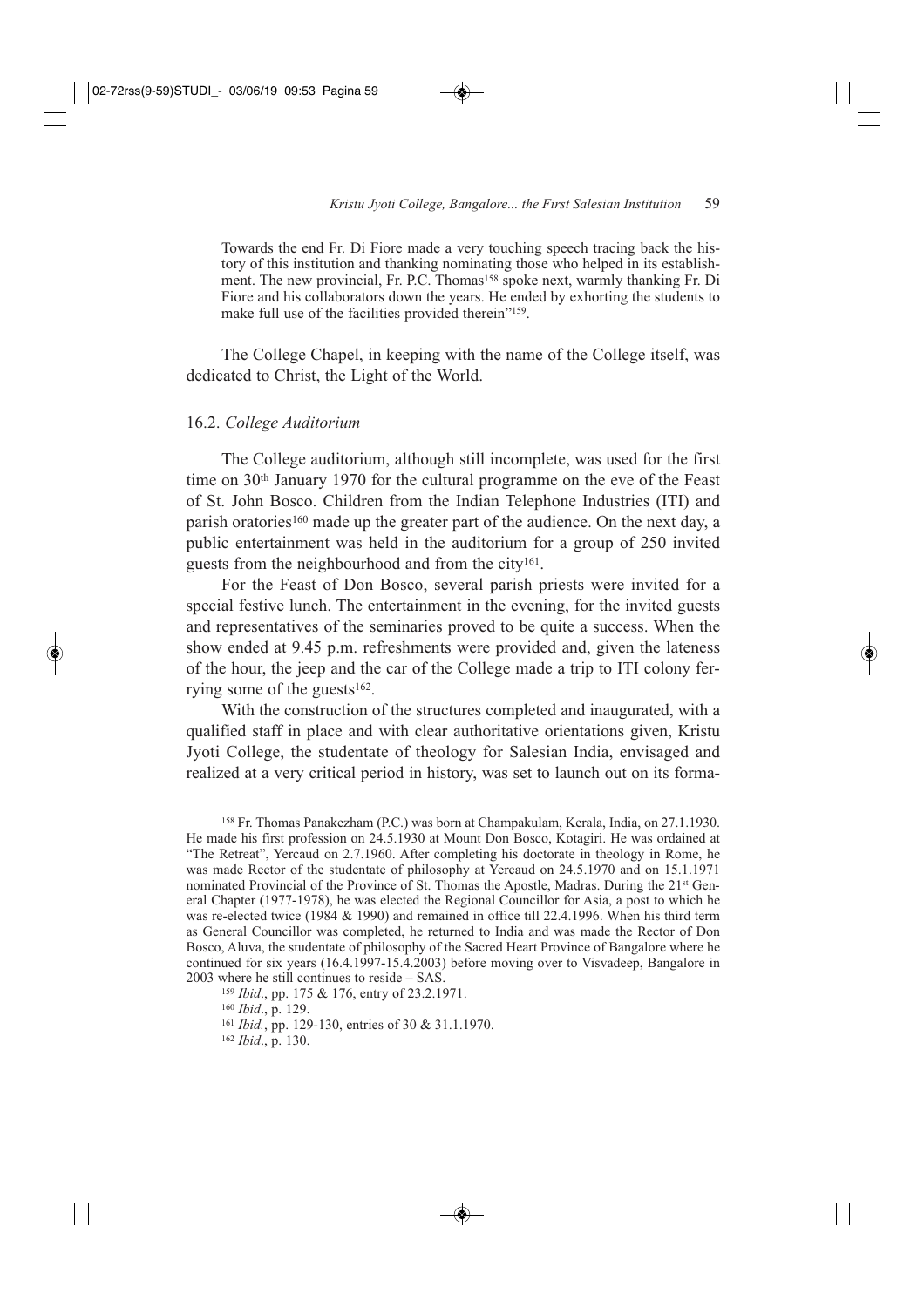Towards the end Fr. Di Fiore made a very touching speech tracing back the history of this institution and thanking nominating those who helped in its establishment. The new provincial, Fr. P.C. Thomas[158] spoke next, warmly thanking Fr. Di Fiore and his collaborators down the years. He ended by exhorting the students to make full use of the facilities provided therein"[159].

The College Chapel, in keeping with the name of the College itself, was dedicated to Christ, the Light of the World.

### 16.2. *College Auditorium*

The College auditorium, although still incomplete, was used for the first time on 30th January 1970 for the cultural programme on the eve of the Feast of St. John Bosco. Children from the Indian Telephone Industries (ITI) and parish oratories[160] made up the greater part of the audience. On the next day, a public entertainment was held in the auditorium for a group of 250 invited guests from the neighbourhood and from the city[161].

For the Feast of Don Bosco, several parish priests were invited for a special festive lunch. The entertainment in the evening, for the invited guests and representatives of the seminaries proved to be quite a success. When the show ended at 9.45 p.m. refreshments were provided and, given the lateness of the hour, the jeep and the car of the College made a trip to ITI colony ferrying some of the guests[162].

With the construction of the structures completed and inaugurated, with a qualified staff in place and with clear authoritative orientations given, Kristu Jyoti College, the studentate of theology for Salesian India, envisaged and realized at a very critical period in history, was set to launch out on its forma-

[158] Fr. Thomas Panakezham (P.C.) was born at Champakulam, Kerala, India, on 27.1.1930. He made his first profession on 24.5.1930 at Mount Don Bosco, Kotagiri. He was ordained at "The Retreat", Yercaud on 2.7.1960. After completing his doctorate in theology in Rome, he was made Rector of the studentate of philosophy at Yercaud on 24.5.1970 and on 15.1.1971 nominated Provincial of the Province of St. Thomas the Apostle, Madras. During the 21st General Chapter (1977-1978), he was elected the Regional Councillor for Asia, a post to which he was re-elected twice (1984 & 1990) and remained in office till 22.4.1996. When his third term as General Councillor was completed, he returned to India and was made the Rector of Don Bosco, Aluva, the studentate of philosophy of the Sacred Heart Province of Bangalore where he continued for six years (16.4.1997-15.4.2003) before moving over to Visvadeep, Bangalore in 2003 where he still continues to reside – SAS.

[159] *Ibid*., pp. 175 & 176, entry of 23.2.1971.

[160] *Ibid*., p. 129.

[161] *Ibid.*, pp. 129-130, entries of 30 & 31.1.1970.

[162] *Ibid*., p. 130.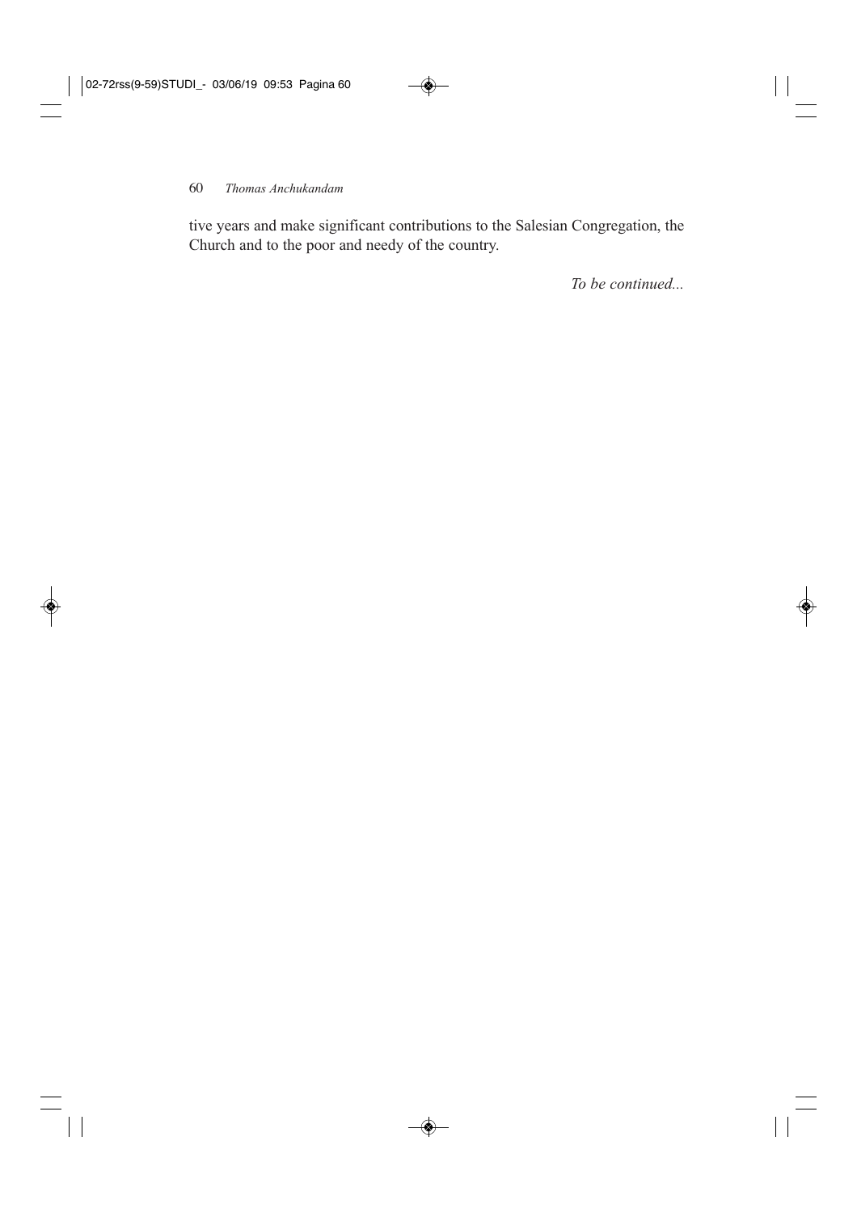tive years and make significant contributions to the Salesian Congregation, the Church and to the poor and needy of the country.

*To be continued...*